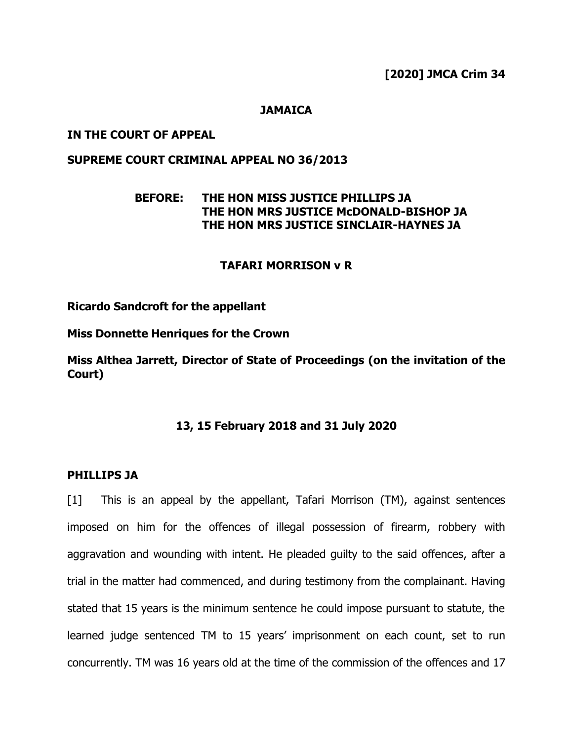**[2020] JMCA Crim 34**

**JAMAICA**

**IN THE COURT OF APPEAL**

**SUPREME COURT CRIMINAL APPEAL NO 36/2013**

**BEFORE: THE HON MISS JUSTICE PHILLIPS JA**
**THE HON MRS JUSTICE McDONALD-BISHOP JA**
**THE HON MRS JUSTICE SINCLAIR-HAYNES JA**

**TAFARI MORRISON v R**

**Ricardo Sandcroft for the appellant**

**Miss Donnette Henriques for the Crown**

**Miss Althea Jarrett, Director of State of Proceedings (on the invitation of the Court)**

**13, 15 February 2018 and 31 July 2020**

**PHILLIPS JA**

[1] This is an appeal by the appellant, Tafari Morrison (TM), against sentences imposed on him for the offences of illegal possession of firearm, robbery with aggravation and wounding with intent. He pleaded guilty to the said offences, after a trial in the matter had commenced, and during testimony from the complainant. Having stated that 15 years is the minimum sentence he could impose pursuant to statute, the learned judge sentenced TM to 15 years' imprisonment on each count, set to run concurrently. TM was 16 years old at the time of the commission of the offences and 17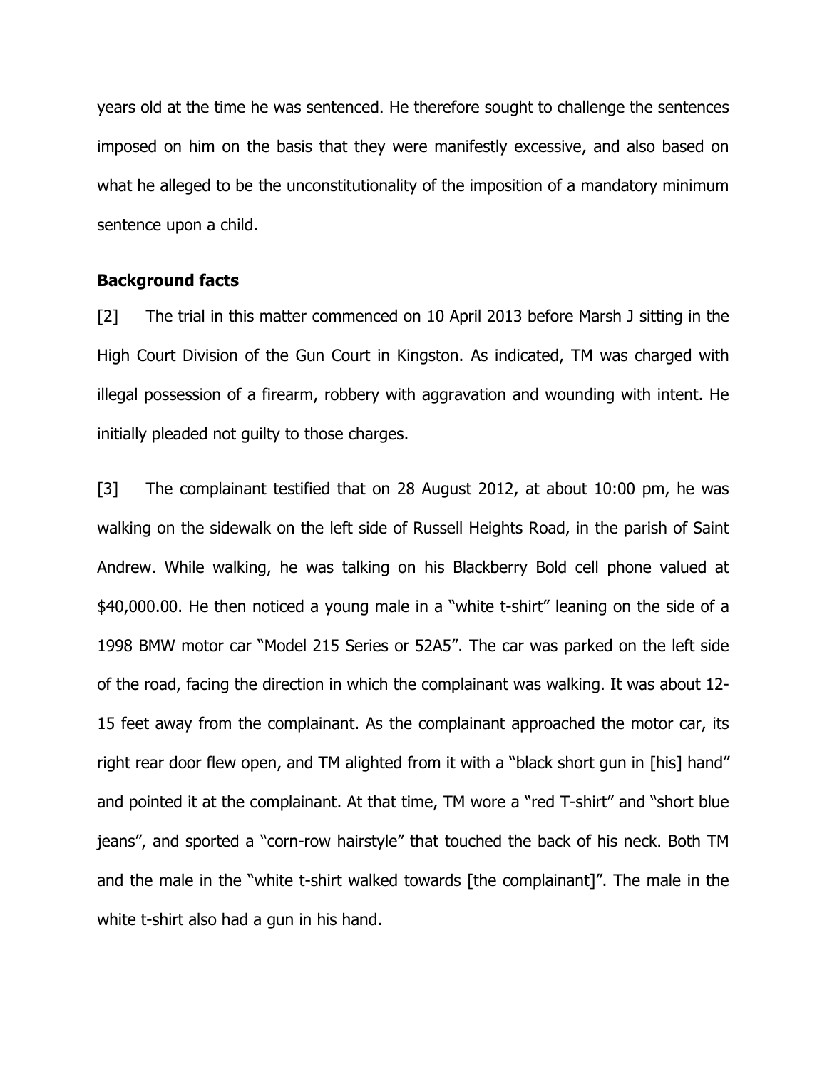years old at the time he was sentenced. He therefore sought to challenge the sentences imposed on him on the basis that they were manifestly excessive, and also based on what he alleged to be the unconstitutionality of the imposition of a mandatory minimum sentence upon a child.

**Background facts**

[2] The trial in this matter commenced on 10 April 2013 before Marsh J sitting in the High Court Division of the Gun Court in Kingston. As indicated, TM was charged with illegal possession of a firearm, robbery with aggravation and wounding with intent. He initially pleaded not guilty to those charges.

[3] The complainant testified that on 28 August 2012, at about 10:00 pm, he was walking on the sidewalk on the left side of Russell Heights Road, in the parish of Saint Andrew. While walking, he was talking on his Blackberry Bold cell phone valued at $40,000.00. He then noticed a young male in a "white t-shirt" leaning on the side of a 1998 BMW motor car "Model 215 Series or 52A5". The car was parked on the left side of the road, facing the direction in which the complainant was walking. It was about 12-15 feet away from the complainant. As the complainant approached the motor car, its right rear door flew open, and TM alighted from it with a "black short gun in [his] hand" and pointed it at the complainant. At that time, TM wore a "red T-shirt" and "short blue jeans", and sported a "corn-row hairstyle" that touched the back of his neck. Both TM and the male in the "white t-shirt walked towards [the complainant]". The male in the white t-shirt also had a gun in his hand.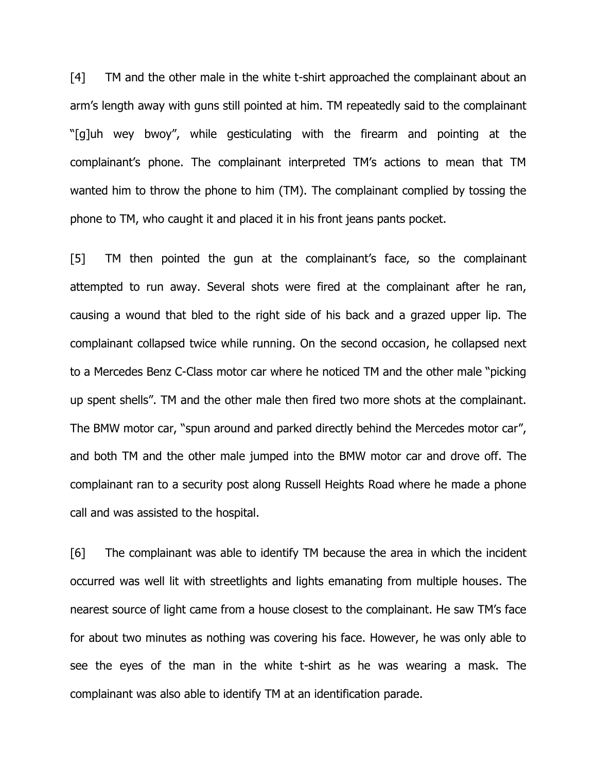[4] TM and the other male in the white t-shirt approached the complainant about an arm's length away with guns still pointed at him. TM repeatedly said to the complainant "[g]uh wey bwoy", while gesticulating with the firearm and pointing at the complainant's phone. The complainant interpreted TM's actions to mean that TM wanted him to throw the phone to him (TM). The complainant complied by tossing the phone to TM, who caught it and placed it in his front jeans pants pocket.

[5] TM then pointed the gun at the complainant's face, so the complainant attempted to run away. Several shots were fired at the complainant after he ran, causing a wound that bled to the right side of his back and a grazed upper lip. The complainant collapsed twice while running. On the second occasion, he collapsed next to a Mercedes Benz C-Class motor car where he noticed TM and the other male "picking up spent shells". TM and the other male then fired two more shots at the complainant. The BMW motor car, "spun around and parked directly behind the Mercedes motor car", and both TM and the other male jumped into the BMW motor car and drove off. The complainant ran to a security post along Russell Heights Road where he made a phone call and was assisted to the hospital.

[6] The complainant was able to identify TM because the area in which the incident occurred was well lit with streetlights and lights emanating from multiple houses. The nearest source of light came from a house closest to the complainant. He saw TM's face for about two minutes as nothing was covering his face. However, he was only able to see the eyes of the man in the white t-shirt as he was wearing a mask. The complainant was also able to identify TM at an identification parade.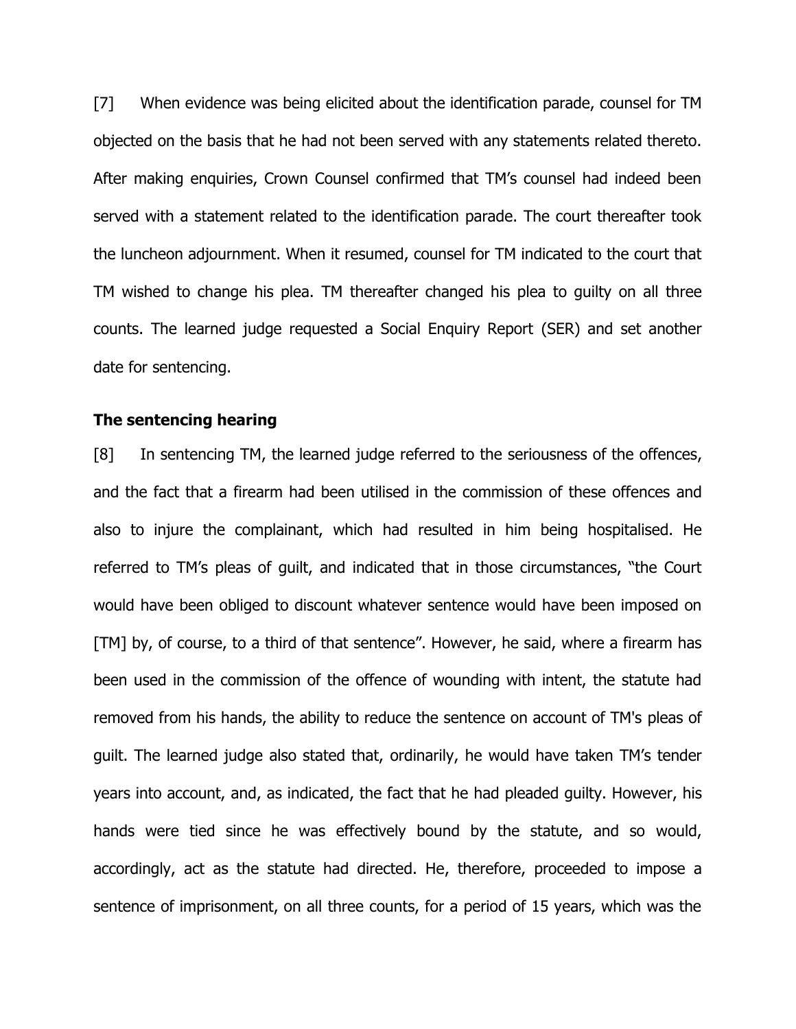[7] When evidence was being elicited about the identification parade, counsel for TM objected on the basis that he had not been served with any statements related thereto. After making enquiries, Crown Counsel confirmed that TM's counsel had indeed been served with a statement related to the identification parade. The court thereafter took the luncheon adjournment. When it resumed, counsel for TM indicated to the court that TM wished to change his plea. TM thereafter changed his plea to guilty on all three counts. The learned judge requested a Social Enquiry Report (SER) and set another date for sentencing.

**The sentencing hearing**

[8] In sentencing TM, the learned judge referred to the seriousness of the offences, and the fact that a firearm had been utilised in the commission of these offences and also to injure the complainant, which had resulted in him being hospitalised. He referred to TM's pleas of guilt, and indicated that in those circumstances, "the Court would have been obliged to discount whatever sentence would have been imposed on [TM] by, of course, to a third of that sentence". However, he said, where a firearm has been used in the commission of the offence of wounding with intent, the statute had removed from his hands, the ability to reduce the sentence on account of TM's pleas of guilt. The learned judge also stated that, ordinarily, he would have taken TM's tender years into account, and, as indicated, the fact that he had pleaded guilty. However, his hands were tied since he was effectively bound by the statute, and so would, accordingly, act as the statute had directed. He, therefore, proceeded to impose a sentence of imprisonment, on all three counts, for a period of 15 years, which was the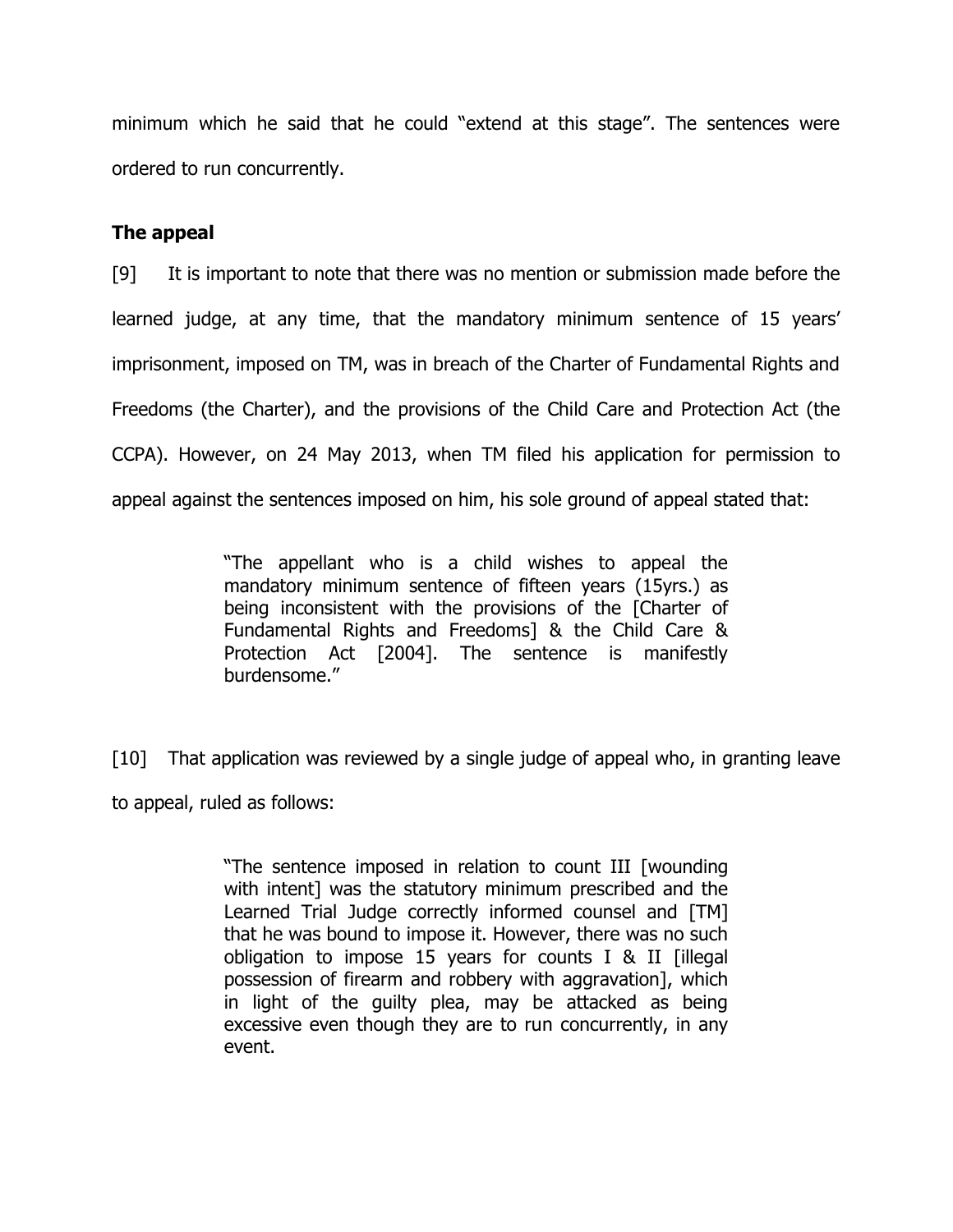minimum which he said that he could "extend at this stage". The sentences were ordered to run concurrently.

**The appeal**

[9] It is important to note that there was no mention or submission made before the learned judge, at any time, that the mandatory minimum sentence of 15 years' imprisonment, imposed on TM, was in breach of the Charter of Fundamental Rights and Freedoms (the Charter), and the provisions of the Child Care and Protection Act (the CCPA). However, on 24 May 2013, when TM filed his application for permission to appeal against the sentences imposed on him, his sole ground of appeal stated that:

> "The appellant who is a child wishes to appeal the mandatory minimum sentence of fifteen years (15yrs.) as being inconsistent with the provisions of the [Charter of Fundamental Rights and Freedoms] & the Child Care & Protection Act [2004]. The sentence is manifestly burdensome."

[10] That application was reviewed by a single judge of appeal who, in granting leave to appeal, ruled as follows:

> "The sentence imposed in relation to count III [wounding with intent] was the statutory minimum prescribed and the Learned Trial Judge correctly informed counsel and [TM] that he was bound to impose it. However, there was no such obligation to impose 15 years for counts I & II [illegal possession of firearm and robbery with aggravation], which in light of the guilty plea, may be attacked as being excessive even though they are to run concurrently, in any event.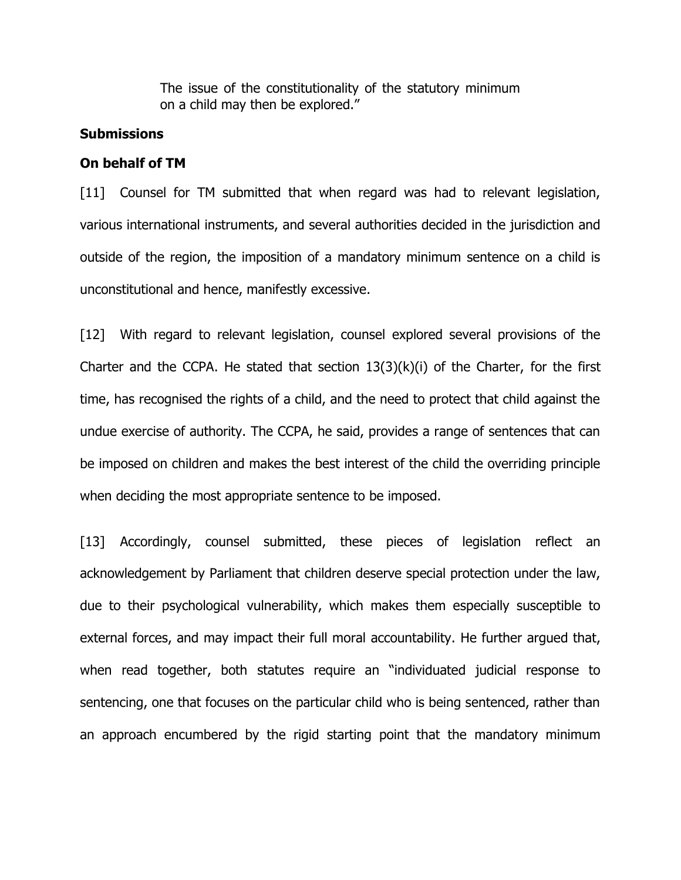> The issue of the constitutionality of the statutory minimum on a child may then be explored."

**Submissions**

**On behalf of TM**

[11] Counsel for TM submitted that when regard was had to relevant legislation, various international instruments, and several authorities decided in the jurisdiction and outside of the region, the imposition of a mandatory minimum sentence on a child is unconstitutional and hence, manifestly excessive.

[12] With regard to relevant legislation, counsel explored several provisions of the Charter and the CCPA. He stated that section 13(3)(k)(i) of the Charter, for the first time, has recognised the rights of a child, and the need to protect that child against the undue exercise of authority. The CCPA, he said, provides a range of sentences that can be imposed on children and makes the best interest of the child the overriding principle when deciding the most appropriate sentence to be imposed.

[13] Accordingly, counsel submitted, these pieces of legislation reflect an acknowledgement by Parliament that children deserve special protection under the law, due to their psychological vulnerability, which makes them especially susceptible to external forces, and may impact their full moral accountability. He further argued that, when read together, both statutes require an "individuated judicial response to sentencing, one that focuses on the particular child who is being sentenced, rather than an approach encumbered by the rigid starting point that the mandatory minimum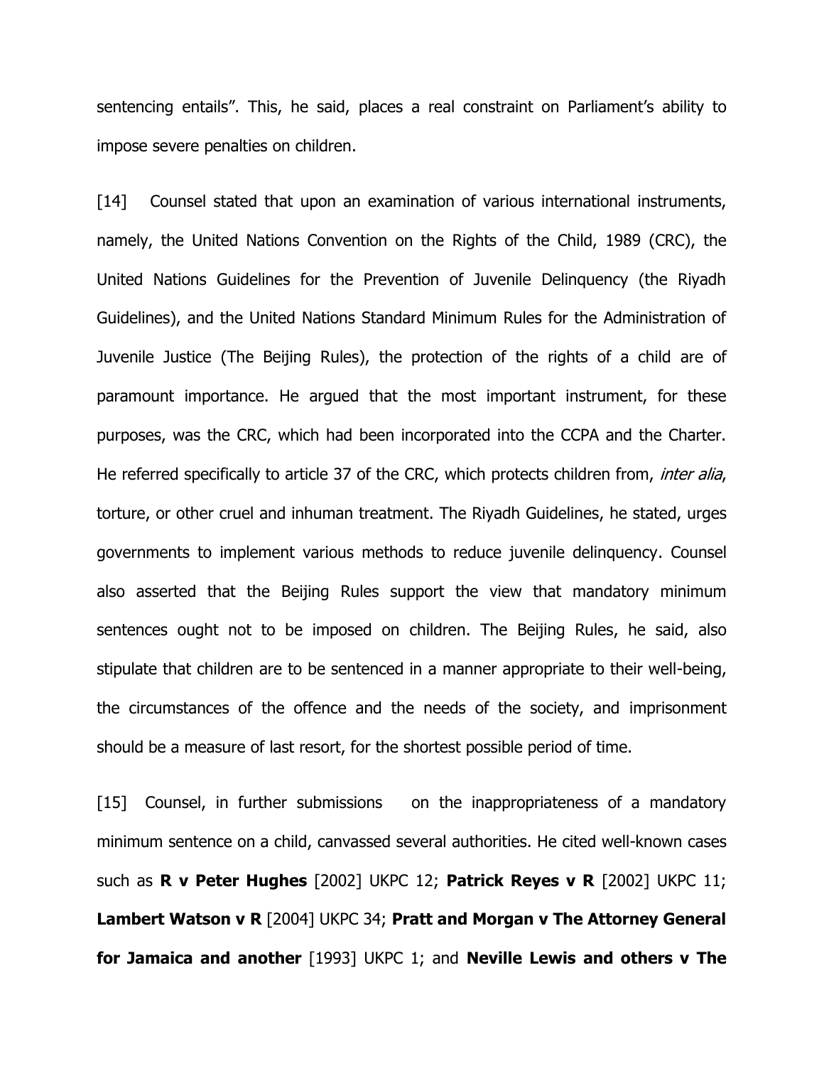sentencing entails". This, he said, places a real constraint on Parliament's ability to impose severe penalties on children.

[14] Counsel stated that upon an examination of various international instruments, namely, the United Nations Convention on the Rights of the Child, 1989 (CRC), the United Nations Guidelines for the Prevention of Juvenile Delinquency (the Riyadh Guidelines), and the United Nations Standard Minimum Rules for the Administration of Juvenile Justice (The Beijing Rules), the protection of the rights of a child are of paramount importance. He argued that the most important instrument, for these purposes, was the CRC, which had been incorporated into the CCPA and the Charter. He referred specifically to article 37 of the CRC, which protects children from, *inter alia*, torture, or other cruel and inhuman treatment. The Riyadh Guidelines, he stated, urges governments to implement various methods to reduce juvenile delinquency. Counsel also asserted that the Beijing Rules support the view that mandatory minimum sentences ought not to be imposed on children. The Beijing Rules, he said, also stipulate that children are to be sentenced in a manner appropriate to their well-being, the circumstances of the offence and the needs of the society, and imprisonment should be a measure of last resort, for the shortest possible period of time.

[15] Counsel, in further submissions on the inappropriateness of a mandatory minimum sentence on a child, canvassed several authorities. He cited well-known cases such as **R v Peter Hughes** [2002] UKPC 12; **Patrick Reyes v R** [2002] UKPC 11; **Lambert Watson v R** [2004] UKPC 34; **Pratt and Morgan v The Attorney General for Jamaica and another** [1993] UKPC 1; and **Neville Lewis and others v The**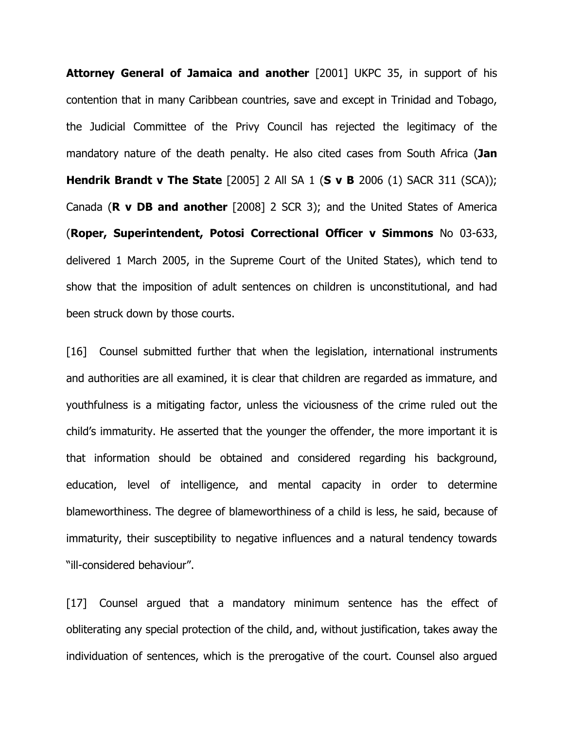**Attorney General of Jamaica and another** [2001] UKPC 35, in support of his contention that in many Caribbean countries, save and except in Trinidad and Tobago, the Judicial Committee of the Privy Council has rejected the legitimacy of the mandatory nature of the death penalty. He also cited cases from South Africa (**Jan Hendrik Brandt v The State** [2005] 2 All SA 1 (**S v B** 2006 (1) SACR 311 (SCA)); Canada (**R v DB and another** [2008] 2 SCR 3); and the United States of America (**Roper, Superintendent, Potosi Correctional Officer v Simmons** No 03-633, delivered 1 March 2005, in the Supreme Court of the United States), which tend to show that the imposition of adult sentences on children is unconstitutional, and had been struck down by those courts.

[16] Counsel submitted further that when the legislation, international instruments and authorities are all examined, it is clear that children are regarded as immature, and youthfulness is a mitigating factor, unless the viciousness of the crime ruled out the child's immaturity. He asserted that the younger the offender, the more important it is that information should be obtained and considered regarding his background, education, level of intelligence, and mental capacity in order to determine blameworthiness. The degree of blameworthiness of a child is less, he said, because of immaturity, their susceptibility to negative influences and a natural tendency towards "ill-considered behaviour".

[17] Counsel argued that a mandatory minimum sentence has the effect of obliterating any special protection of the child, and, without justification, takes away the individuation of sentences, which is the prerogative of the court. Counsel also argued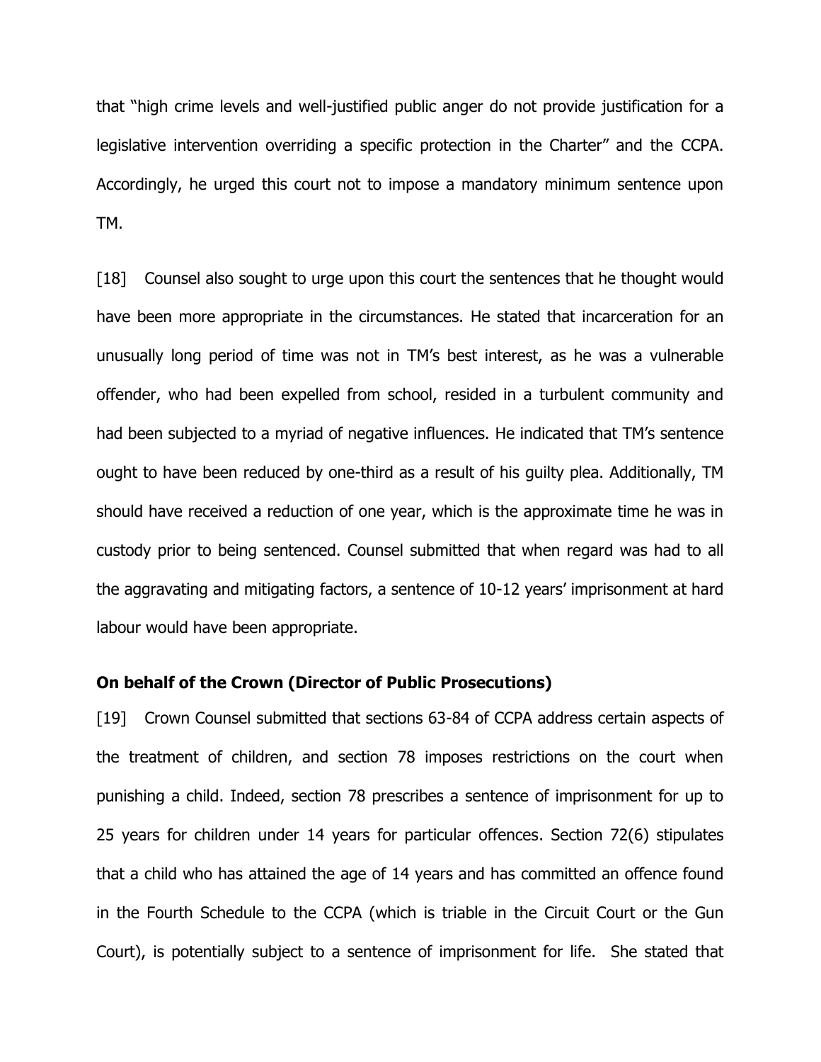that "high crime levels and well-justified public anger do not provide justification for a legislative intervention overriding a specific protection in the Charter" and the CCPA. Accordingly, he urged this court not to impose a mandatory minimum sentence upon TM.

[18] Counsel also sought to urge upon this court the sentences that he thought would have been more appropriate in the circumstances. He stated that incarceration for an unusually long period of time was not in TM's best interest, as he was a vulnerable offender, who had been expelled from school, resided in a turbulent community and had been subjected to a myriad of negative influences. He indicated that TM's sentence ought to have been reduced by one-third as a result of his guilty plea. Additionally, TM should have received a reduction of one year, which is the approximate time he was in custody prior to being sentenced. Counsel submitted that when regard was had to all the aggravating and mitigating factors, a sentence of 10-12 years' imprisonment at hard labour would have been appropriate.

**On behalf of the Crown (Director of Public Prosecutions)**

[19] Crown Counsel submitted that sections 63-84 of CCPA address certain aspects of the treatment of children, and section 78 imposes restrictions on the court when punishing a child. Indeed, section 78 prescribes a sentence of imprisonment for up to 25 years for children under 14 years for particular offences. Section 72(6) stipulates that a child who has attained the age of 14 years and has committed an offence found in the Fourth Schedule to the CCPA (which is triable in the Circuit Court or the Gun Court), is potentially subject to a sentence of imprisonment for life. She stated that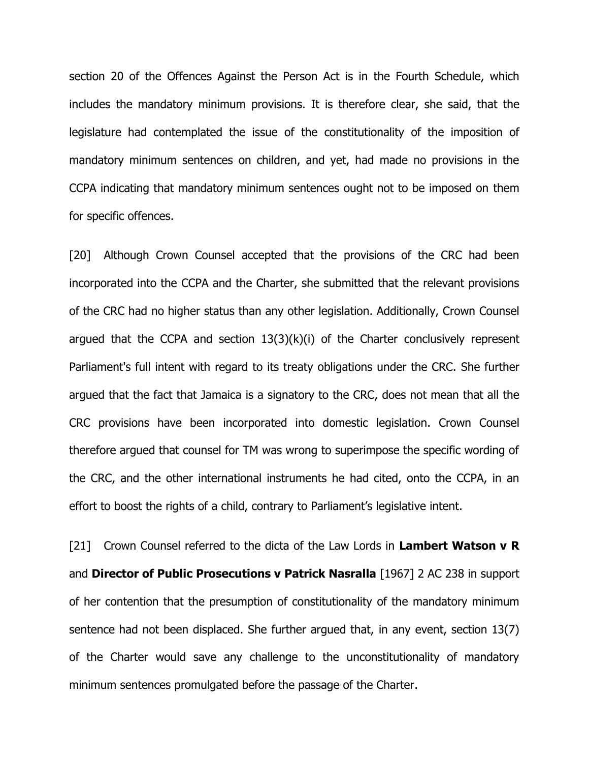section 20 of the Offences Against the Person Act is in the Fourth Schedule, which includes the mandatory minimum provisions. It is therefore clear, she said, that the legislature had contemplated the issue of the constitutionality of the imposition of mandatory minimum sentences on children, and yet, had made no provisions in the CCPA indicating that mandatory minimum sentences ought not to be imposed on them for specific offences.

[20] Although Crown Counsel accepted that the provisions of the CRC had been incorporated into the CCPA and the Charter, she submitted that the relevant provisions of the CRC had no higher status than any other legislation. Additionally, Crown Counsel argued that the CCPA and section 13(3)(k)(i) of the Charter conclusively represent Parliament's full intent with regard to its treaty obligations under the CRC. She further argued that the fact that Jamaica is a signatory to the CRC, does not mean that all the CRC provisions have been incorporated into domestic legislation. Crown Counsel therefore argued that counsel for TM was wrong to superimpose the specific wording of the CRC, and the other international instruments he had cited, onto the CCPA, in an effort to boost the rights of a child, contrary to Parliament's legislative intent.

[21] Crown Counsel referred to the dicta of the Law Lords in **Lambert Watson v R** and **Director of Public Prosecutions v Patrick Nasralla** [1967] 2 AC 238 in support of her contention that the presumption of constitutionality of the mandatory minimum sentence had not been displaced. She further argued that, in any event, section 13(7) of the Charter would save any challenge to the unconstitutionality of mandatory minimum sentences promulgated before the passage of the Charter.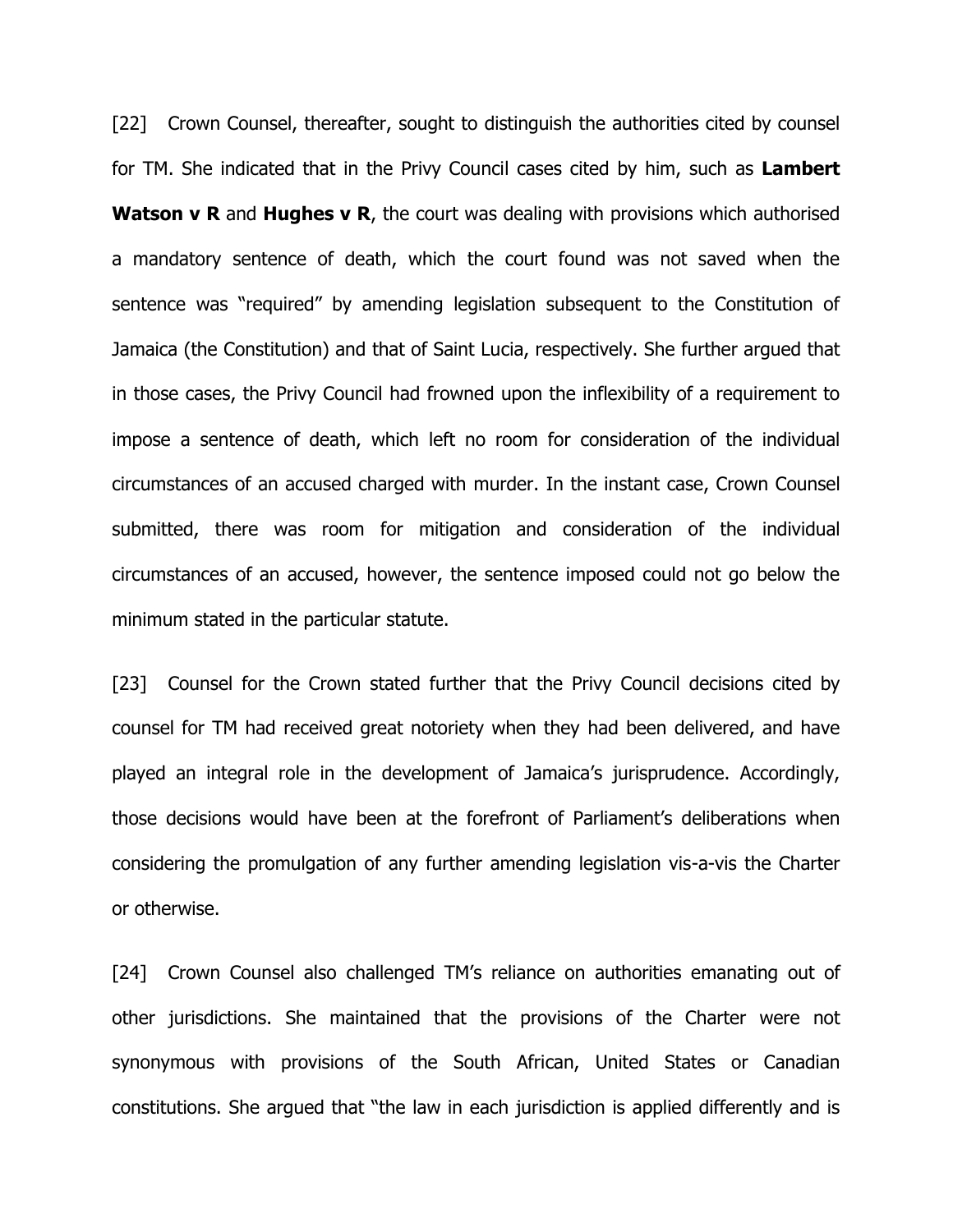[22] Crown Counsel, thereafter, sought to distinguish the authorities cited by counsel for TM. She indicated that in the Privy Council cases cited by him, such as **Lambert Watson v R** and **Hughes v R**, the court was dealing with provisions which authorised a mandatory sentence of death, which the court found was not saved when the sentence was "required" by amending legislation subsequent to the Constitution of Jamaica (the Constitution) and that of Saint Lucia, respectively. She further argued that in those cases, the Privy Council had frowned upon the inflexibility of a requirement to impose a sentence of death, which left no room for consideration of the individual circumstances of an accused charged with murder. In the instant case, Crown Counsel submitted, there was room for mitigation and consideration of the individual circumstances of an accused, however, the sentence imposed could not go below the minimum stated in the particular statute.

[23] Counsel for the Crown stated further that the Privy Council decisions cited by counsel for TM had received great notoriety when they had been delivered, and have played an integral role in the development of Jamaica's jurisprudence. Accordingly, those decisions would have been at the forefront of Parliament's deliberations when considering the promulgation of any further amending legislation vis-a-vis the Charter or otherwise.

[24] Crown Counsel also challenged TM's reliance on authorities emanating out of other jurisdictions. She maintained that the provisions of the Charter were not synonymous with provisions of the South African, United States or Canadian constitutions. She argued that "the law in each jurisdiction is applied differently and is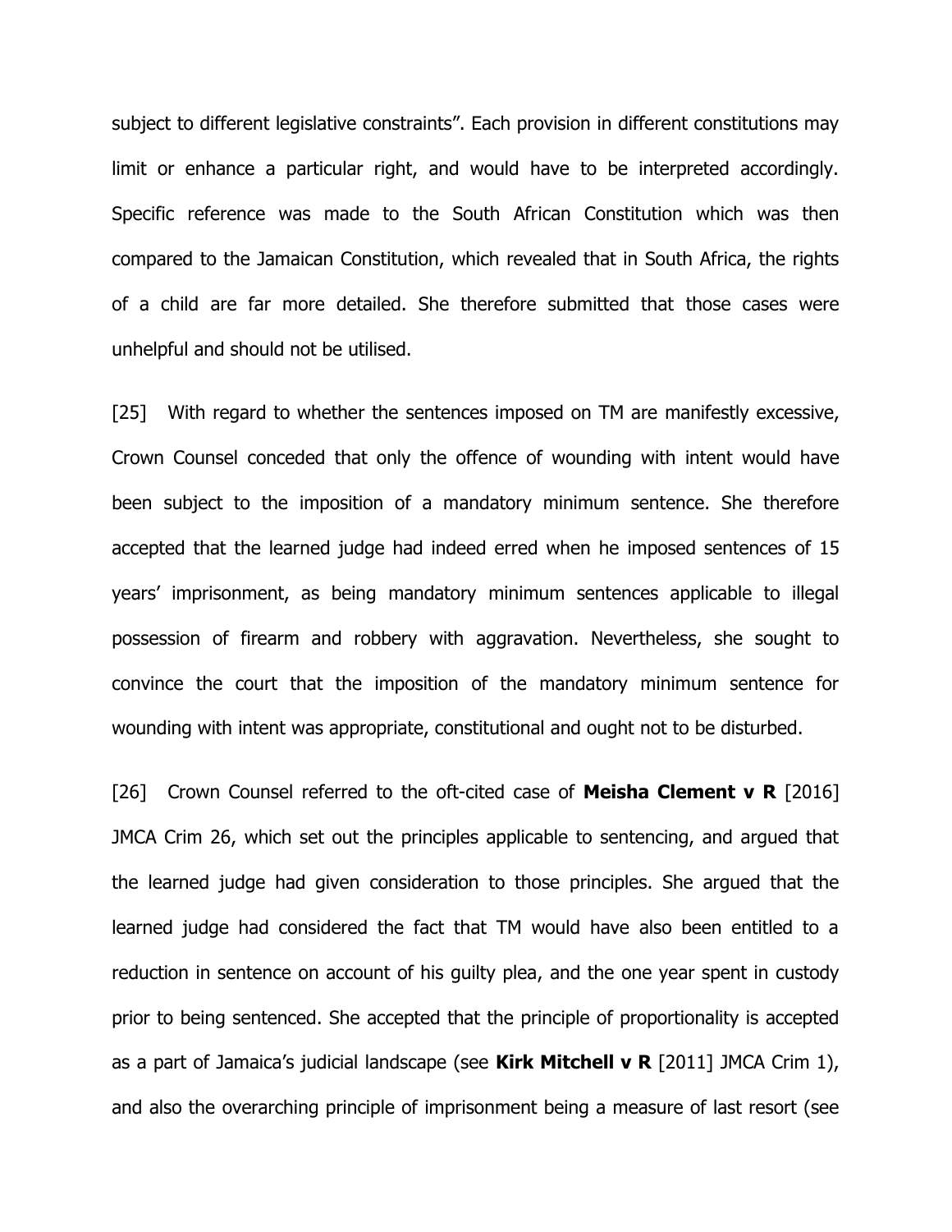subject to different legislative constraints". Each provision in different constitutions may limit or enhance a particular right, and would have to be interpreted accordingly. Specific reference was made to the South African Constitution which was then compared to the Jamaican Constitution, which revealed that in South Africa, the rights of a child are far more detailed. She therefore submitted that those cases were unhelpful and should not be utilised.

[25] With regard to whether the sentences imposed on TM are manifestly excessive, Crown Counsel conceded that only the offence of wounding with intent would have been subject to the imposition of a mandatory minimum sentence. She therefore accepted that the learned judge had indeed erred when he imposed sentences of 15 years' imprisonment, as being mandatory minimum sentences applicable to illegal possession of firearm and robbery with aggravation. Nevertheless, she sought to convince the court that the imposition of the mandatory minimum sentence for wounding with intent was appropriate, constitutional and ought not to be disturbed.

[26] Crown Counsel referred to the oft-cited case of **Meisha Clement v R** [2016] JMCA Crim 26, which set out the principles applicable to sentencing, and argued that the learned judge had given consideration to those principles. She argued that the learned judge had considered the fact that TM would have also been entitled to a reduction in sentence on account of his guilty plea, and the one year spent in custody prior to being sentenced. She accepted that the principle of proportionality is accepted as a part of Jamaica's judicial landscape (see **Kirk Mitchell v R** [2011] JMCA Crim 1), and also the overarching principle of imprisonment being a measure of last resort (see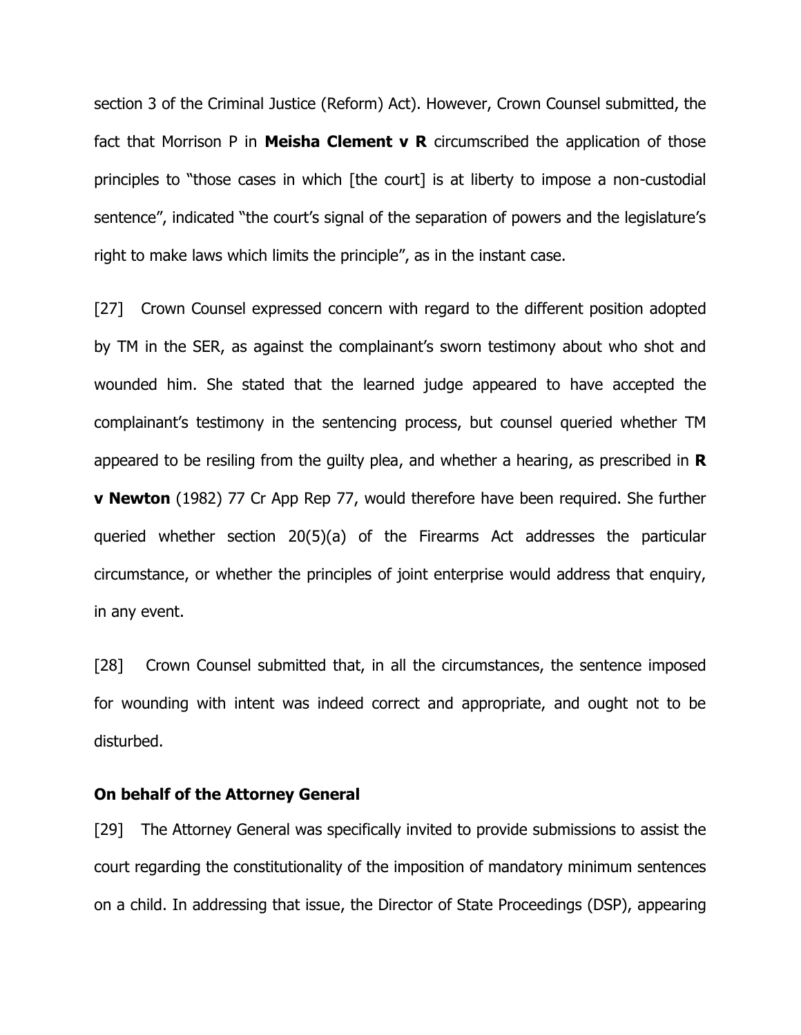section 3 of the Criminal Justice (Reform) Act). However, Crown Counsel submitted, the fact that Morrison P in **Meisha Clement v R** circumscribed the application of those principles to "those cases in which [the court] is at liberty to impose a non-custodial sentence", indicated "the court's signal of the separation of powers and the legislature's right to make laws which limits the principle", as in the instant case.

[27] Crown Counsel expressed concern with regard to the different position adopted by TM in the SER, as against the complainant's sworn testimony about who shot and wounded him. She stated that the learned judge appeared to have accepted the complainant's testimony in the sentencing process, but counsel queried whether TM appeared to be resiling from the guilty plea, and whether a hearing, as prescribed in **R v Newton** (1982) 77 Cr App Rep 77, would therefore have been required. She further queried whether section 20(5)(a) of the Firearms Act addresses the particular circumstance, or whether the principles of joint enterprise would address that enquiry, in any event.

[28] Crown Counsel submitted that, in all the circumstances, the sentence imposed for wounding with intent was indeed correct and appropriate, and ought not to be disturbed.

**On behalf of the Attorney General**

[29] The Attorney General was specifically invited to provide submissions to assist the court regarding the constitutionality of the imposition of mandatory minimum sentences on a child. In addressing that issue, the Director of State Proceedings (DSP), appearing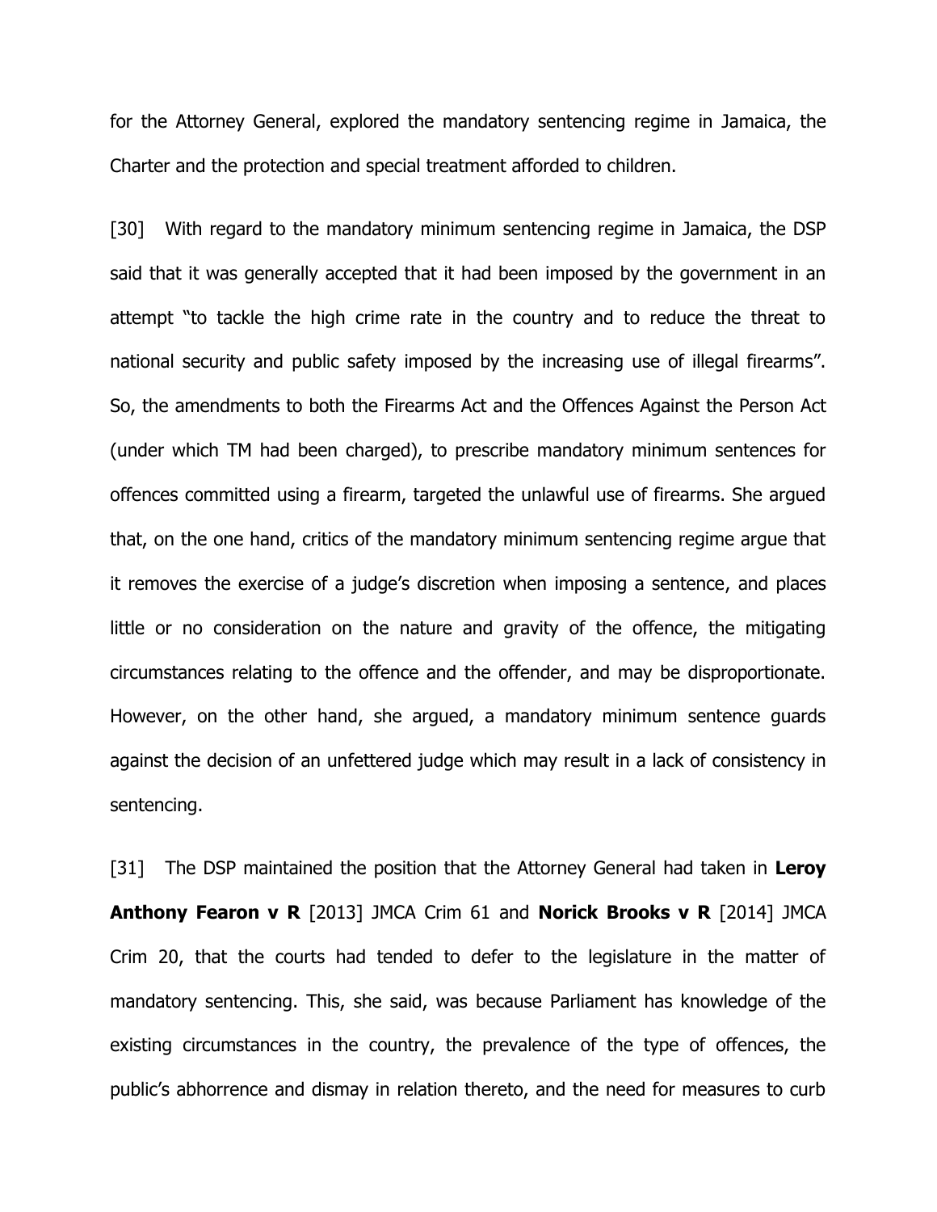for the Attorney General, explored the mandatory sentencing regime in Jamaica, the Charter and the protection and special treatment afforded to children.

[30] With regard to the mandatory minimum sentencing regime in Jamaica, the DSP said that it was generally accepted that it had been imposed by the government in an attempt "to tackle the high crime rate in the country and to reduce the threat to national security and public safety imposed by the increasing use of illegal firearms". So, the amendments to both the Firearms Act and the Offences Against the Person Act (under which TM had been charged), to prescribe mandatory minimum sentences for offences committed using a firearm, targeted the unlawful use of firearms. She argued that, on the one hand, critics of the mandatory minimum sentencing regime argue that it removes the exercise of a judge's discretion when imposing a sentence, and places little or no consideration on the nature and gravity of the offence, the mitigating circumstances relating to the offence and the offender, and may be disproportionate. However, on the other hand, she argued, a mandatory minimum sentence guards against the decision of an unfettered judge which may result in a lack of consistency in sentencing.

[31] The DSP maintained the position that the Attorney General had taken in **Leroy Anthony Fearon v R** [2013] JMCA Crim 61 and **Norick Brooks v R** [2014] JMCA Crim 20, that the courts had tended to defer to the legislature in the matter of mandatory sentencing. This, she said, was because Parliament has knowledge of the existing circumstances in the country, the prevalence of the type of offences, the public's abhorrence and dismay in relation thereto, and the need for measures to curb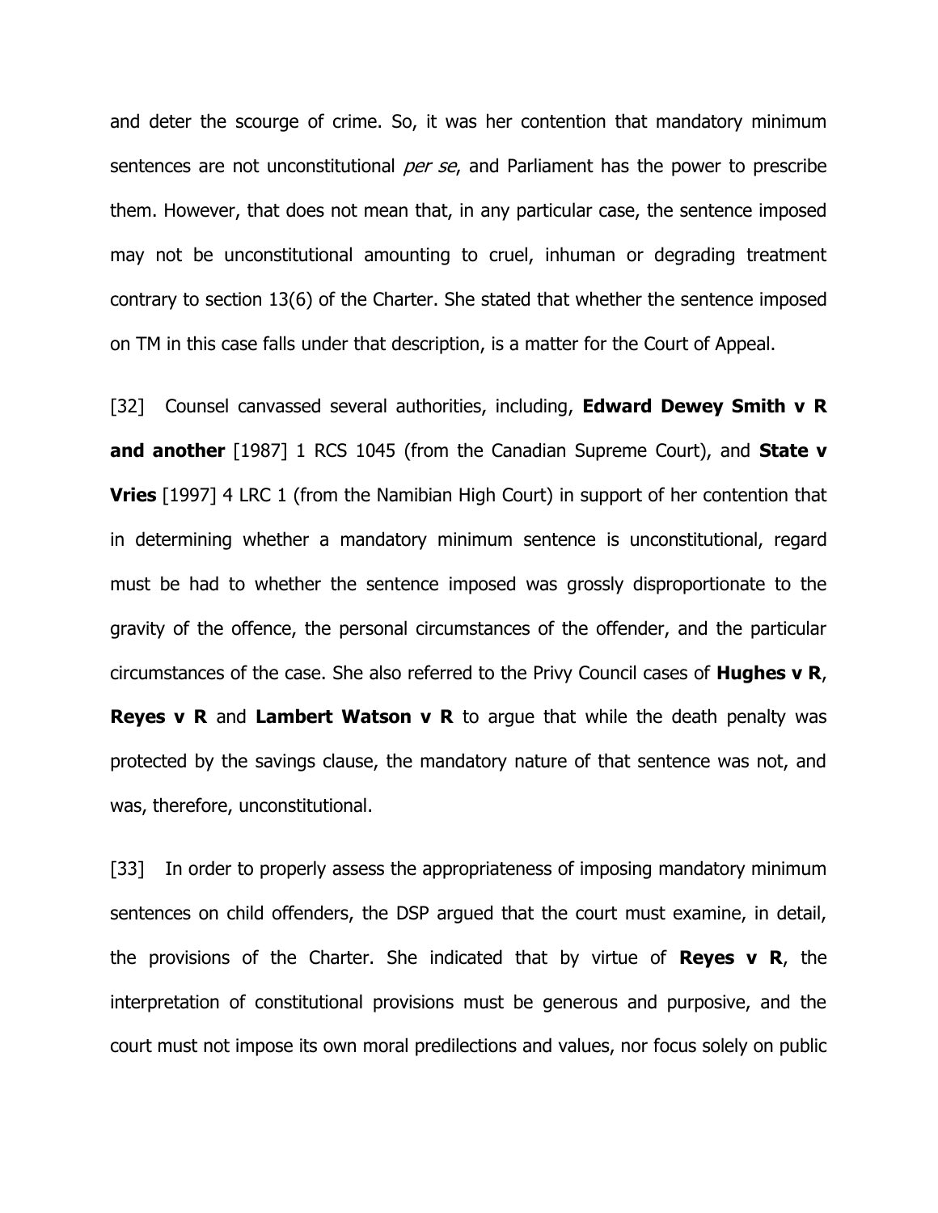and deter the scourge of crime. So, it was her contention that mandatory minimum sentences are not unconstitutional *per se*, and Parliament has the power to prescribe them. However, that does not mean that, in any particular case, the sentence imposed may not be unconstitutional amounting to cruel, inhuman or degrading treatment contrary to section 13(6) of the Charter. She stated that whether the sentence imposed on TM in this case falls under that description, is a matter for the Court of Appeal.

[32] Counsel canvassed several authorities, including, **Edward Dewey Smith v R and another** [1987] 1 RCS 1045 (from the Canadian Supreme Court), and **State v Vries** [1997] 4 LRC 1 (from the Namibian High Court) in support of her contention that in determining whether a mandatory minimum sentence is unconstitutional, regard must be had to whether the sentence imposed was grossly disproportionate to the gravity of the offence, the personal circumstances of the offender, and the particular circumstances of the case. She also referred to the Privy Council cases of **Hughes v R**, **Reyes v R** and **Lambert Watson v R** to argue that while the death penalty was protected by the savings clause, the mandatory nature of that sentence was not, and was, therefore, unconstitutional.

[33] In order to properly assess the appropriateness of imposing mandatory minimum sentences on child offenders, the DSP argued that the court must examine, in detail, the provisions of the Charter. She indicated that by virtue of **Reyes v R**, the interpretation of constitutional provisions must be generous and purposive, and the court must not impose its own moral predilections and values, nor focus solely on public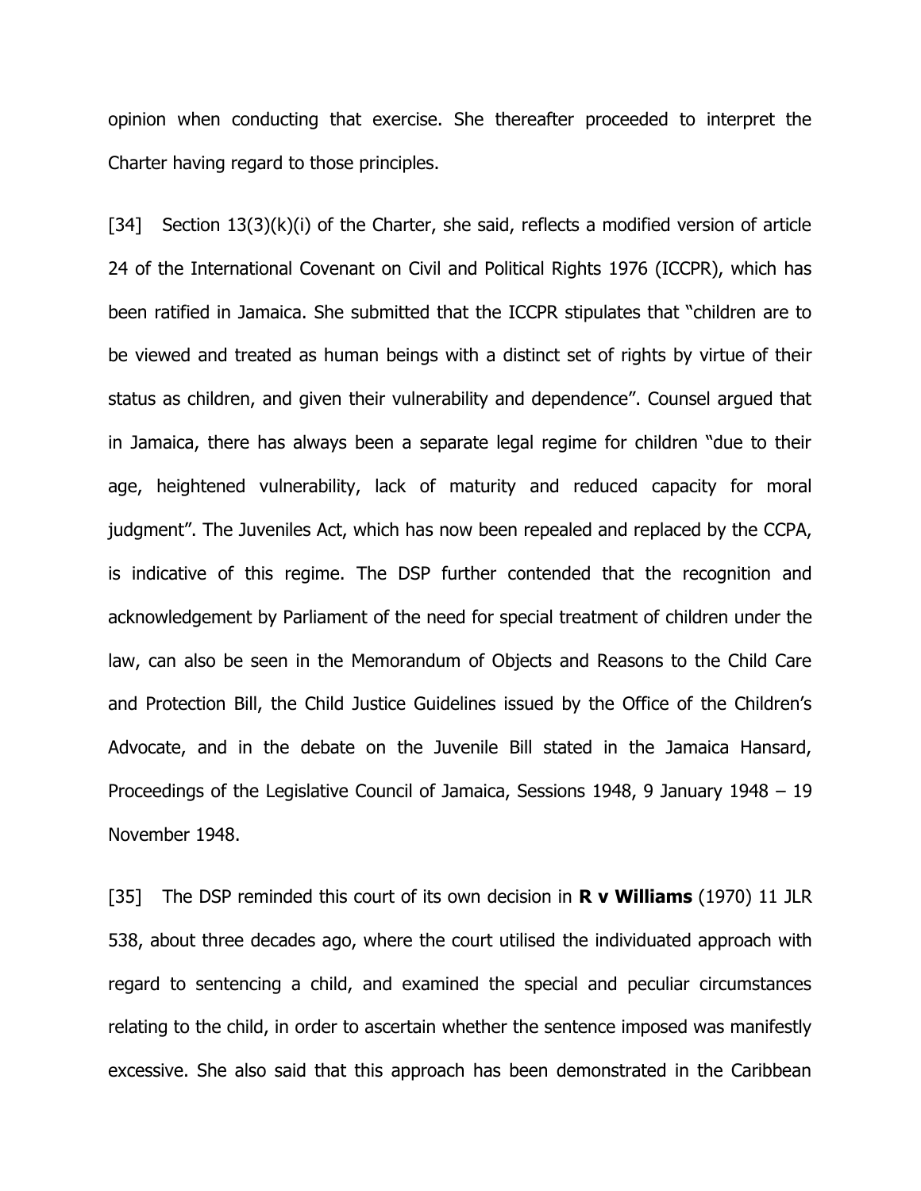opinion when conducting that exercise. She thereafter proceeded to interpret the Charter having regard to those principles.

[34] Section 13(3)(k)(i) of the Charter, she said, reflects a modified version of article 24 of the International Covenant on Civil and Political Rights 1976 (ICCPR), which has been ratified in Jamaica. She submitted that the ICCPR stipulates that "children are to be viewed and treated as human beings with a distinct set of rights by virtue of their status as children, and given their vulnerability and dependence". Counsel argued that in Jamaica, there has always been a separate legal regime for children "due to their age, heightened vulnerability, lack of maturity and reduced capacity for moral judgment". The Juveniles Act, which has now been repealed and replaced by the CCPA, is indicative of this regime. The DSP further contended that the recognition and acknowledgement by Parliament of the need for special treatment of children under the law, can also be seen in the Memorandum of Objects and Reasons to the Child Care and Protection Bill, the Child Justice Guidelines issued by the Office of the Children's Advocate, and in the debate on the Juvenile Bill stated in the Jamaica Hansard, Proceedings of the Legislative Council of Jamaica, Sessions 1948, 9 January 1948 – 19 November 1948.

[35] The DSP reminded this court of its own decision in **R v Williams** (1970) 11 JLR 538, about three decades ago, where the court utilised the individuated approach with regard to sentencing a child, and examined the special and peculiar circumstances relating to the child, in order to ascertain whether the sentence imposed was manifestly excessive. She also said that this approach has been demonstrated in the Caribbean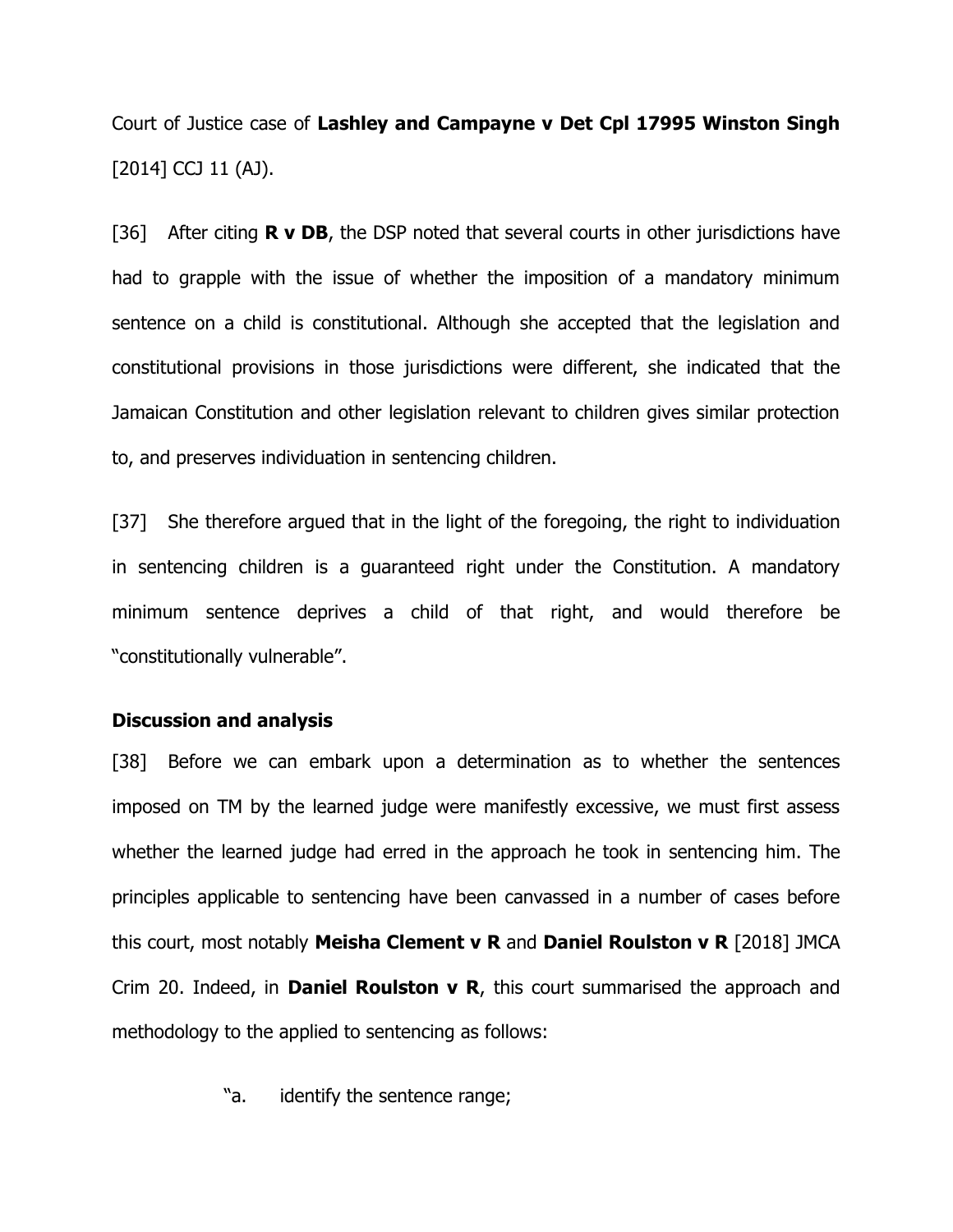Court of Justice case of **Lashley and Campayne v Det Cpl 17995 Winston Singh** [2014] CCJ 11 (AJ).

[36] After citing **R v DB**, the DSP noted that several courts in other jurisdictions have had to grapple with the issue of whether the imposition of a mandatory minimum sentence on a child is constitutional. Although she accepted that the legislation and constitutional provisions in those jurisdictions were different, she indicated that the Jamaican Constitution and other legislation relevant to children gives similar protection to, and preserves individuation in sentencing children.

[37] She therefore argued that in the light of the foregoing, the right to individuation in sentencing children is a guaranteed right under the Constitution. A mandatory minimum sentence deprives a child of that right, and would therefore be "constitutionally vulnerable".

**Discussion and analysis**

[38] Before we can embark upon a determination as to whether the sentences imposed on TM by the learned judge were manifestly excessive, we must first assess whether the learned judge had erred in the approach he took in sentencing him. The principles applicable to sentencing have been canvassed in a number of cases before this court, most notably **Meisha Clement v R** and **Daniel Roulston v R** [2018] JMCA Crim 20. Indeed, in **Daniel Roulston v R**, this court summarised the approach and methodology to the applied to sentencing as follows:

> "a. identify the sentence range;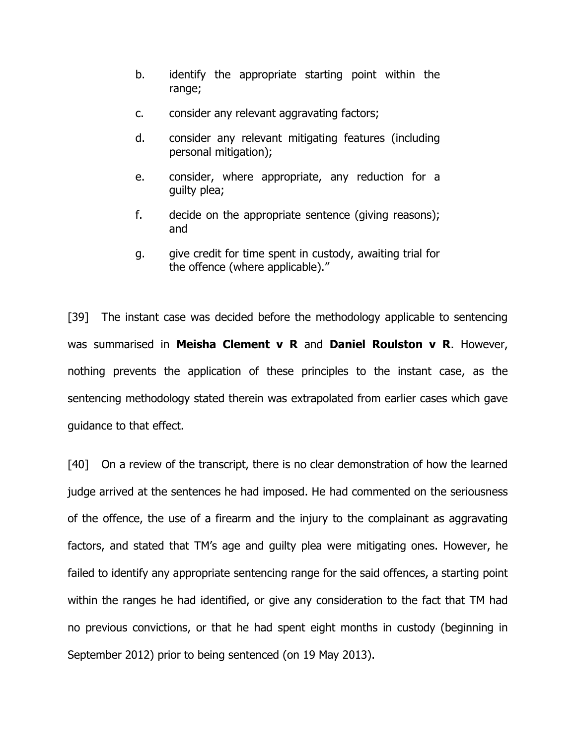b. identify the appropriate starting point within the range;

c. consider any relevant aggravating factors;

d. consider any relevant mitigating features (including personal mitigation);

e. consider, where appropriate, any reduction for a guilty plea;

f. decide on the appropriate sentence (giving reasons); and

g. give credit for time spent in custody, awaiting trial for the offence (where applicable)."

[39] The instant case was decided before the methodology applicable to sentencing was summarised in **Meisha Clement v R** and **Daniel Roulston v R**. However, nothing prevents the application of these principles to the instant case, as the sentencing methodology stated therein was extrapolated from earlier cases which gave guidance to that effect.

[40] On a review of the transcript, there is no clear demonstration of how the learned judge arrived at the sentences he had imposed. He had commented on the seriousness of the offence, the use of a firearm and the injury to the complainant as aggravating factors, and stated that TM's age and guilty plea were mitigating ones. However, he failed to identify any appropriate sentencing range for the said offences, a starting point within the ranges he had identified, or give any consideration to the fact that TM had no previous convictions, or that he had spent eight months in custody (beginning in September 2012) prior to being sentenced (on 19 May 2013).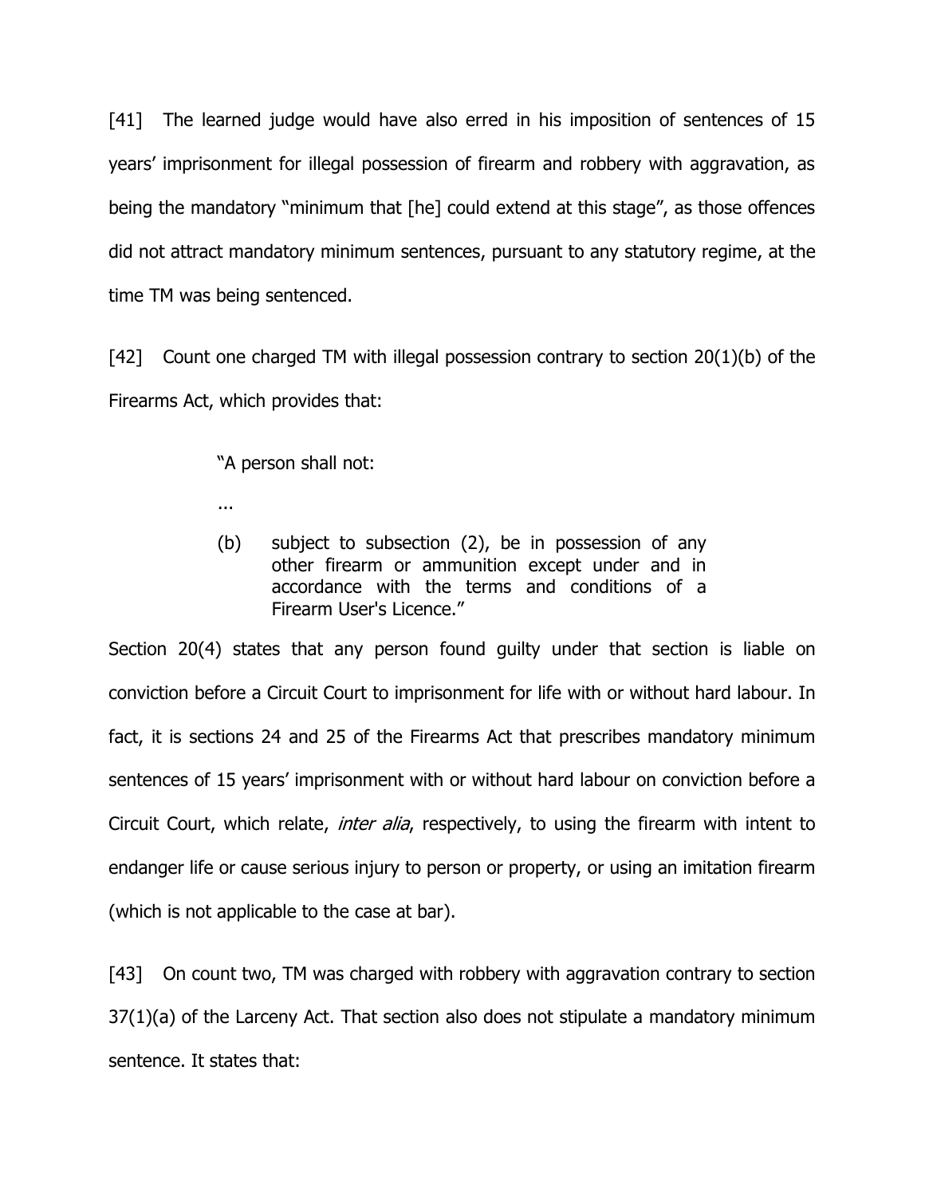[41] The learned judge would have also erred in his imposition of sentences of 15 years' imprisonment for illegal possession of firearm and robbery with aggravation, as being the mandatory "minimum that [he] could extend at this stage", as those offences did not attract mandatory minimum sentences, pursuant to any statutory regime, at the time TM was being sentenced.

[42] Count one charged TM with illegal possession contrary to section 20(1)(b) of the Firearms Act, which provides that:

> "A person shall not:
>
> ...
>
> (b) subject to subsection (2), be in possession of any other firearm or ammunition except under and in accordance with the terms and conditions of a Firearm User's Licence."

Section 20(4) states that any person found guilty under that section is liable on conviction before a Circuit Court to imprisonment for life with or without hard labour. In fact, it is sections 24 and 25 of the Firearms Act that prescribes mandatory minimum sentences of 15 years' imprisonment with or without hard labour on conviction before a Circuit Court, which relate, *inter alia*, respectively, to using the firearm with intent to endanger life or cause serious injury to person or property, or using an imitation firearm (which is not applicable to the case at bar).

[43] On count two, TM was charged with robbery with aggravation contrary to section 37(1)(a) of the Larceny Act. That section also does not stipulate a mandatory minimum sentence. It states that: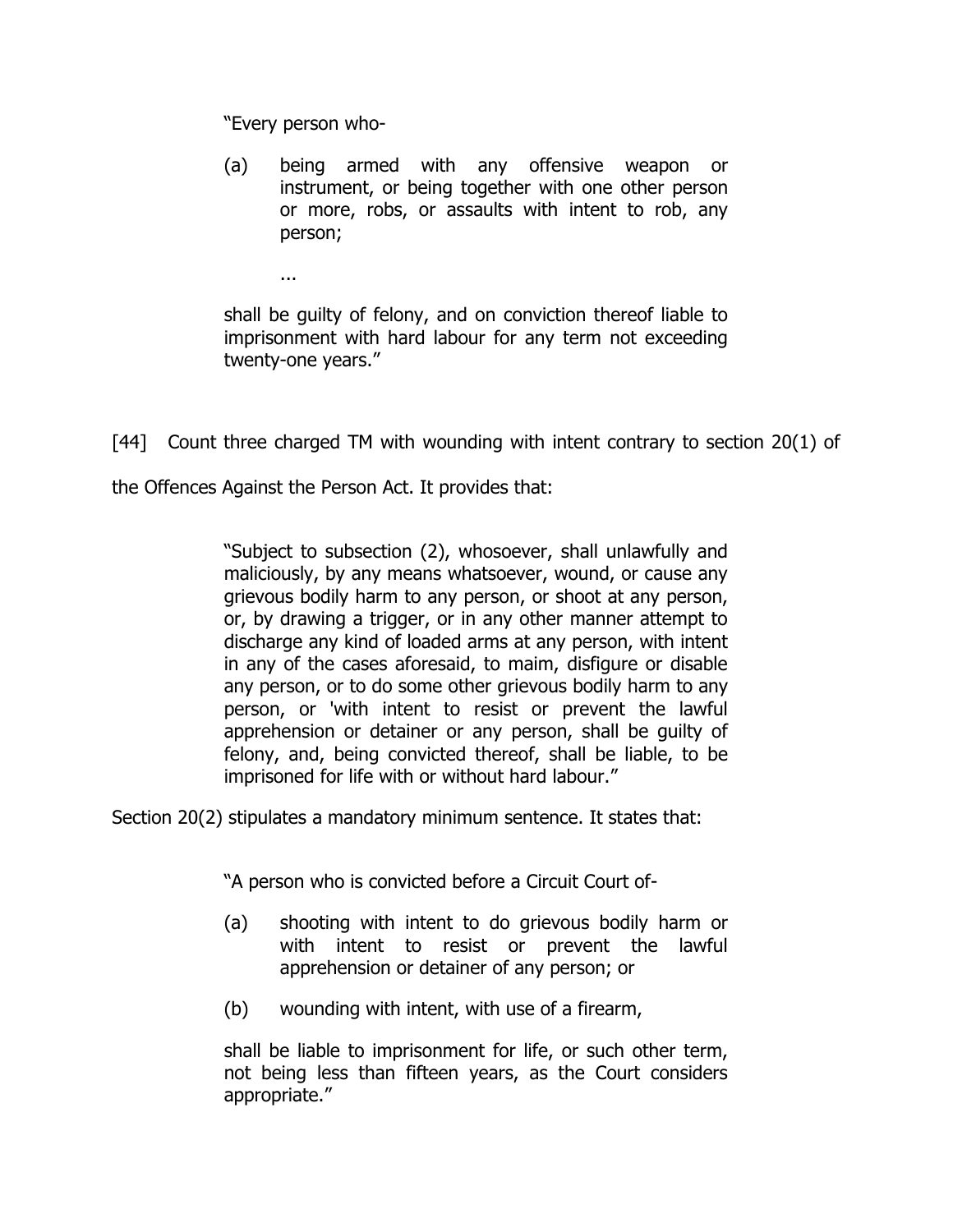> "Every person who-
>
> (a) being armed with any offensive weapon or instrument, or being together with one other person or more, robs, or assaults with intent to rob, any person;
>
> ...
>
> shall be guilty of felony, and on conviction thereof liable to imprisonment with hard labour for any term not exceeding twenty-one years."

[44] Count three charged TM with wounding with intent contrary to section 20(1) of the Offences Against the Person Act. It provides that:

> "Subject to subsection (2), whosoever, shall unlawfully and maliciously, by any means whatsoever, wound, or cause any grievous bodily harm to any person, or shoot at any person, or, by drawing a trigger, or in any other manner attempt to discharge any kind of loaded arms at any person, with intent in any of the cases aforesaid, to maim, disfigure or disable any person, or to do some other grievous bodily harm to any person, or 'with intent to resist or prevent the lawful apprehension or detainer or any person, shall be guilty of felony, and, being convicted thereof, shall be liable, to be imprisoned for life with or without hard labour."

Section 20(2) stipulates a mandatory minimum sentence. It states that:

> "A person who is convicted before a Circuit Court of-
>
> (a) shooting with intent to do grievous bodily harm or with intent to resist or prevent the lawful apprehension or detainer of any person; or
>
> (b) wounding with intent, with use of a firearm,
>
> shall be liable to imprisonment for life, or such other term, not being less than fifteen years, as the Court considers appropriate."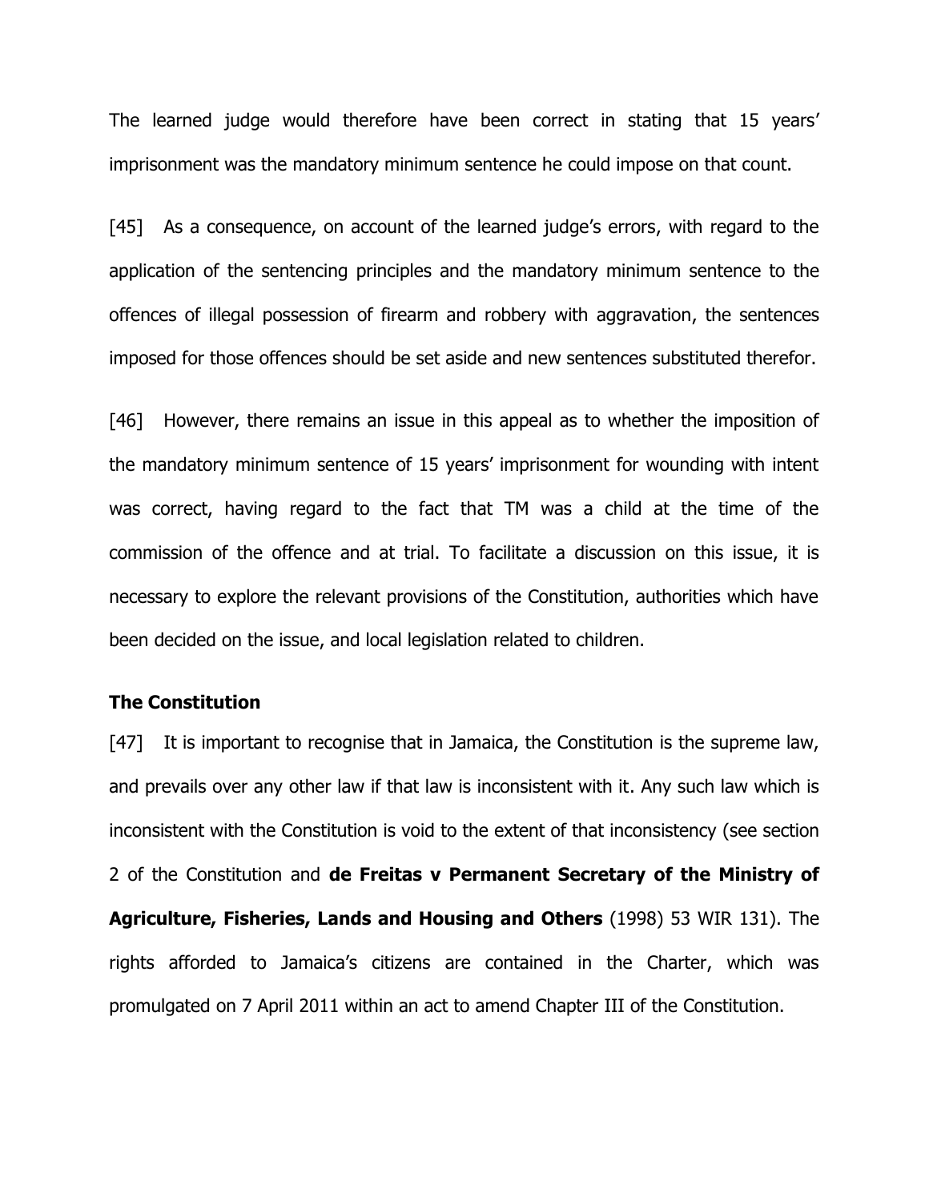The learned judge would therefore have been correct in stating that 15 years' imprisonment was the mandatory minimum sentence he could impose on that count.

[45] As a consequence, on account of the learned judge's errors, with regard to the application of the sentencing principles and the mandatory minimum sentence to the offences of illegal possession of firearm and robbery with aggravation, the sentences imposed for those offences should be set aside and new sentences substituted therefor.

[46] However, there remains an issue in this appeal as to whether the imposition of the mandatory minimum sentence of 15 years' imprisonment for wounding with intent was correct, having regard to the fact that TM was a child at the time of the commission of the offence and at trial. To facilitate a discussion on this issue, it is necessary to explore the relevant provisions of the Constitution, authorities which have been decided on the issue, and local legislation related to children.

**The Constitution**

[47] It is important to recognise that in Jamaica, the Constitution is the supreme law, and prevails over any other law if that law is inconsistent with it. Any such law which is inconsistent with the Constitution is void to the extent of that inconsistency (see section 2 of the Constitution and **de Freitas v Permanent Secretary of the Ministry of Agriculture, Fisheries, Lands and Housing and Others** (1998) 53 WIR 131). The rights afforded to Jamaica's citizens are contained in the Charter, which was promulgated on 7 April 2011 within an act to amend Chapter III of the Constitution.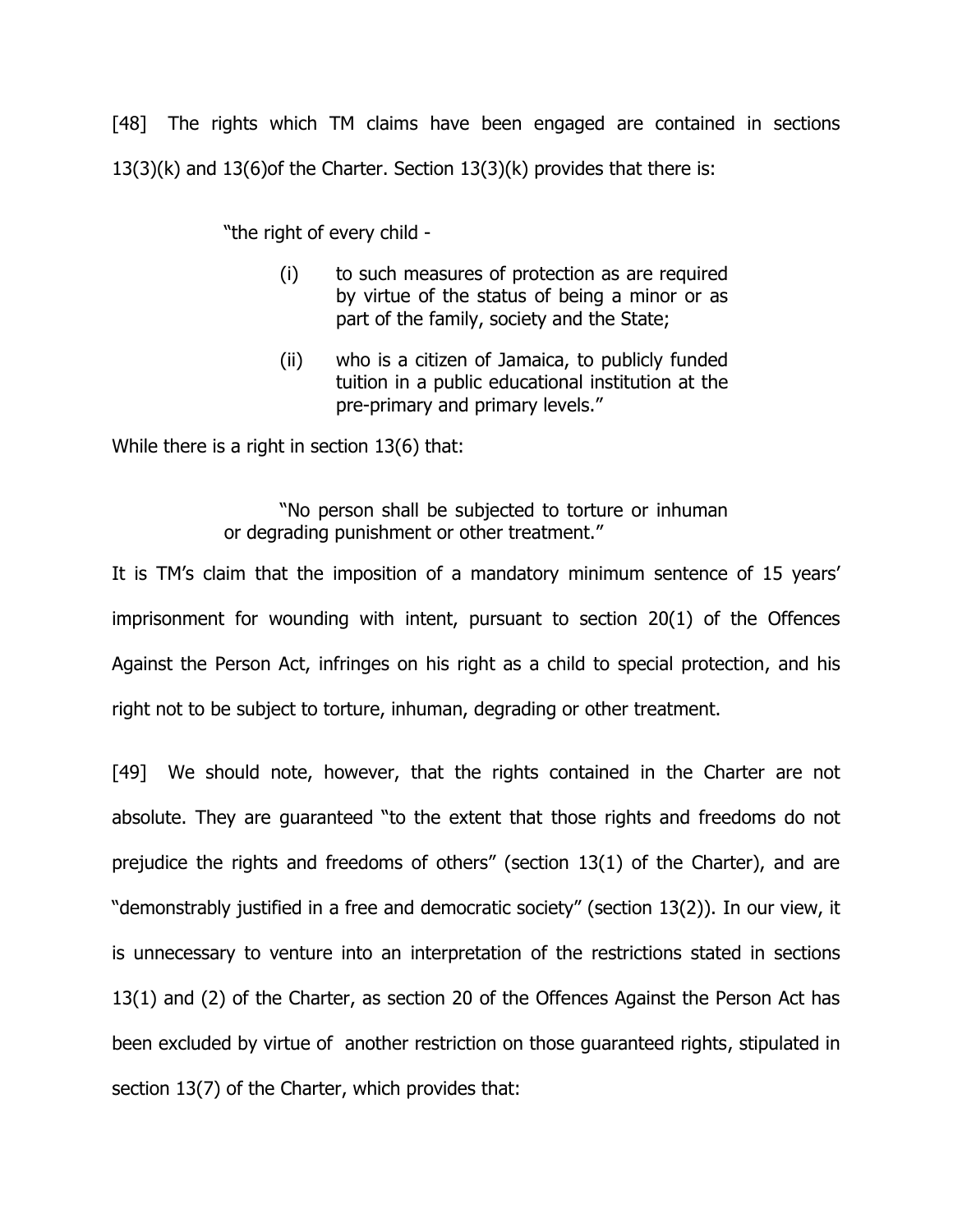[48] The rights which TM claims have been engaged are contained in sections 13(3)(k) and 13(6)of the Charter. Section 13(3)(k) provides that there is:

> "the right of every child -
>
> (i) to such measures of protection as are required by virtue of the status of being a minor or as part of the family, society and the State;
>
> (ii) who is a citizen of Jamaica, to publicly funded tuition in a public educational institution at the pre-primary and primary levels."

While there is a right in section 13(6) that:

> "No person shall be subjected to torture or inhuman or degrading punishment or other treatment."

It is TM's claim that the imposition of a mandatory minimum sentence of 15 years' imprisonment for wounding with intent, pursuant to section 20(1) of the Offences Against the Person Act, infringes on his right as a child to special protection, and his right not to be subject to torture, inhuman, degrading or other treatment.

[49] We should note, however, that the rights contained in the Charter are not absolute. They are guaranteed "to the extent that those rights and freedoms do not prejudice the rights and freedoms of others" (section 13(1) of the Charter), and are "demonstrably justified in a free and democratic society" (section 13(2)). In our view, it is unnecessary to venture into an interpretation of the restrictions stated in sections 13(1) and (2) of the Charter, as section 20 of the Offences Against the Person Act has been excluded by virtue of another restriction on those guaranteed rights, stipulated in section 13(7) of the Charter, which provides that: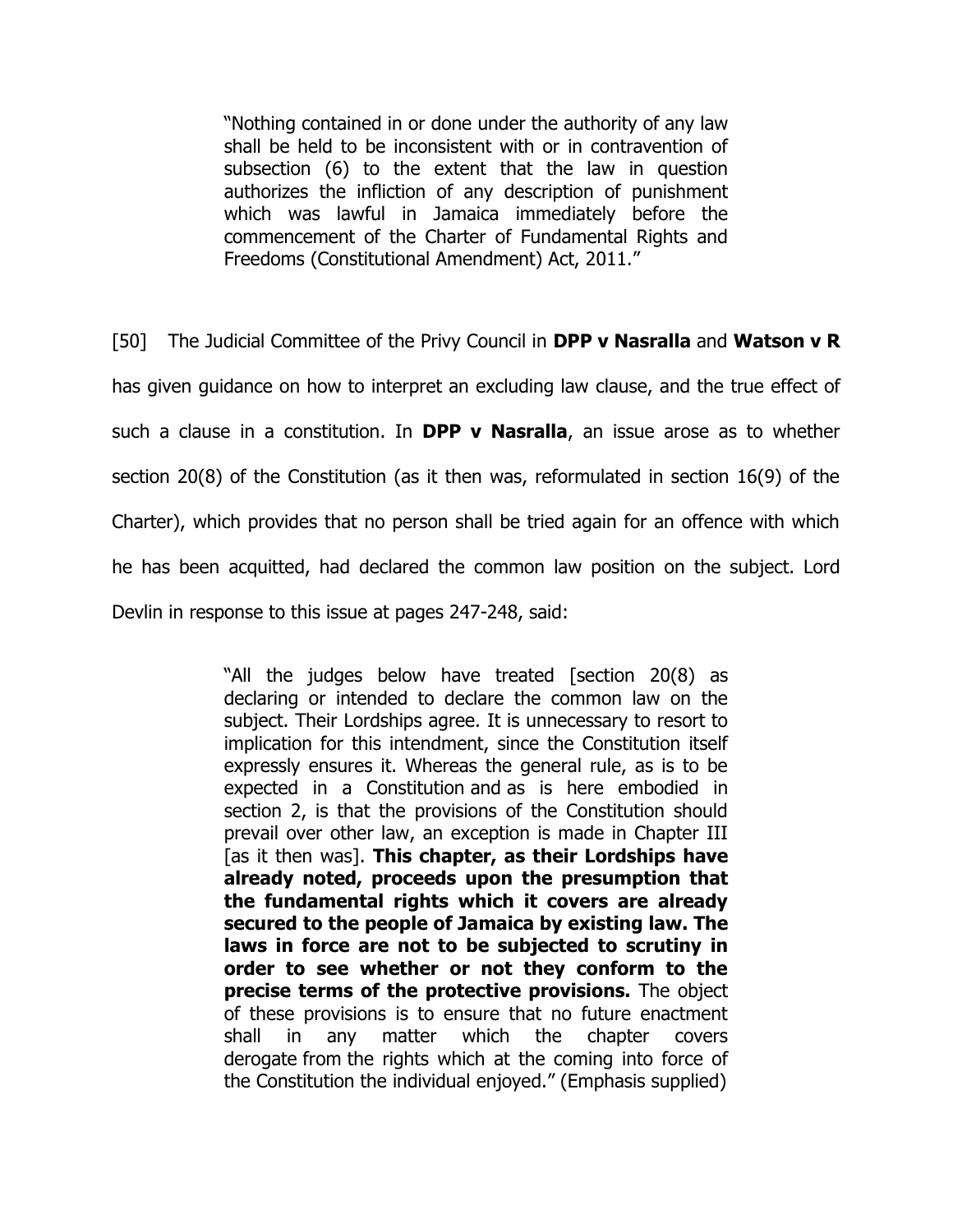> "Nothing contained in or done under the authority of any law shall be held to be inconsistent with or in contravention of subsection (6) to the extent that the law in question authorizes the infliction of any description of punishment which was lawful in Jamaica immediately before the commencement of the Charter of Fundamental Rights and Freedoms (Constitutional Amendment) Act, 2011."

[50] The Judicial Committee of the Privy Council in **DPP v Nasralla** and **Watson v R** has given guidance on how to interpret an excluding law clause, and the true effect of such a clause in a constitution. In **DPP v Nasralla**, an issue arose as to whether section 20(8) of the Constitution (as it then was, reformulated in section 16(9) of the Charter), which provides that no person shall be tried again for an offence with which he has been acquitted, had declared the common law position on the subject. Lord Devlin in response to this issue at pages 247-248, said:

> "All the judges below have treated [section 20(8) as declaring or intended to declare the common law on the subject. Their Lordships agree. It is unnecessary to resort to implication for this intendment, since the Constitution itself expressly ensures it. Whereas the general rule, as is to be expected in a Constitution and as is here embodied in section 2, is that the provisions of the Constitution should prevail over other law, an exception is made in Chapter III [as it then was]. **This chapter, as their Lordships have already noted, proceeds upon the presumption that the fundamental rights which it covers are already secured to the people of Jamaica by existing law. The laws in force are not to be subjected to scrutiny in order to see whether or not they conform to the precise terms of the protective provisions.** The object of these provisions is to ensure that no future enactment shall in any matter which the chapter covers derogate from the rights which at the coming into force of the Constitution the individual enjoyed." (Emphasis supplied)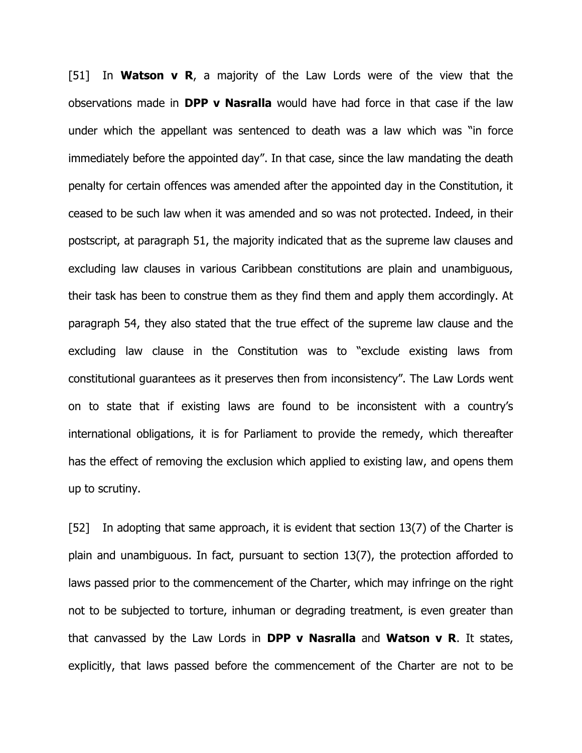[51] In **Watson v R**, a majority of the Law Lords were of the view that the observations made in **DPP v Nasralla** would have had force in that case if the law under which the appellant was sentenced to death was a law which was "in force immediately before the appointed day". In that case, since the law mandating the death penalty for certain offences was amended after the appointed day in the Constitution, it ceased to be such law when it was amended and so was not protected. Indeed, in their postscript, at paragraph 51, the majority indicated that as the supreme law clauses and excluding law clauses in various Caribbean constitutions are plain and unambiguous, their task has been to construe them as they find them and apply them accordingly. At paragraph 54, they also stated that the true effect of the supreme law clause and the excluding law clause in the Constitution was to "exclude existing laws from constitutional guarantees as it preserves then from inconsistency". The Law Lords went on to state that if existing laws are found to be inconsistent with a country's international obligations, it is for Parliament to provide the remedy, which thereafter has the effect of removing the exclusion which applied to existing law, and opens them up to scrutiny.

[52] In adopting that same approach, it is evident that section 13(7) of the Charter is plain and unambiguous. In fact, pursuant to section 13(7), the protection afforded to laws passed prior to the commencement of the Charter, which may infringe on the right not to be subjected to torture, inhuman or degrading treatment, is even greater than that canvassed by the Law Lords in **DPP v Nasralla** and **Watson v R**. It states, explicitly, that laws passed before the commencement of the Charter are not to be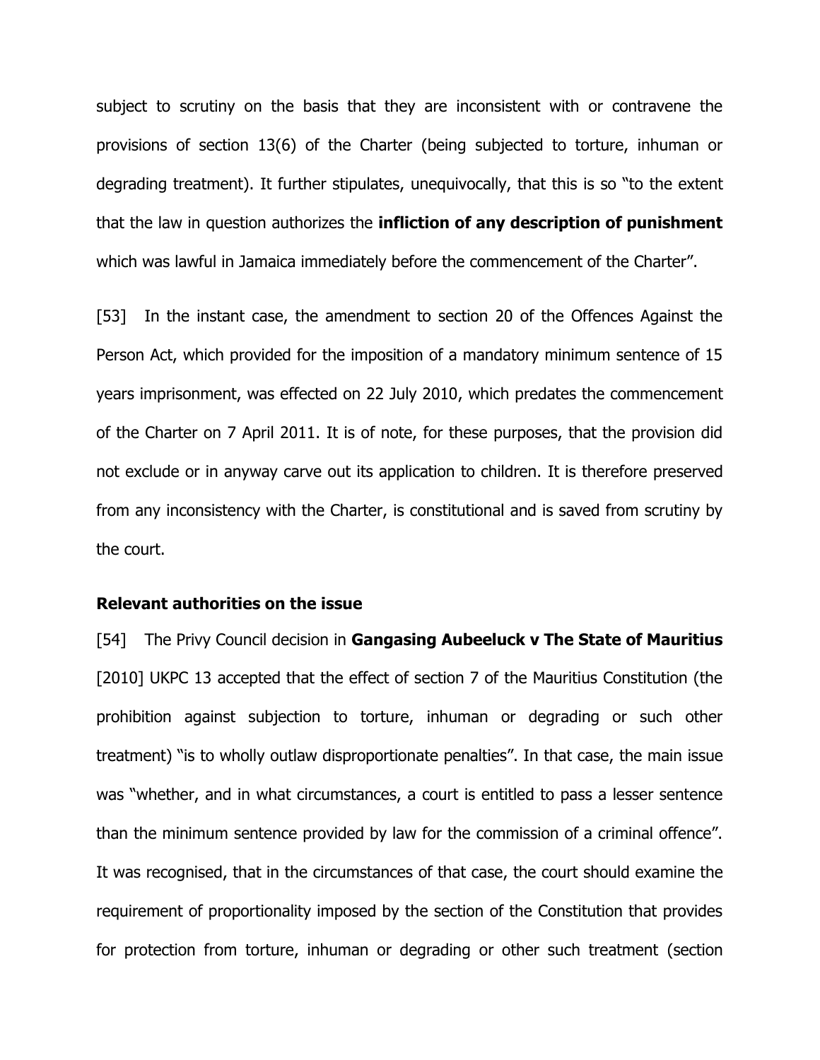subject to scrutiny on the basis that they are inconsistent with or contravene the provisions of section 13(6) of the Charter (being subjected to torture, inhuman or degrading treatment). It further stipulates, unequivocally, that this is so "to the extent that the law in question authorizes the **infliction of any description of punishment** which was lawful in Jamaica immediately before the commencement of the Charter".

[53] In the instant case, the amendment to section 20 of the Offences Against the Person Act, which provided for the imposition of a mandatory minimum sentence of 15 years imprisonment, was effected on 22 July 2010, which predates the commencement of the Charter on 7 April 2011. It is of note, for these purposes, that the provision did not exclude or in anyway carve out its application to children. It is therefore preserved from any inconsistency with the Charter, is constitutional and is saved from scrutiny by the court.

**Relevant authorities on the issue**

[54] The Privy Council decision in **Gangasing Aubeeluck v The State of Mauritius** [2010] UKPC 13 accepted that the effect of section 7 of the Mauritius Constitution (the prohibition against subjection to torture, inhuman or degrading or such other treatment) "is to wholly outlaw disproportionate penalties". In that case, the main issue was "whether, and in what circumstances, a court is entitled to pass a lesser sentence than the minimum sentence provided by law for the commission of a criminal offence". It was recognised, that in the circumstances of that case, the court should examine the requirement of proportionality imposed by the section of the Constitution that provides for protection from torture, inhuman or degrading or other such treatment (section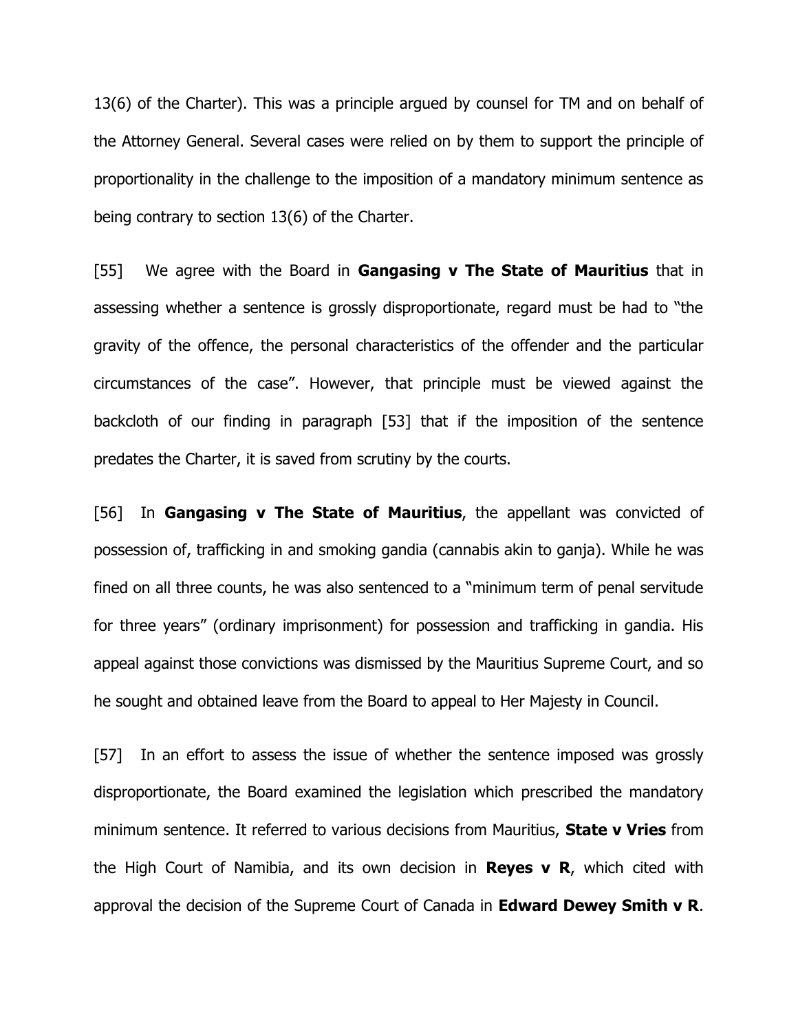13(6) of the Charter). This was a principle argued by counsel for TM and on behalf of the Attorney General. Several cases were relied on by them to support the principle of proportionality in the challenge to the imposition of a mandatory minimum sentence as being contrary to section 13(6) of the Charter.

[55] We agree with the Board in **Gangasing v The State of Mauritius** that in assessing whether a sentence is grossly disproportionate, regard must be had to "the gravity of the offence, the personal characteristics of the offender and the particular circumstances of the case". However, that principle must be viewed against the backcloth of our finding in paragraph [53] that if the imposition of the sentence predates the Charter, it is saved from scrutiny by the courts.

[56] In **Gangasing v The State of Mauritius**, the appellant was convicted of possession of, trafficking in and smoking gandia (cannabis akin to ganja). While he was fined on all three counts, he was also sentenced to a "minimum term of penal servitude for three years" (ordinary imprisonment) for possession and trafficking in gandia. His appeal against those convictions was dismissed by the Mauritius Supreme Court, and so he sought and obtained leave from the Board to appeal to Her Majesty in Council.

[57] In an effort to assess the issue of whether the sentence imposed was grossly disproportionate, the Board examined the legislation which prescribed the mandatory minimum sentence. It referred to various decisions from Mauritius, **State v Vries** from the High Court of Namibia, and its own decision in **Reyes v R**, which cited with approval the decision of the Supreme Court of Canada in **Edward Dewey Smith v R**.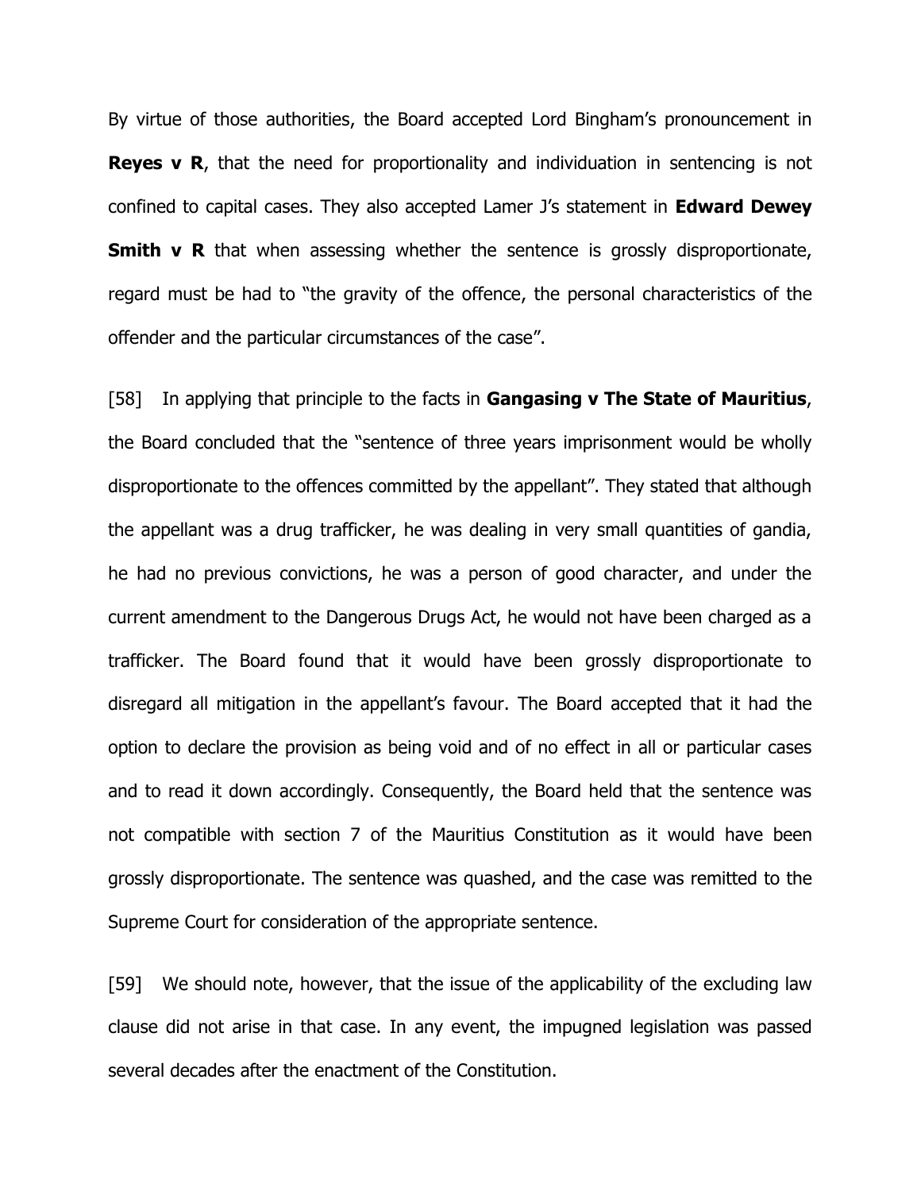By virtue of those authorities, the Board accepted Lord Bingham's pronouncement in **Reyes v R**, that the need for proportionality and individuation in sentencing is not confined to capital cases. They also accepted Lamer J's statement in **Edward Dewey Smith v R** that when assessing whether the sentence is grossly disproportionate, regard must be had to "the gravity of the offence, the personal characteristics of the offender and the particular circumstances of the case".

[58] In applying that principle to the facts in **Gangasing v The State of Mauritius**, the Board concluded that the "sentence of three years imprisonment would be wholly disproportionate to the offences committed by the appellant". They stated that although the appellant was a drug trafficker, he was dealing in very small quantities of gandia, he had no previous convictions, he was a person of good character, and under the current amendment to the Dangerous Drugs Act, he would not have been charged as a trafficker. The Board found that it would have been grossly disproportionate to disregard all mitigation in the appellant's favour. The Board accepted that it had the option to declare the provision as being void and of no effect in all or particular cases and to read it down accordingly. Consequently, the Board held that the sentence was not compatible with section 7 of the Mauritius Constitution as it would have been grossly disproportionate. The sentence was quashed, and the case was remitted to the Supreme Court for consideration of the appropriate sentence.

[59] We should note, however, that the issue of the applicability of the excluding law clause did not arise in that case. In any event, the impugned legislation was passed several decades after the enactment of the Constitution.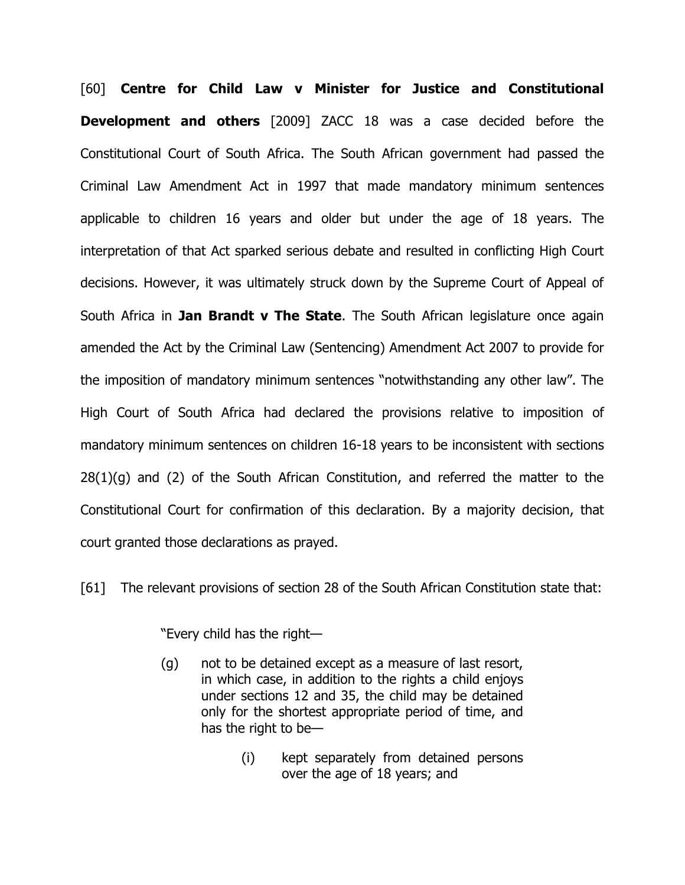[60] **Centre for Child Law v Minister for Justice and Constitutional Development and others** [2009] ZACC 18 was a case decided before the Constitutional Court of South Africa. The South African government had passed the Criminal Law Amendment Act in 1997 that made mandatory minimum sentences applicable to children 16 years and older but under the age of 18 years. The interpretation of that Act sparked serious debate and resulted in conflicting High Court decisions. However, it was ultimately struck down by the Supreme Court of Appeal of South Africa in **Jan Brandt v The State**. The South African legislature once again amended the Act by the Criminal Law (Sentencing) Amendment Act 2007 to provide for the imposition of mandatory minimum sentences "notwithstanding any other law". The High Court of South Africa had declared the provisions relative to imposition of mandatory minimum sentences on children 16-18 years to be inconsistent with sections 28(1)(g) and (2) of the South African Constitution, and referred the matter to the Constitutional Court for confirmation of this declaration. By a majority decision, that court granted those declarations as prayed.

[61] The relevant provisions of section 28 of the South African Constitution state that:

> "Every child has the right—
>
> (g) not to be detained except as a measure of last resort, in which case, in addition to the rights a child enjoys under sections 12 and 35, the child may be detained only for the shortest appropriate period of time, and has the right to be—
>
> (i) kept separately from detained persons over the age of 18 years; and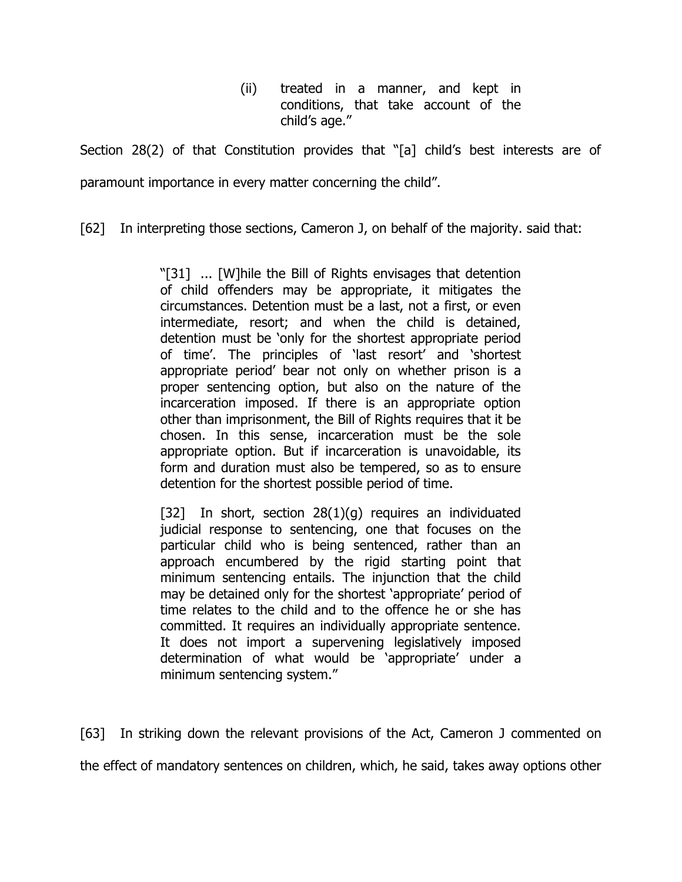> (ii) treated in a manner, and kept in conditions, that take account of the child's age."

Section 28(2) of that Constitution provides that "[a] child's best interests are of paramount importance in every matter concerning the child".

[62] In interpreting those sections, Cameron J, on behalf of the majority. said that:

> "[31] ... [W]hile the Bill of Rights envisages that detention of child offenders may be appropriate, it mitigates the circumstances. Detention must be a last, not a first, or even intermediate, resort; and when the child is detained, detention must be 'only for the shortest appropriate period of time'. The principles of 'last resort' and 'shortest appropriate period' bear not only on whether prison is a proper sentencing option, but also on the nature of the incarceration imposed. If there is an appropriate option other than imprisonment, the Bill of Rights requires that it be chosen. In this sense, incarceration must be the sole appropriate option. But if incarceration is unavoidable, its form and duration must also be tempered, so as to ensure detention for the shortest possible period of time.
>
> [32] In short, section 28(1)(g) requires an individuated judicial response to sentencing, one that focuses on the particular child who is being sentenced, rather than an approach encumbered by the rigid starting point that minimum sentencing entails. The injunction that the child may be detained only for the shortest 'appropriate' period of time relates to the child and to the offence he or she has committed. It requires an individually appropriate sentence. It does not import a supervening legislatively imposed determination of what would be 'appropriate' under a minimum sentencing system."

[63] In striking down the relevant provisions of the Act, Cameron J commented on the effect of mandatory sentences on children, which, he said, takes away options other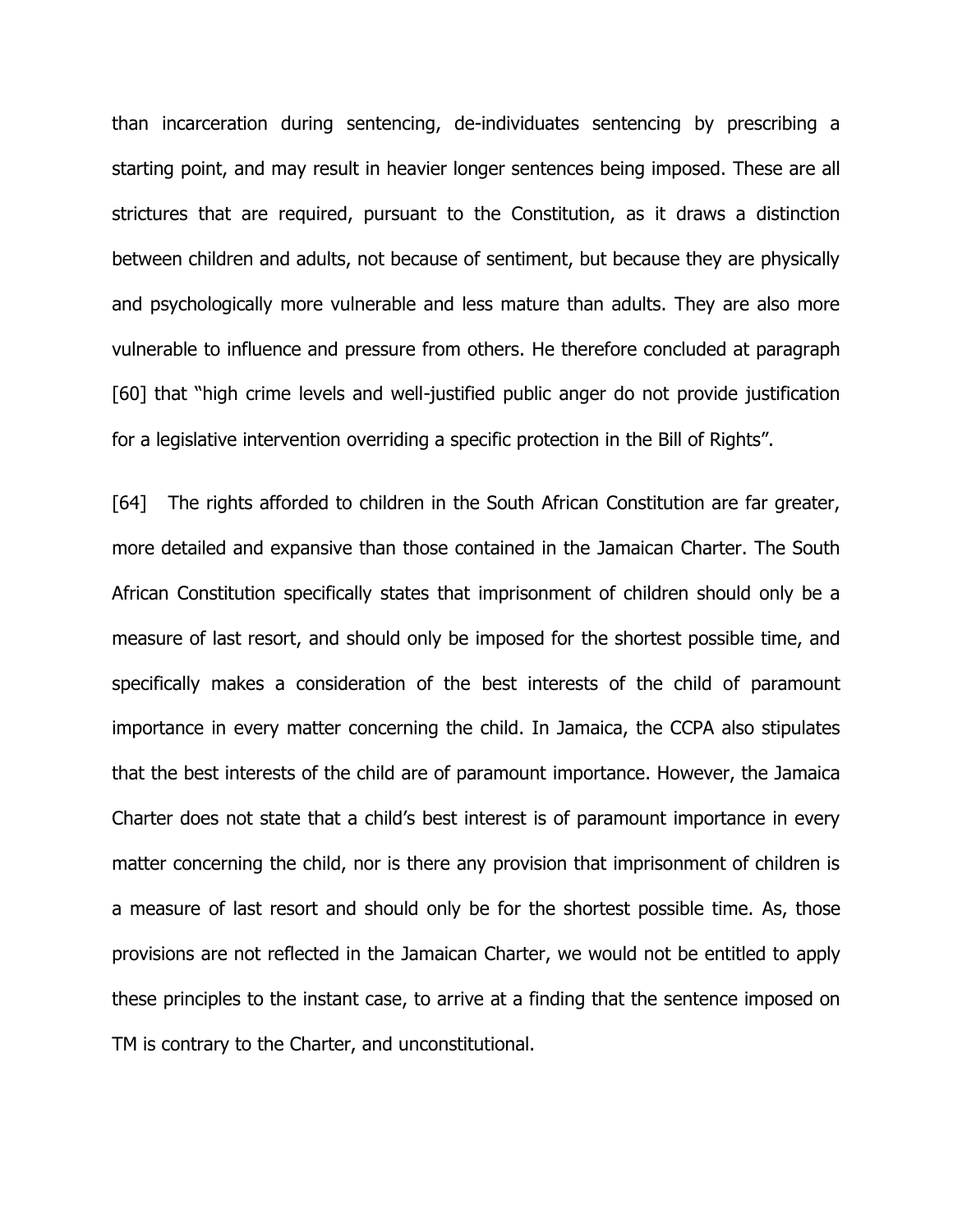than incarceration during sentencing, de-individuates sentencing by prescribing a starting point, and may result in heavier longer sentences being imposed. These are all strictures that are required, pursuant to the Constitution, as it draws a distinction between children and adults, not because of sentiment, but because they are physically and psychologically more vulnerable and less mature than adults. They are also more vulnerable to influence and pressure from others. He therefore concluded at paragraph [60] that "high crime levels and well-justified public anger do not provide justification for a legislative intervention overriding a specific protection in the Bill of Rights".

[64] The rights afforded to children in the South African Constitution are far greater, more detailed and expansive than those contained in the Jamaican Charter. The South African Constitution specifically states that imprisonment of children should only be a measure of last resort, and should only be imposed for the shortest possible time, and specifically makes a consideration of the best interests of the child of paramount importance in every matter concerning the child. In Jamaica, the CCPA also stipulates that the best interests of the child are of paramount importance. However, the Jamaica Charter does not state that a child's best interest is of paramount importance in every matter concerning the child, nor is there any provision that imprisonment of children is a measure of last resort and should only be for the shortest possible time. As, those provisions are not reflected in the Jamaican Charter, we would not be entitled to apply these principles to the instant case, to arrive at a finding that the sentence imposed on TM is contrary to the Charter, and unconstitutional.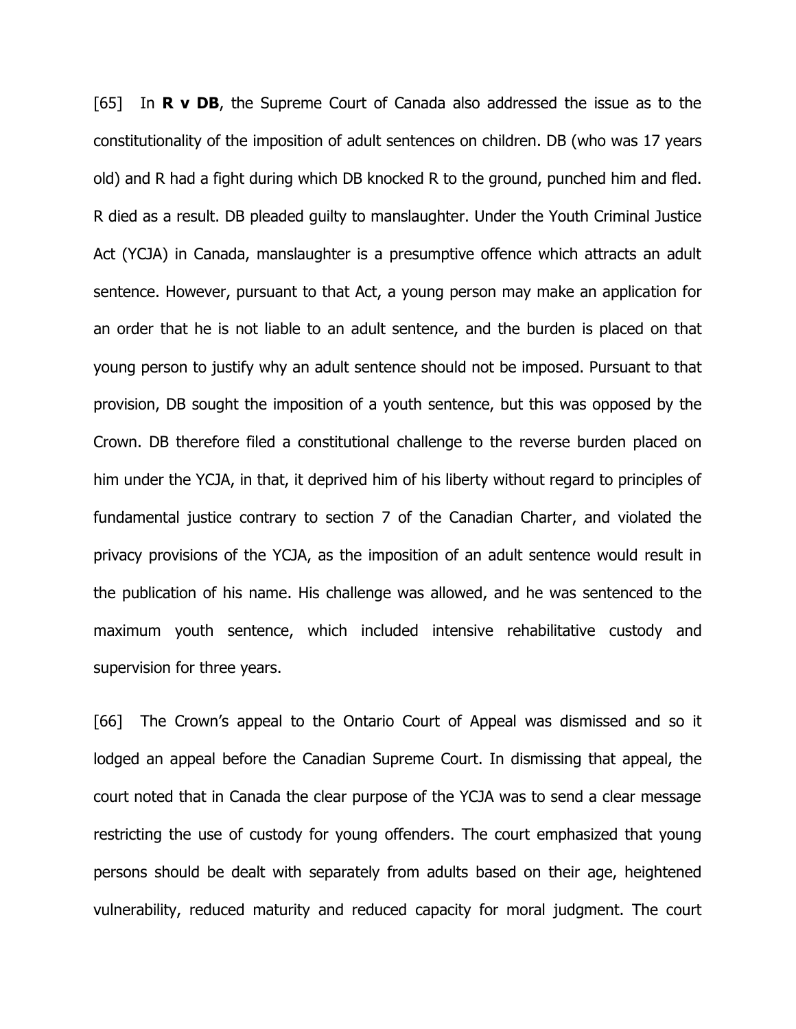[65] In **R v DB**, the Supreme Court of Canada also addressed the issue as to the constitutionality of the imposition of adult sentences on children. DB (who was 17 years old) and R had a fight during which DB knocked R to the ground, punched him and fled. R died as a result. DB pleaded guilty to manslaughter. Under the Youth Criminal Justice Act (YCJA) in Canada, manslaughter is a presumptive offence which attracts an adult sentence. However, pursuant to that Act, a young person may make an application for an order that he is not liable to an adult sentence, and the burden is placed on that young person to justify why an adult sentence should not be imposed. Pursuant to that provision, DB sought the imposition of a youth sentence, but this was opposed by the Crown. DB therefore filed a constitutional challenge to the reverse burden placed on him under the YCJA, in that, it deprived him of his liberty without regard to principles of fundamental justice contrary to section 7 of the Canadian Charter, and violated the privacy provisions of the YCJA, as the imposition of an adult sentence would result in the publication of his name. His challenge was allowed, and he was sentenced to the maximum youth sentence, which included intensive rehabilitative custody and supervision for three years.

[66] The Crown's appeal to the Ontario Court of Appeal was dismissed and so it lodged an appeal before the Canadian Supreme Court. In dismissing that appeal, the court noted that in Canada the clear purpose of the YCJA was to send a clear message restricting the use of custody for young offenders. The court emphasized that young persons should be dealt with separately from adults based on their age, heightened vulnerability, reduced maturity and reduced capacity for moral judgment. The court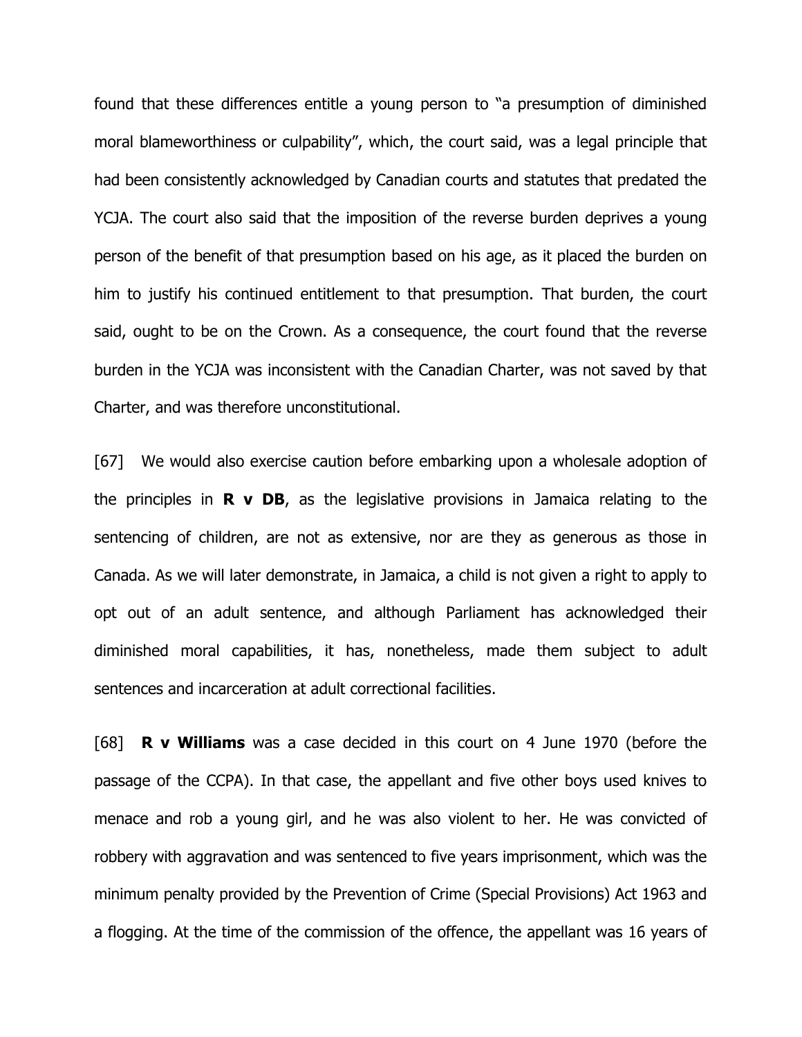found that these differences entitle a young person to "a presumption of diminished moral blameworthiness or culpability", which, the court said, was a legal principle that had been consistently acknowledged by Canadian courts and statutes that predated the YCJA. The court also said that the imposition of the reverse burden deprives a young person of the benefit of that presumption based on his age, as it placed the burden on him to justify his continued entitlement to that presumption. That burden, the court said, ought to be on the Crown. As a consequence, the court found that the reverse burden in the YCJA was inconsistent with the Canadian Charter, was not saved by that Charter, and was therefore unconstitutional.

[67] We would also exercise caution before embarking upon a wholesale adoption of the principles in **R v DB**, as the legislative provisions in Jamaica relating to the sentencing of children, are not as extensive, nor are they as generous as those in Canada. As we will later demonstrate, in Jamaica, a child is not given a right to apply to opt out of an adult sentence, and although Parliament has acknowledged their diminished moral capabilities, it has, nonetheless, made them subject to adult sentences and incarceration at adult correctional facilities.

[68] **R v Williams** was a case decided in this court on 4 June 1970 (before the passage of the CCPA). In that case, the appellant and five other boys used knives to menace and rob a young girl, and he was also violent to her. He was convicted of robbery with aggravation and was sentenced to five years imprisonment, which was the minimum penalty provided by the Prevention of Crime (Special Provisions) Act 1963 and a flogging. At the time of the commission of the offence, the appellant was 16 years of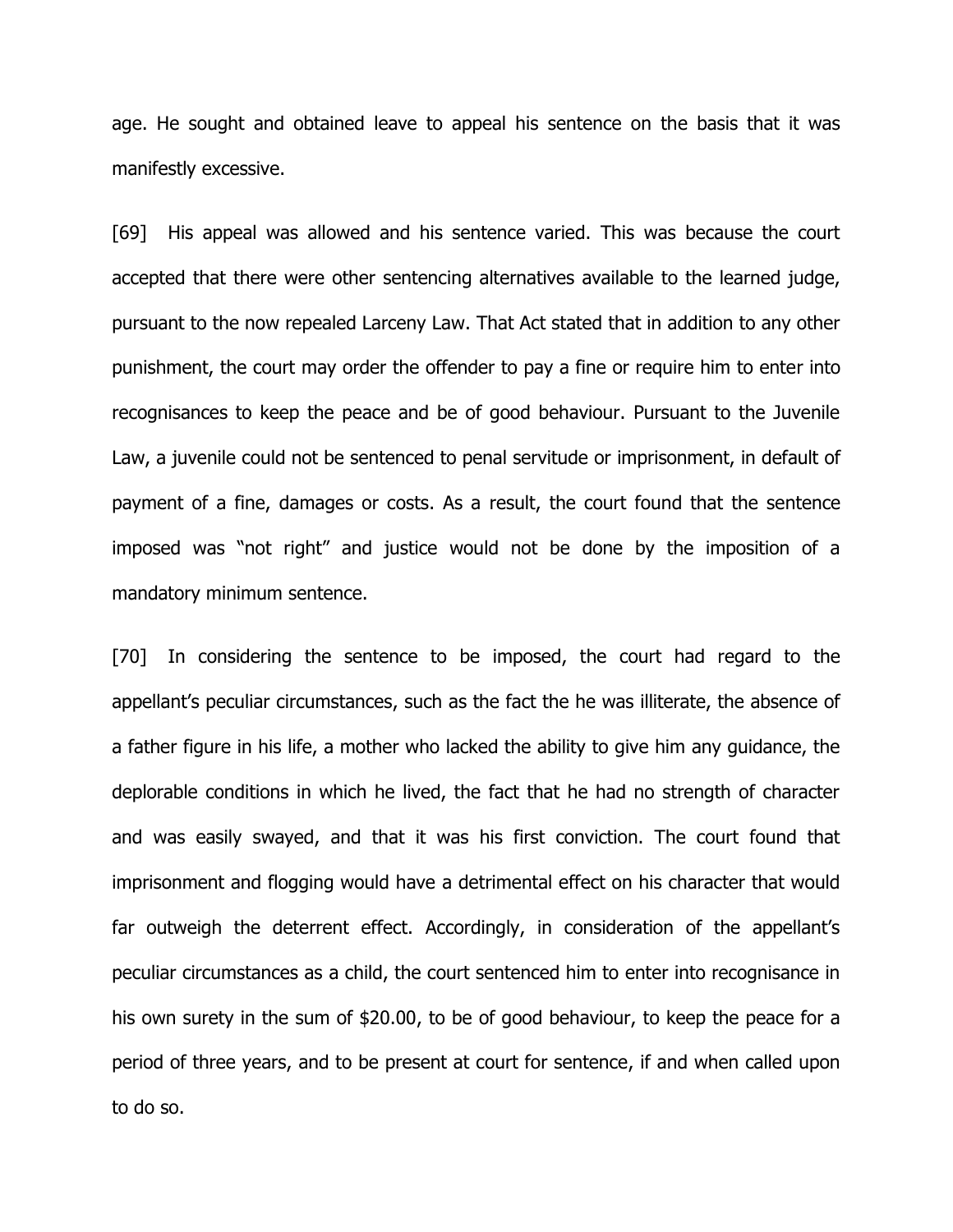age. He sought and obtained leave to appeal his sentence on the basis that it was manifestly excessive.

[69] His appeal was allowed and his sentence varied. This was because the court accepted that there were other sentencing alternatives available to the learned judge, pursuant to the now repealed Larceny Law. That Act stated that in addition to any other punishment, the court may order the offender to pay a fine or require him to enter into recognisances to keep the peace and be of good behaviour. Pursuant to the Juvenile Law, a juvenile could not be sentenced to penal servitude or imprisonment, in default of payment of a fine, damages or costs. As a result, the court found that the sentence imposed was "not right" and justice would not be done by the imposition of a mandatory minimum sentence.

[70] In considering the sentence to be imposed, the court had regard to the appellant's peculiar circumstances, such as the fact the he was illiterate, the absence of a father figure in his life, a mother who lacked the ability to give him any guidance, the deplorable conditions in which he lived, the fact that he had no strength of character and was easily swayed, and that it was his first conviction. The court found that imprisonment and flogging would have a detrimental effect on his character that would far outweigh the deterrent effect. Accordingly, in consideration of the appellant's peculiar circumstances as a child, the court sentenced him to enter into recognisance in his own surety in the sum of $20.00, to be of good behaviour, to keep the peace for a period of three years, and to be present at court for sentence, if and when called upon to do so.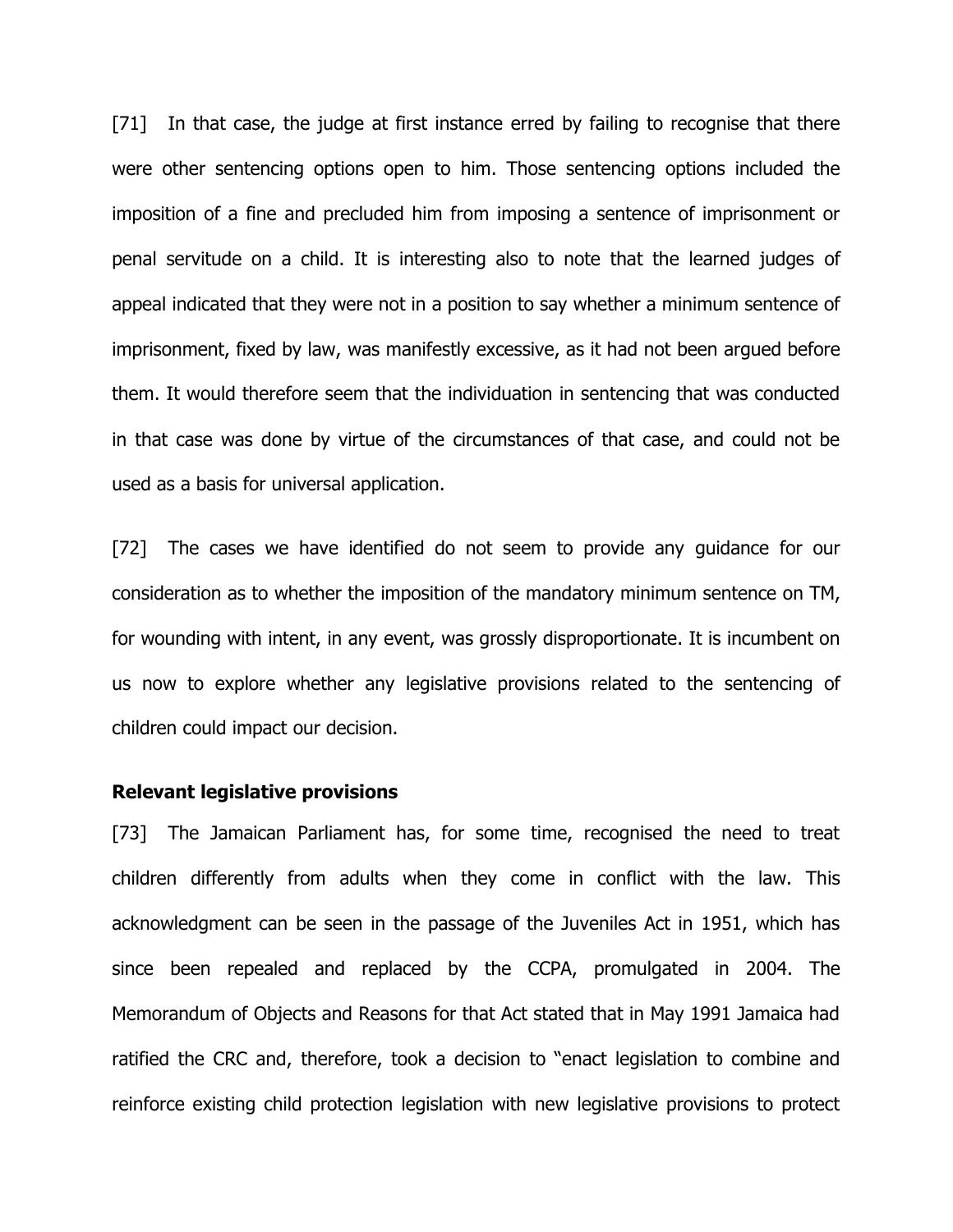[71] In that case, the judge at first instance erred by failing to recognise that there were other sentencing options open to him. Those sentencing options included the imposition of a fine and precluded him from imposing a sentence of imprisonment or penal servitude on a child. It is interesting also to note that the learned judges of appeal indicated that they were not in a position to say whether a minimum sentence of imprisonment, fixed by law, was manifestly excessive, as it had not been argued before them. It would therefore seem that the individuation in sentencing that was conducted in that case was done by virtue of the circumstances of that case, and could not be used as a basis for universal application.

[72] The cases we have identified do not seem to provide any guidance for our consideration as to whether the imposition of the mandatory minimum sentence on TM, for wounding with intent, in any event, was grossly disproportionate. It is incumbent on us now to explore whether any legislative provisions related to the sentencing of children could impact our decision.

**Relevant legislative provisions**

[73] The Jamaican Parliament has, for some time, recognised the need to treat children differently from adults when they come in conflict with the law. This acknowledgment can be seen in the passage of the Juveniles Act in 1951, which has since been repealed and replaced by the CCPA, promulgated in 2004. The Memorandum of Objects and Reasons for that Act stated that in May 1991 Jamaica had ratified the CRC and, therefore, took a decision to "enact legislation to combine and reinforce existing child protection legislation with new legislative provisions to protect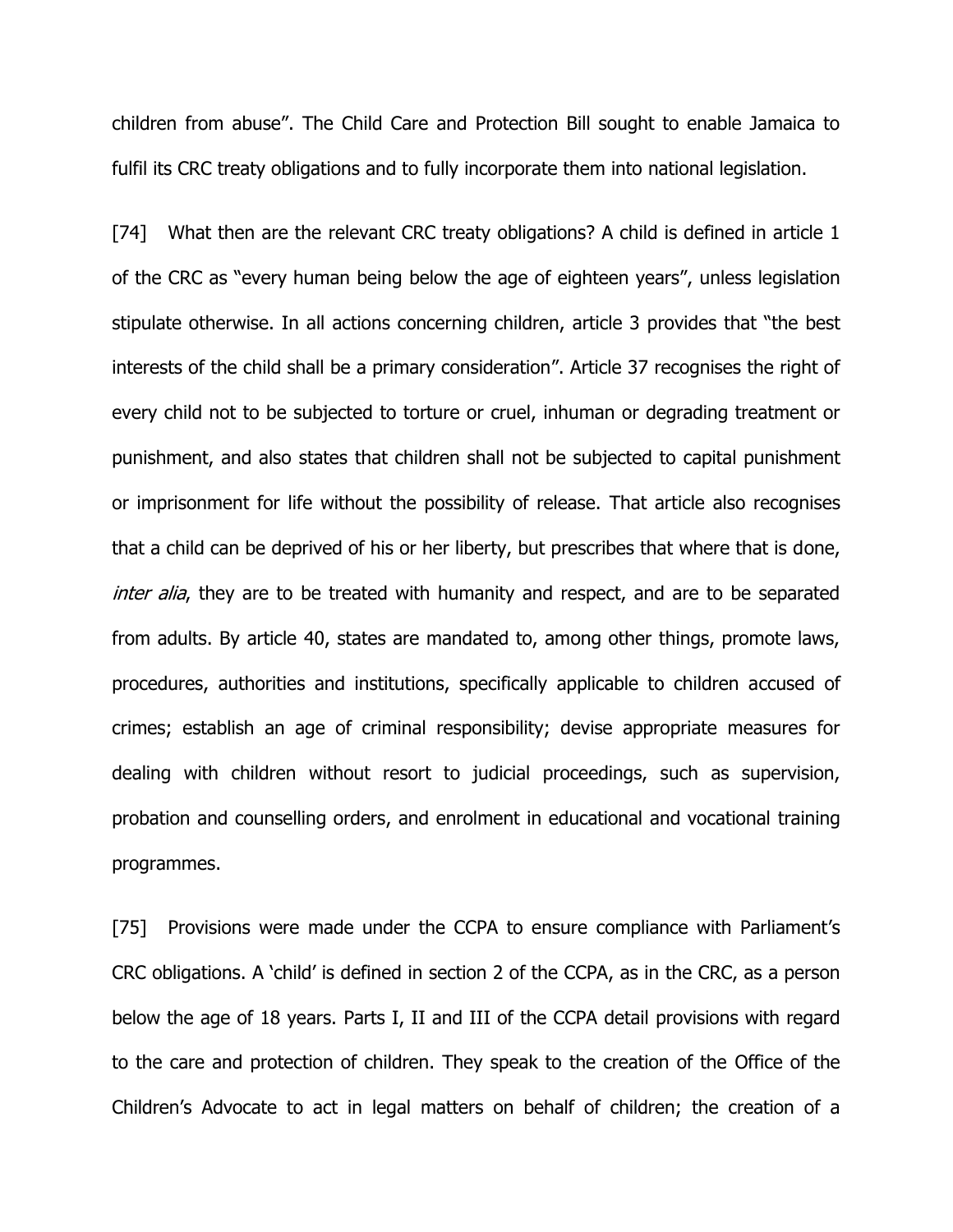children from abuse". The Child Care and Protection Bill sought to enable Jamaica to fulfil its CRC treaty obligations and to fully incorporate them into national legislation.

[74] What then are the relevant CRC treaty obligations? A child is defined in article 1 of the CRC as "every human being below the age of eighteen years", unless legislation stipulate otherwise. In all actions concerning children, article 3 provides that "the best interests of the child shall be a primary consideration". Article 37 recognises the right of every child not to be subjected to torture or cruel, inhuman or degrading treatment or punishment, and also states that children shall not be subjected to capital punishment or imprisonment for life without the possibility of release. That article also recognises that a child can be deprived of his or her liberty, but prescribes that where that is done, *inter alia*, they are to be treated with humanity and respect, and are to be separated from adults. By article 40, states are mandated to, among other things, promote laws, procedures, authorities and institutions, specifically applicable to children accused of crimes; establish an age of criminal responsibility; devise appropriate measures for dealing with children without resort to judicial proceedings, such as supervision, probation and counselling orders, and enrolment in educational and vocational training programmes.

[75] Provisions were made under the CCPA to ensure compliance with Parliament's CRC obligations. A 'child' is defined in section 2 of the CCPA, as in the CRC, as a person below the age of 18 years. Parts I, II and III of the CCPA detail provisions with regard to the care and protection of children. They speak to the creation of the Office of the Children's Advocate to act in legal matters on behalf of children; the creation of a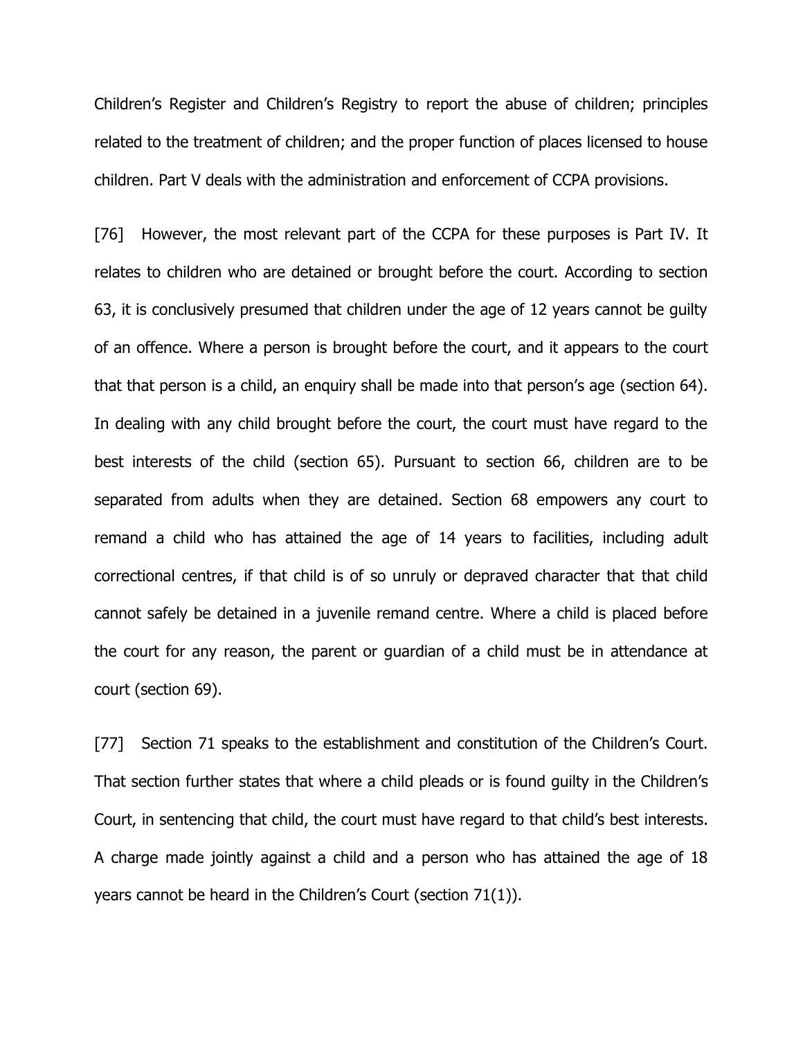Children's Register and Children's Registry to report the abuse of children; principles related to the treatment of children; and the proper function of places licensed to house children. Part V deals with the administration and enforcement of CCPA provisions.

[76] However, the most relevant part of the CCPA for these purposes is Part IV. It relates to children who are detained or brought before the court. According to section 63, it is conclusively presumed that children under the age of 12 years cannot be guilty of an offence. Where a person is brought before the court, and it appears to the court that that person is a child, an enquiry shall be made into that person's age (section 64). In dealing with any child brought before the court, the court must have regard to the best interests of the child (section 65). Pursuant to section 66, children are to be separated from adults when they are detained. Section 68 empowers any court to remand a child who has attained the age of 14 years to facilities, including adult correctional centres, if that child is of so unruly or depraved character that that child cannot safely be detained in a juvenile remand centre. Where a child is placed before the court for any reason, the parent or guardian of a child must be in attendance at court (section 69).

[77] Section 71 speaks to the establishment and constitution of the Children's Court. That section further states that where a child pleads or is found guilty in the Children's Court, in sentencing that child, the court must have regard to that child's best interests. A charge made jointly against a child and a person who has attained the age of 18 years cannot be heard in the Children's Court (section 71(1)).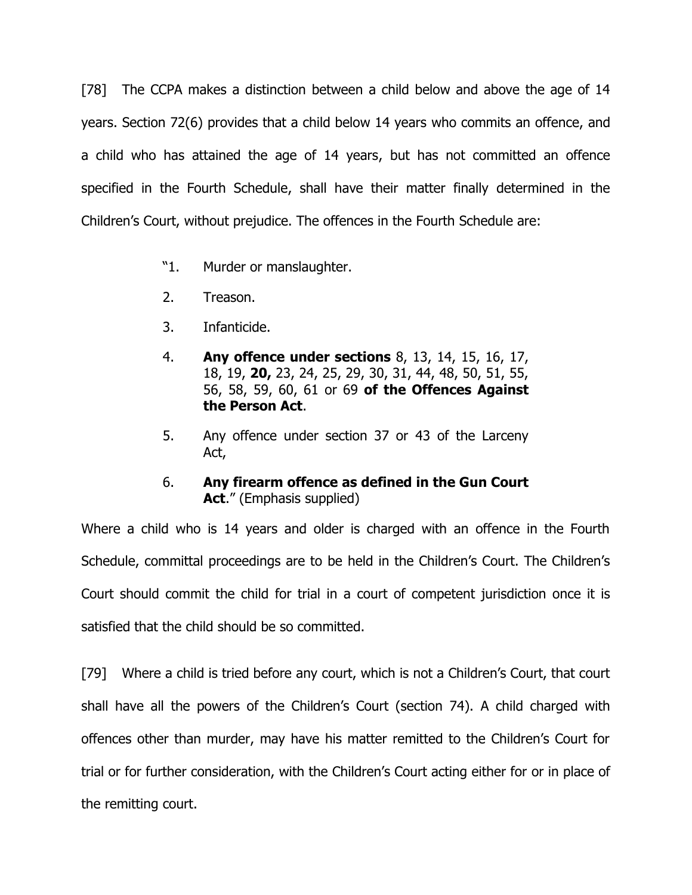[78] The CCPA makes a distinction between a child below and above the age of 14 years. Section 72(6) provides that a child below 14 years who commits an offence, and a child who has attained the age of 14 years, but has not committed an offence specified in the Fourth Schedule, shall have their matter finally determined in the Children's Court, without prejudice. The offences in the Fourth Schedule are:

> "1. Murder or manslaughter.
>
> 2. Treason.
>
> 3. Infanticide.
>
> 4. **Any offence under sections** 8, 13, 14, 15, 16, 17, 18, 19, **20,** 23, 24, 25, 29, 30, 31, 44, 48, 50, 51, 55, 56, 58, 59, 60, 61 or 69 **of the Offences Against the Person Act**.
>
> 5. Any offence under section 37 or 43 of the Larceny Act,
>
> 6. **Any firearm offence as defined in the Gun Court Act**." (Emphasis supplied)

Where a child who is 14 years and older is charged with an offence in the Fourth Schedule, committal proceedings are to be held in the Children's Court. The Children's Court should commit the child for trial in a court of competent jurisdiction once it is satisfied that the child should be so committed.

[79] Where a child is tried before any court, which is not a Children's Court, that court shall have all the powers of the Children's Court (section 74). A child charged with offences other than murder, may have his matter remitted to the Children's Court for trial or for further consideration, with the Children's Court acting either for or in place of the remitting court.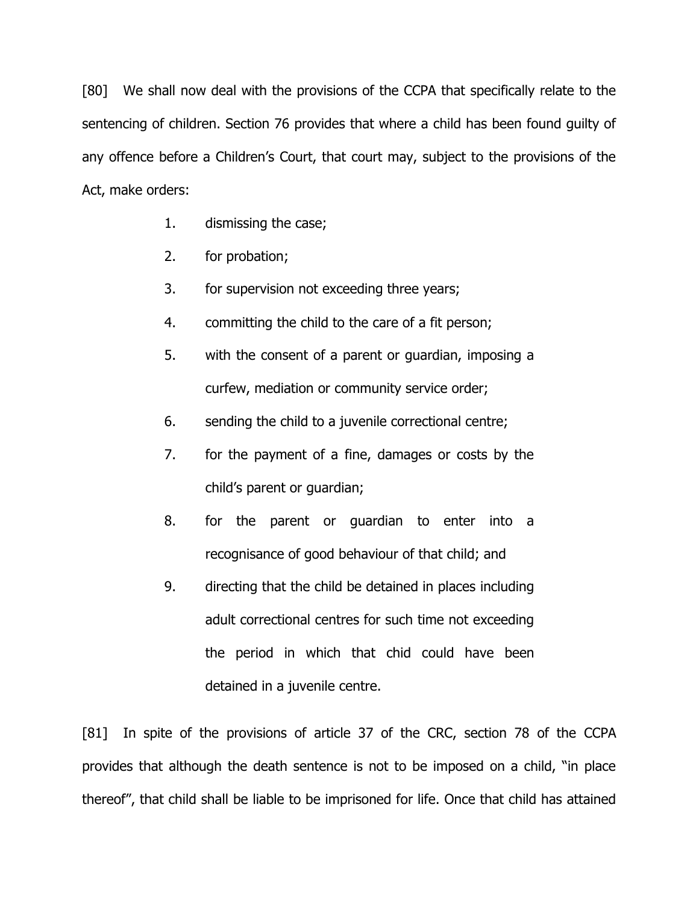[80] We shall now deal with the provisions of the CCPA that specifically relate to the sentencing of children. Section 76 provides that where a child has been found guilty of any offence before a Children's Court, that court may, subject to the provisions of the Act, make orders:

1. dismissing the case;
2. for probation;
3. for supervision not exceeding three years;
4. committing the child to the care of a fit person;
5. with the consent of a parent or guardian, imposing a curfew, mediation or community service order;
6. sending the child to a juvenile correctional centre;
7. for the payment of a fine, damages or costs by the child's parent or guardian;
8. for the parent or guardian to enter into a recognisance of good behaviour of that child; and
9. directing that the child be detained in places including adult correctional centres for such time not exceeding the period in which that chid could have been detained in a juvenile centre.

[81] In spite of the provisions of article 37 of the CRC, section 78 of the CCPA provides that although the death sentence is not to be imposed on a child, "in place thereof", that child shall be liable to be imprisoned for life. Once that child has attained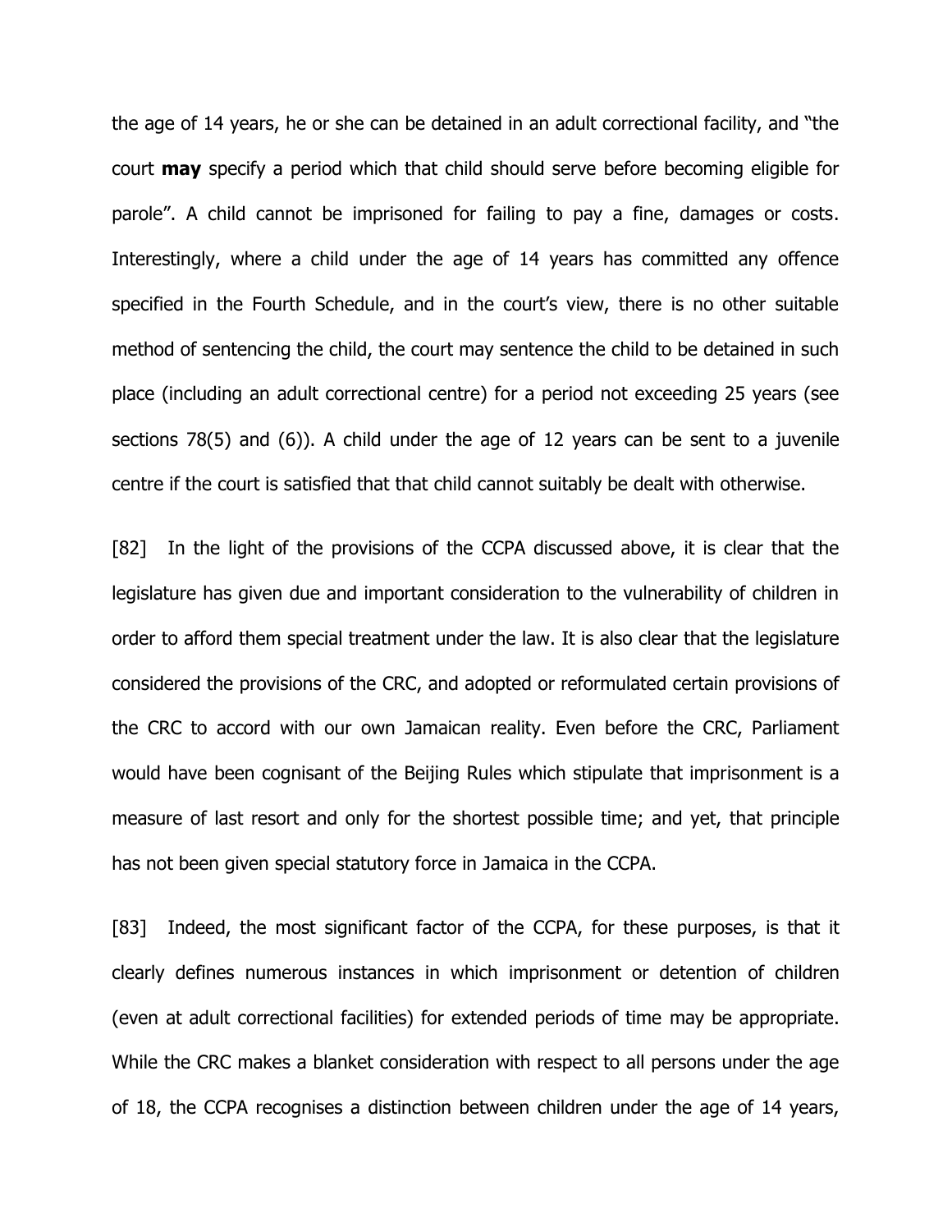the age of 14 years, he or she can be detained in an adult correctional facility, and "the court **may** specify a period which that child should serve before becoming eligible for parole". A child cannot be imprisoned for failing to pay a fine, damages or costs. Interestingly, where a child under the age of 14 years has committed any offence specified in the Fourth Schedule, and in the court's view, there is no other suitable method of sentencing the child, the court may sentence the child to be detained in such place (including an adult correctional centre) for a period not exceeding 25 years (see sections 78(5) and (6)). A child under the age of 12 years can be sent to a juvenile centre if the court is satisfied that that child cannot suitably be dealt with otherwise.

[82] In the light of the provisions of the CCPA discussed above, it is clear that the legislature has given due and important consideration to the vulnerability of children in order to afford them special treatment under the law. It is also clear that the legislature considered the provisions of the CRC, and adopted or reformulated certain provisions of the CRC to accord with our own Jamaican reality. Even before the CRC, Parliament would have been cognisant of the Beijing Rules which stipulate that imprisonment is a measure of last resort and only for the shortest possible time; and yet, that principle has not been given special statutory force in Jamaica in the CCPA.

[83] Indeed, the most significant factor of the CCPA, for these purposes, is that it clearly defines numerous instances in which imprisonment or detention of children (even at adult correctional facilities) for extended periods of time may be appropriate. While the CRC makes a blanket consideration with respect to all persons under the age of 18, the CCPA recognises a distinction between children under the age of 14 years,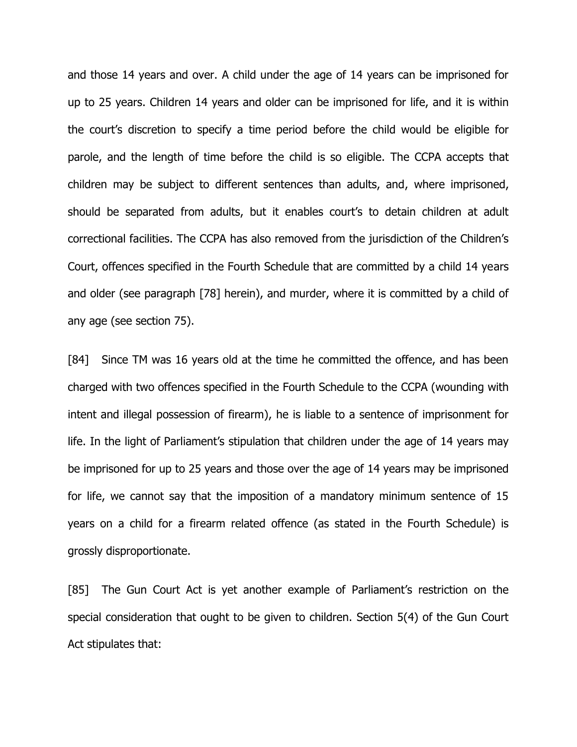and those 14 years and over. A child under the age of 14 years can be imprisoned for up to 25 years. Children 14 years and older can be imprisoned for life, and it is within the court's discretion to specify a time period before the child would be eligible for parole, and the length of time before the child is so eligible. The CCPA accepts that children may be subject to different sentences than adults, and, where imprisoned, should be separated from adults, but it enables court's to detain children at adult correctional facilities. The CCPA has also removed from the jurisdiction of the Children's Court, offences specified in the Fourth Schedule that are committed by a child 14 years and older (see paragraph [78] herein), and murder, where it is committed by a child of any age (see section 75).

[84] Since TM was 16 years old at the time he committed the offence, and has been charged with two offences specified in the Fourth Schedule to the CCPA (wounding with intent and illegal possession of firearm), he is liable to a sentence of imprisonment for life. In the light of Parliament's stipulation that children under the age of 14 years may be imprisoned for up to 25 years and those over the age of 14 years may be imprisoned for life, we cannot say that the imposition of a mandatory minimum sentence of 15 years on a child for a firearm related offence (as stated in the Fourth Schedule) is grossly disproportionate.

[85] The Gun Court Act is yet another example of Parliament's restriction on the special consideration that ought to be given to children. Section 5(4) of the Gun Court Act stipulates that: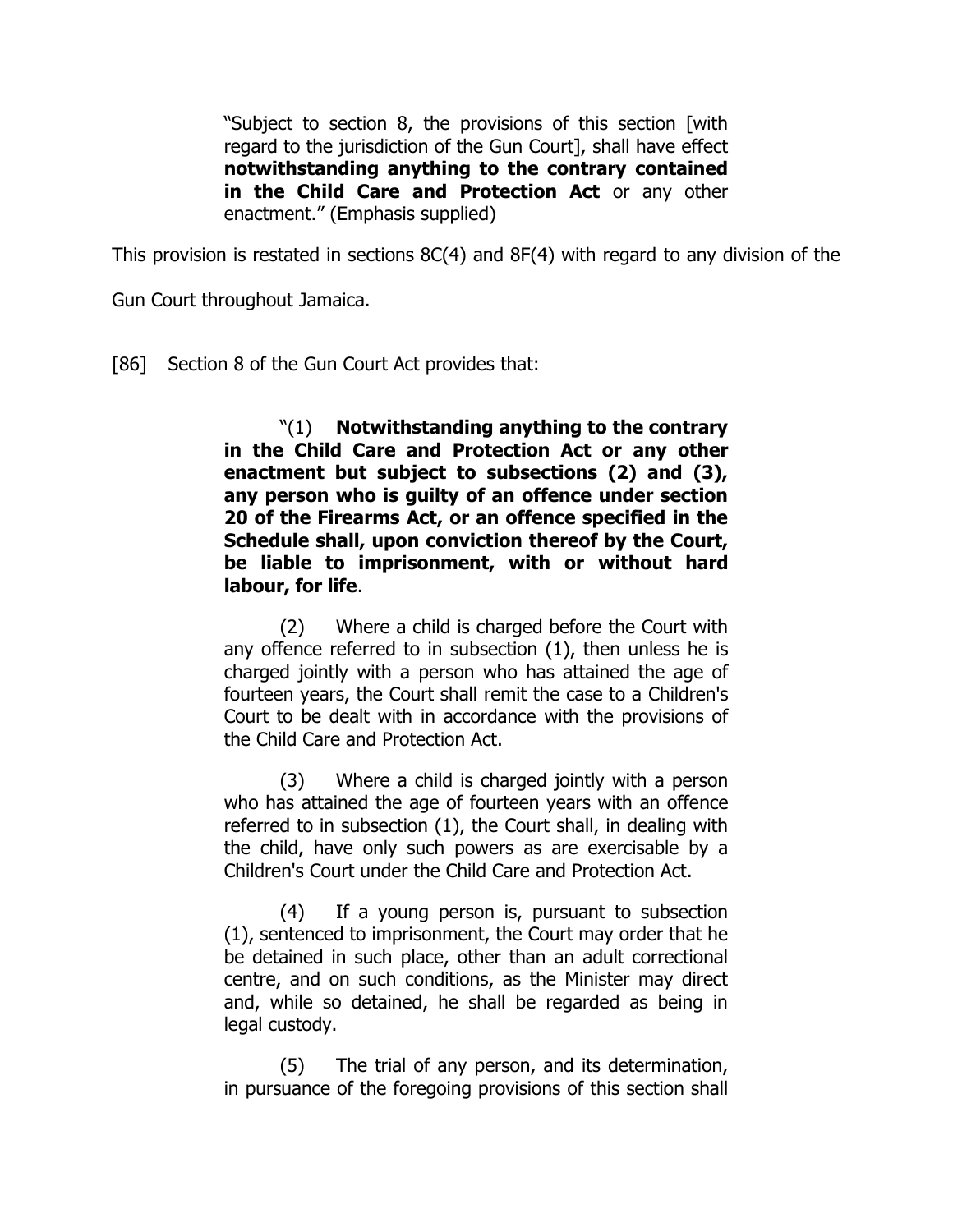> "Subject to section 8, the provisions of this section [with regard to the jurisdiction of the Gun Court], shall have effect **notwithstanding anything to the contrary contained in the Child Care and Protection Act** or any other enactment." (Emphasis supplied)

This provision is restated in sections 8C(4) and 8F(4) with regard to any division of the Gun Court throughout Jamaica.

[86] Section 8 of the Gun Court Act provides that:

> "(1) **Notwithstanding anything to the contrary in the Child Care and Protection Act or any other enactment but subject to subsections (2) and (3), any person who is guilty of an offence under section 20 of the Firearms Act, or an offence specified in the Schedule shall, upon conviction thereof by the Court, be liable to imprisonment, with or without hard labour, for life**.
>
> (2) Where a child is charged before the Court with any offence referred to in subsection (1), then unless he is charged jointly with a person who has attained the age of fourteen years, the Court shall remit the case to a Children's Court to be dealt with in accordance with the provisions of the Child Care and Protection Act.
>
> (3) Where a child is charged jointly with a person who has attained the age of fourteen years with an offence referred to in subsection (1), the Court shall, in dealing with the child, have only such powers as are exercisable by a Children's Court under the Child Care and Protection Act.
>
> (4) If a young person is, pursuant to subsection (1), sentenced to imprisonment, the Court may order that he be detained in such place, other than an adult correctional centre, and on such conditions, as the Minister may direct and, while so detained, he shall be regarded as being in legal custody.
>
> (5) The trial of any person, and its determination, in pursuance of the foregoing provisions of this section shall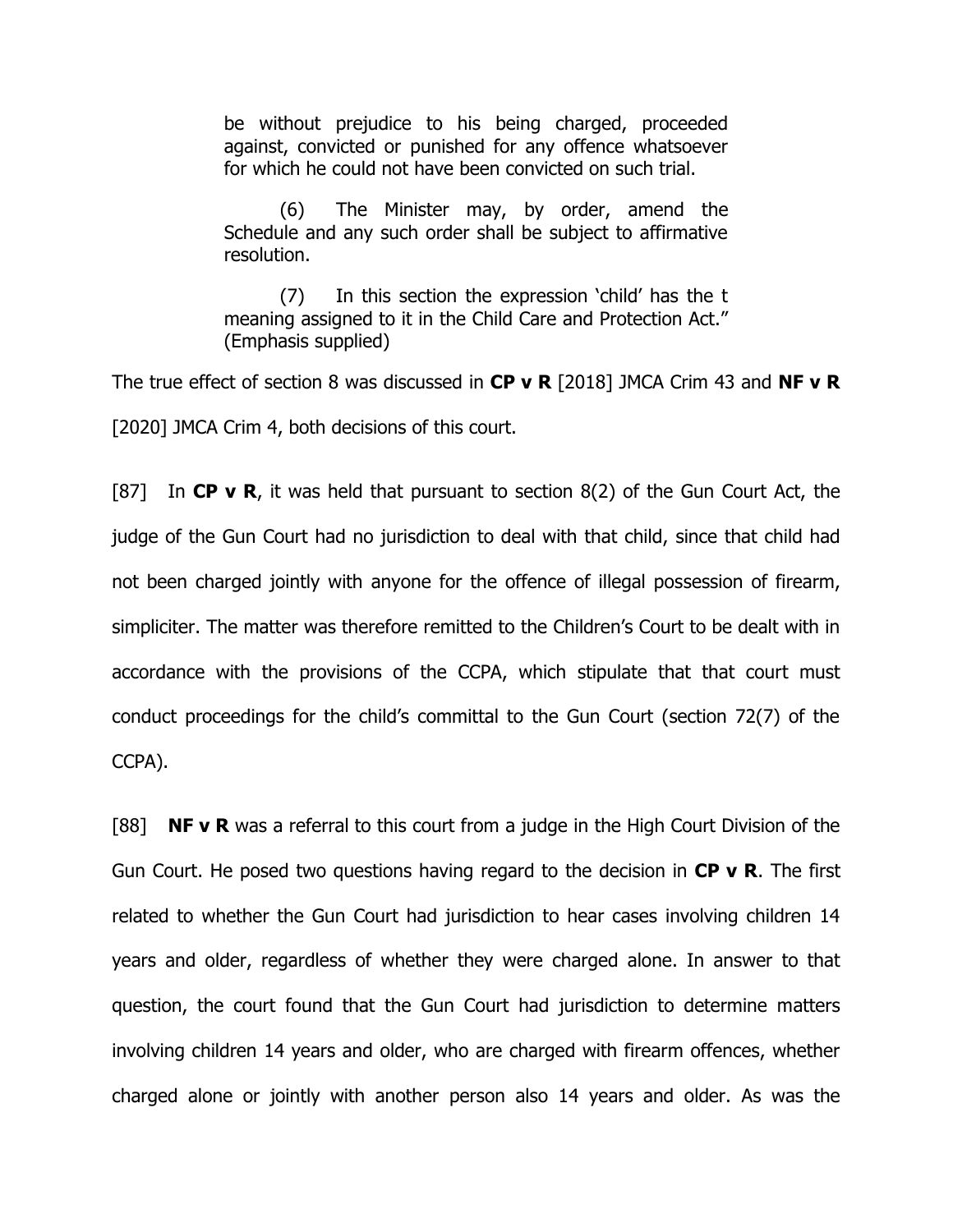> be without prejudice to his being charged, proceeded against, convicted or punished for any offence whatsoever for which he could not have been convicted on such trial.
>
> (6) The Minister may, by order, amend the Schedule and any such order shall be subject to affirmative resolution.
>
> (7) In this section the expression 'child' has the t meaning assigned to it in the Child Care and Protection Act." (Emphasis supplied)

The true effect of section 8 was discussed in **CP v R** [2018] JMCA Crim 43 and **NF v R** [2020] JMCA Crim 4, both decisions of this court.

[87] In **CP v R**, it was held that pursuant to section 8(2) of the Gun Court Act, the judge of the Gun Court had no jurisdiction to deal with that child, since that child had not been charged jointly with anyone for the offence of illegal possession of firearm, simpliciter. The matter was therefore remitted to the Children's Court to be dealt with in accordance with the provisions of the CCPA, which stipulate that that court must conduct proceedings for the child's committal to the Gun Court (section 72(7) of the CCPA).

[88] **NF v R** was a referral to this court from a judge in the High Court Division of the Gun Court. He posed two questions having regard to the decision in **CP v R**. The first related to whether the Gun Court had jurisdiction to hear cases involving children 14 years and older, regardless of whether they were charged alone. In answer to that question, the court found that the Gun Court had jurisdiction to determine matters involving children 14 years and older, who are charged with firearm offences, whether charged alone or jointly with another person also 14 years and older. As was the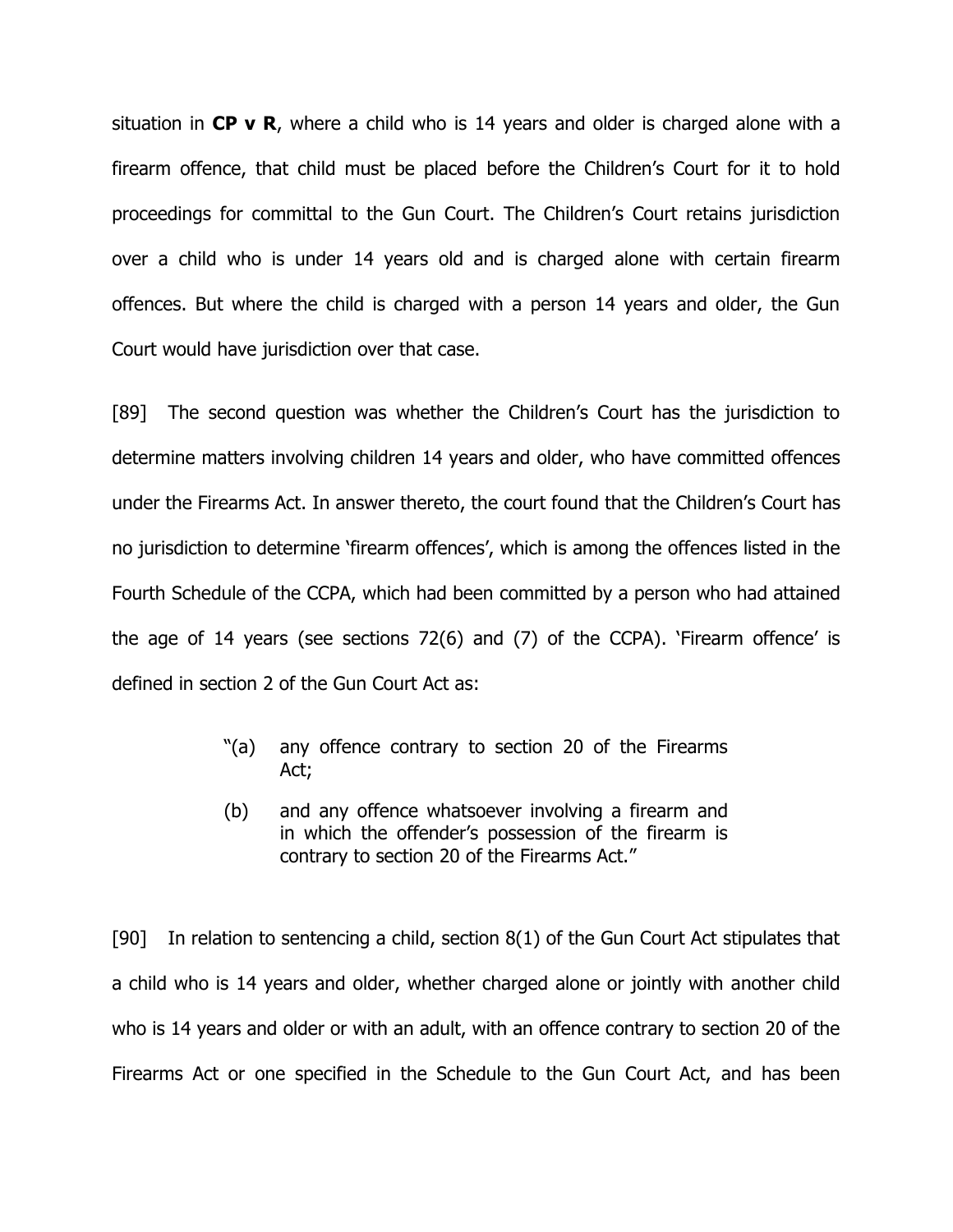situation in **CP v R**, where a child who is 14 years and older is charged alone with a firearm offence, that child must be placed before the Children's Court for it to hold proceedings for committal to the Gun Court. The Children's Court retains jurisdiction over a child who is under 14 years old and is charged alone with certain firearm offences. But where the child is charged with a person 14 years and older, the Gun Court would have jurisdiction over that case.

[89] The second question was whether the Children's Court has the jurisdiction to determine matters involving children 14 years and older, who have committed offences under the Firearms Act. In answer thereto, the court found that the Children's Court has no jurisdiction to determine 'firearm offences', which is among the offences listed in the Fourth Schedule of the CCPA, which had been committed by a person who had attained the age of 14 years (see sections 72(6) and (7) of the CCPA). 'Firearm offence' is defined in section 2 of the Gun Court Act as:

> "(a) any offence contrary to section 20 of the Firearms Act;
>
> (b) and any offence whatsoever involving a firearm and in which the offender's possession of the firearm is contrary to section 20 of the Firearms Act."

[90] In relation to sentencing a child, section 8(1) of the Gun Court Act stipulates that a child who is 14 years and older, whether charged alone or jointly with another child who is 14 years and older or with an adult, with an offence contrary to section 20 of the Firearms Act or one specified in the Schedule to the Gun Court Act, and has been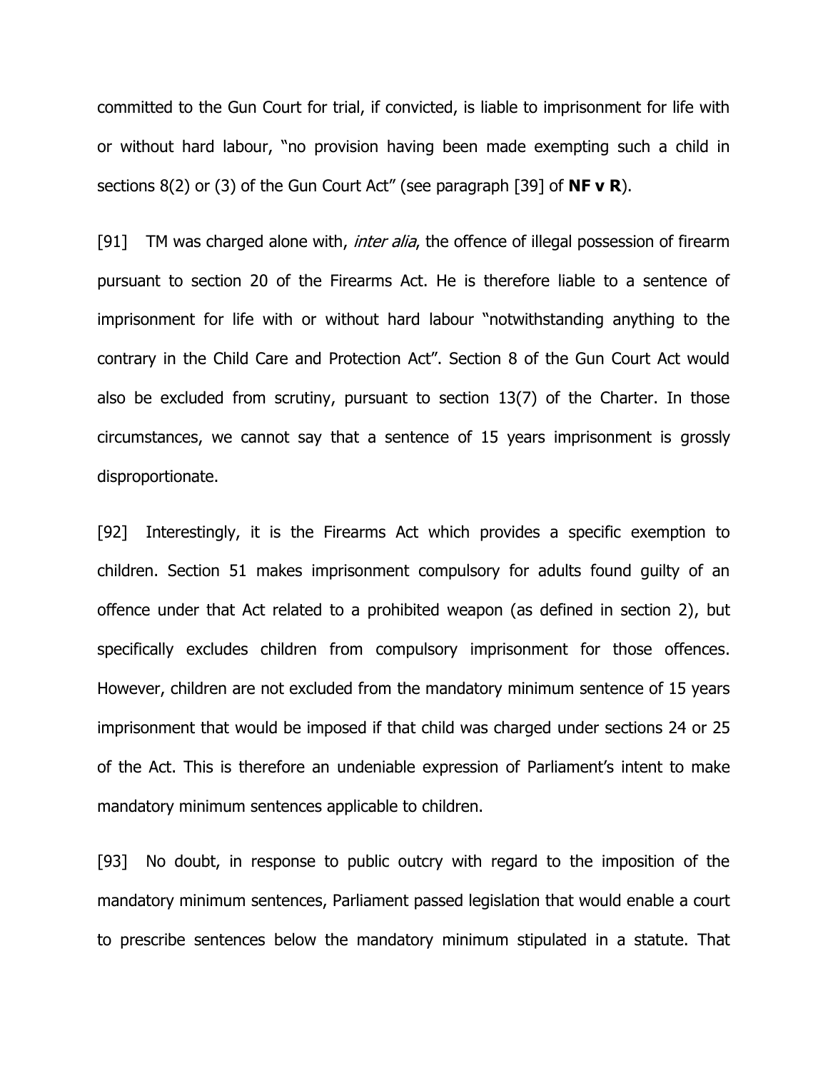committed to the Gun Court for trial, if convicted, is liable to imprisonment for life with or without hard labour, "no provision having been made exempting such a child in sections 8(2) or (3) of the Gun Court Act" (see paragraph [39] of **NF v R**).

[91] TM was charged alone with, *inter alia*, the offence of illegal possession of firearm pursuant to section 20 of the Firearms Act. He is therefore liable to a sentence of imprisonment for life with or without hard labour "notwithstanding anything to the contrary in the Child Care and Protection Act". Section 8 of the Gun Court Act would also be excluded from scrutiny, pursuant to section 13(7) of the Charter. In those circumstances, we cannot say that a sentence of 15 years imprisonment is grossly disproportionate.

[92] Interestingly, it is the Firearms Act which provides a specific exemption to children. Section 51 makes imprisonment compulsory for adults found guilty of an offence under that Act related to a prohibited weapon (as defined in section 2), but specifically excludes children from compulsory imprisonment for those offences. However, children are not excluded from the mandatory minimum sentence of 15 years imprisonment that would be imposed if that child was charged under sections 24 or 25 of the Act. This is therefore an undeniable expression of Parliament's intent to make mandatory minimum sentences applicable to children.

[93] No doubt, in response to public outcry with regard to the imposition of the mandatory minimum sentences, Parliament passed legislation that would enable a court to prescribe sentences below the mandatory minimum stipulated in a statute. That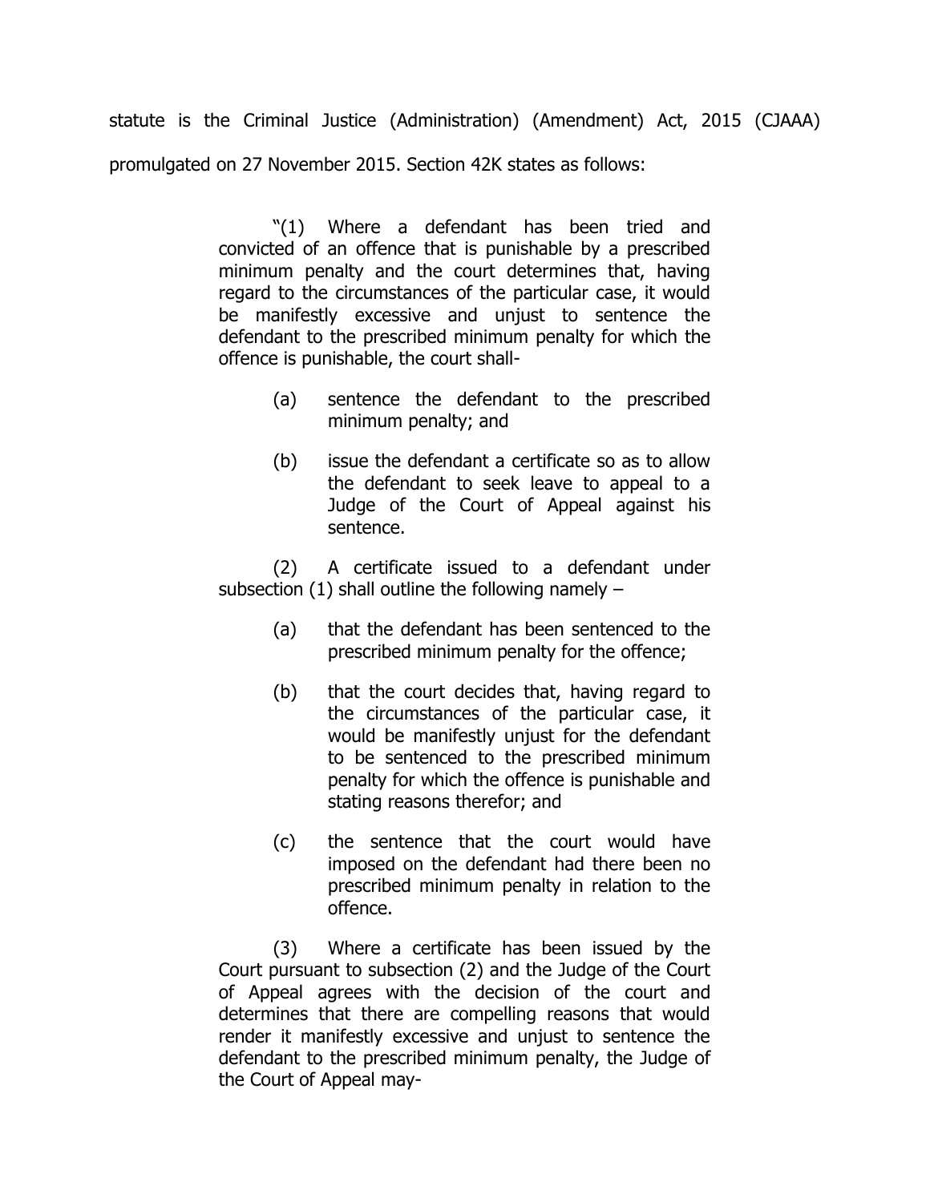statute is the Criminal Justice (Administration) (Amendment) Act, 2015 (CJAAA) promulgated on 27 November 2015. Section 42K states as follows:

> "(1) Where a defendant has been tried and convicted of an offence that is punishable by a prescribed minimum penalty and the court determines that, having regard to the circumstances of the particular case, it would be manifestly excessive and unjust to sentence the defendant to the prescribed minimum penalty for which the offence is punishable, the court shall-
>
> (a) sentence the defendant to the prescribed minimum penalty; and
>
> (b) issue the defendant a certificate so as to allow the defendant to seek leave to appeal to a Judge of the Court of Appeal against his sentence.
>
> (2) A certificate issued to a defendant under subsection (1) shall outline the following namely –
>
> (a) that the defendant has been sentenced to the prescribed minimum penalty for the offence;
>
> (b) that the court decides that, having regard to the circumstances of the particular case, it would be manifestly unjust for the defendant to be sentenced to the prescribed minimum penalty for which the offence is punishable and stating reasons therefor; and
>
> (c) the sentence that the court would have imposed on the defendant had there been no prescribed minimum penalty in relation to the offence.
>
> (3) Where a certificate has been issued by the Court pursuant to subsection (2) and the Judge of the Court of Appeal agrees with the decision of the court and determines that there are compelling reasons that would render it manifestly excessive and unjust to sentence the defendant to the prescribed minimum penalty, the Judge of the Court of Appeal may-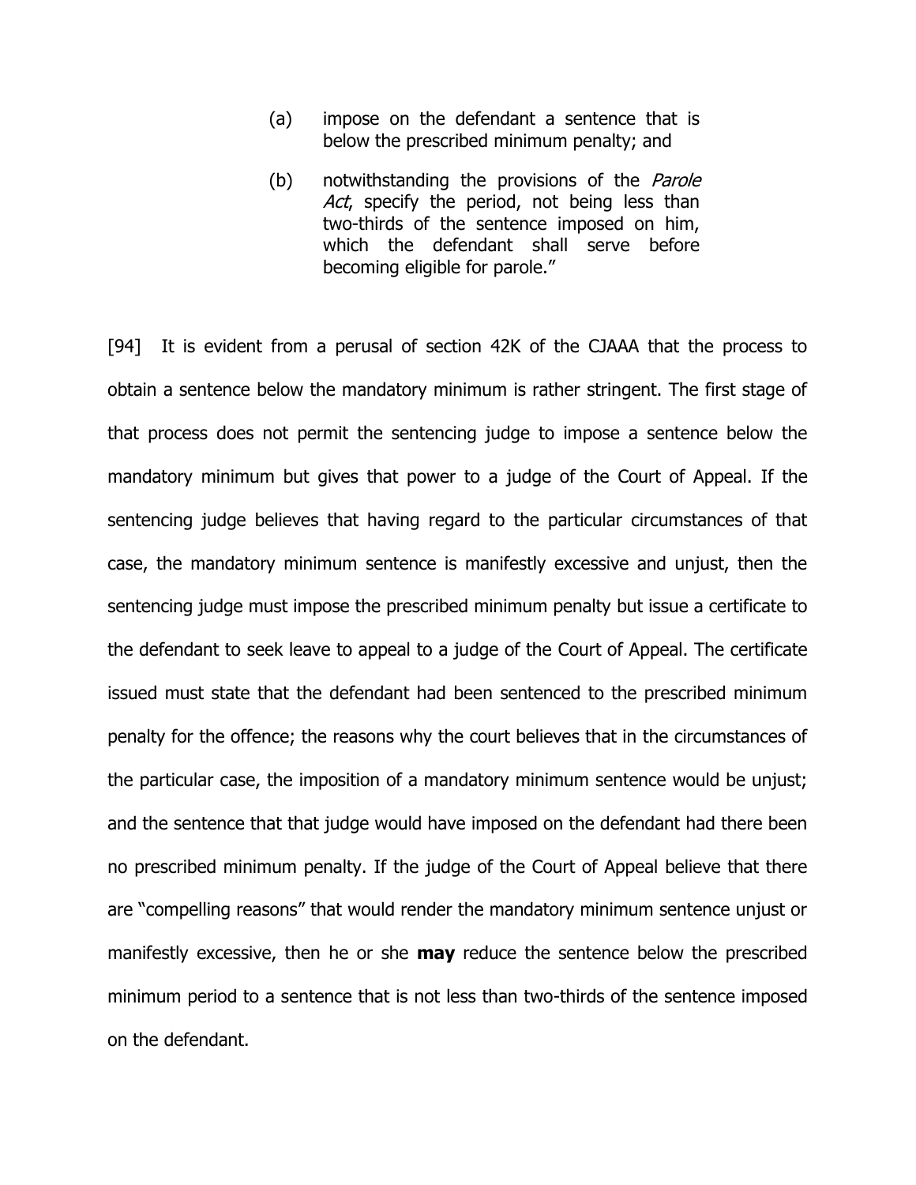> (a) impose on the defendant a sentence that is below the prescribed minimum penalty; and
>
> (b) notwithstanding the provisions of the *Parole Act*, specify the period, not being less than two-thirds of the sentence imposed on him, which the defendant shall serve before becoming eligible for parole."

[94] It is evident from a perusal of section 42K of the CJAAA that the process to obtain a sentence below the mandatory minimum is rather stringent. The first stage of that process does not permit the sentencing judge to impose a sentence below the mandatory minimum but gives that power to a judge of the Court of Appeal. If the sentencing judge believes that having regard to the particular circumstances of that case, the mandatory minimum sentence is manifestly excessive and unjust, then the sentencing judge must impose the prescribed minimum penalty but issue a certificate to the defendant to seek leave to appeal to a judge of the Court of Appeal. The certificate issued must state that the defendant had been sentenced to the prescribed minimum penalty for the offence; the reasons why the court believes that in the circumstances of the particular case, the imposition of a mandatory minimum sentence would be unjust; and the sentence that that judge would have imposed on the defendant had there been no prescribed minimum penalty. If the judge of the Court of Appeal believe that there are "compelling reasons" that would render the mandatory minimum sentence unjust or manifestly excessive, then he or she **may** reduce the sentence below the prescribed minimum period to a sentence that is not less than two-thirds of the sentence imposed on the defendant.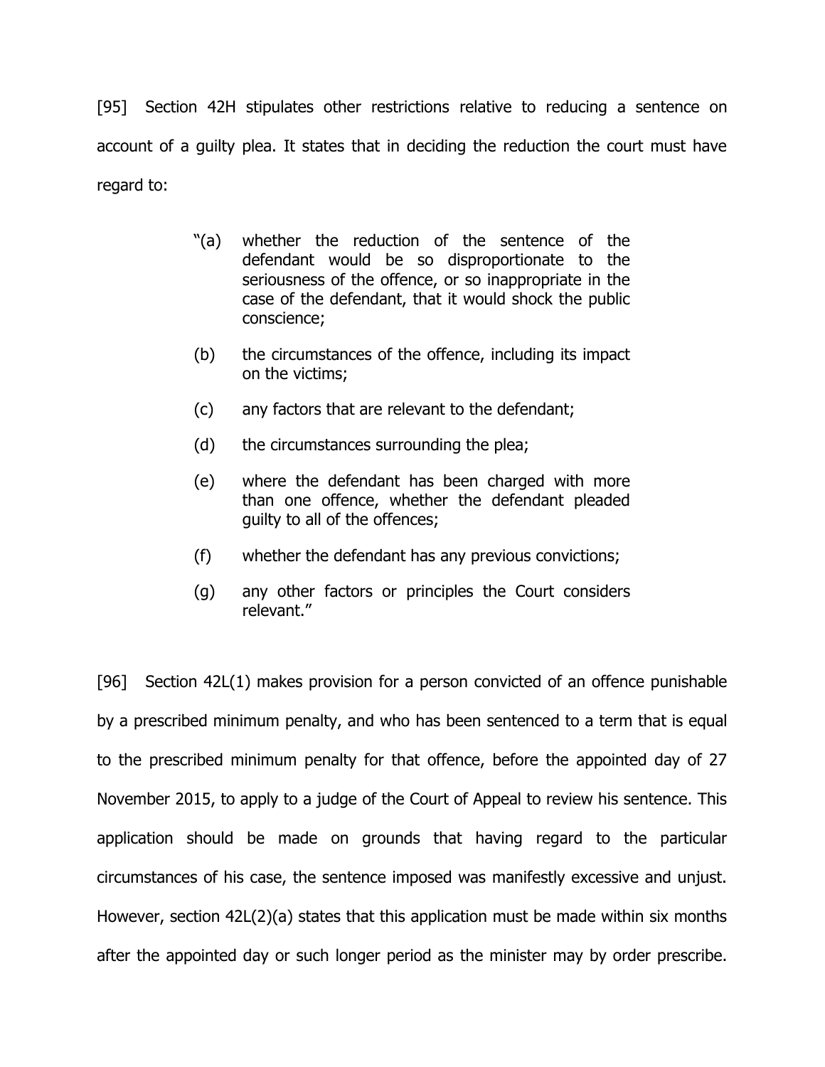[95] Section 42H stipulates other restrictions relative to reducing a sentence on account of a guilty plea. It states that in deciding the reduction the court must have regard to:

> "(a) whether the reduction of the sentence of the defendant would be so disproportionate to the seriousness of the offence, or so inappropriate in the case of the defendant, that it would shock the public conscience;
>
> (b) the circumstances of the offence, including its impact on the victims;
>
> (c) any factors that are relevant to the defendant;
>
> (d) the circumstances surrounding the plea;
>
> (e) where the defendant has been charged with more than one offence, whether the defendant pleaded guilty to all of the offences;
>
> (f) whether the defendant has any previous convictions;
>
> (g) any other factors or principles the Court considers relevant."

[96] Section 42L(1) makes provision for a person convicted of an offence punishable by a prescribed minimum penalty, and who has been sentenced to a term that is equal to the prescribed minimum penalty for that offence, before the appointed day of 27 November 2015, to apply to a judge of the Court of Appeal to review his sentence. This application should be made on grounds that having regard to the particular circumstances of his case, the sentence imposed was manifestly excessive and unjust. However, section 42L(2)(a) states that this application must be made within six months after the appointed day or such longer period as the minister may by order prescribe.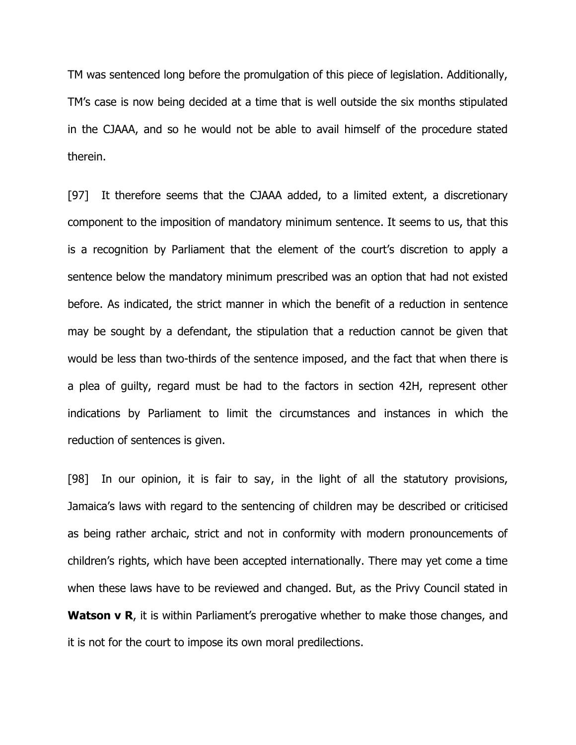TM was sentenced long before the promulgation of this piece of legislation. Additionally, TM's case is now being decided at a time that is well outside the six months stipulated in the CJAAA, and so he would not be able to avail himself of the procedure stated therein.

[97] It therefore seems that the CJAAA added, to a limited extent, a discretionary component to the imposition of mandatory minimum sentence. It seems to us, that this is a recognition by Parliament that the element of the court's discretion to apply a sentence below the mandatory minimum prescribed was an option that had not existed before. As indicated, the strict manner in which the benefit of a reduction in sentence may be sought by a defendant, the stipulation that a reduction cannot be given that would be less than two-thirds of the sentence imposed, and the fact that when there is a plea of guilty, regard must be had to the factors in section 42H, represent other indications by Parliament to limit the circumstances and instances in which the reduction of sentences is given.

[98] In our opinion, it is fair to say, in the light of all the statutory provisions, Jamaica's laws with regard to the sentencing of children may be described or criticised as being rather archaic, strict and not in conformity with modern pronouncements of children's rights, which have been accepted internationally. There may yet come a time when these laws have to be reviewed and changed. But, as the Privy Council stated in **Watson v R**, it is within Parliament's prerogative whether to make those changes, and it is not for the court to impose its own moral predilections.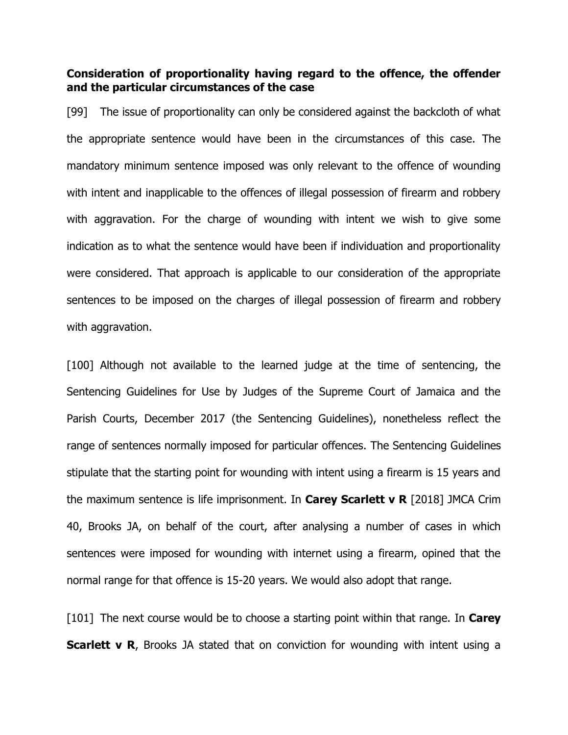**Consideration of proportionality having regard to the offence, the offender and the particular circumstances of the case**

[99] The issue of proportionality can only be considered against the backcloth of what the appropriate sentence would have been in the circumstances of this case. The mandatory minimum sentence imposed was only relevant to the offence of wounding with intent and inapplicable to the offences of illegal possession of firearm and robbery with aggravation. For the charge of wounding with intent we wish to give some indication as to what the sentence would have been if individuation and proportionality were considered. That approach is applicable to our consideration of the appropriate sentences to be imposed on the charges of illegal possession of firearm and robbery with aggravation.

[100] Although not available to the learned judge at the time of sentencing, the Sentencing Guidelines for Use by Judges of the Supreme Court of Jamaica and the Parish Courts, December 2017 (the Sentencing Guidelines), nonetheless reflect the range of sentences normally imposed for particular offences. The Sentencing Guidelines stipulate that the starting point for wounding with intent using a firearm is 15 years and the maximum sentence is life imprisonment. In **Carey Scarlett v R** [2018] JMCA Crim 40, Brooks JA, on behalf of the court, after analysing a number of cases in which sentences were imposed for wounding with internet using a firearm, opined that the normal range for that offence is 15-20 years. We would also adopt that range.

[101] The next course would be to choose a starting point within that range. In **Carey Scarlett v R**, Brooks JA stated that on conviction for wounding with intent using a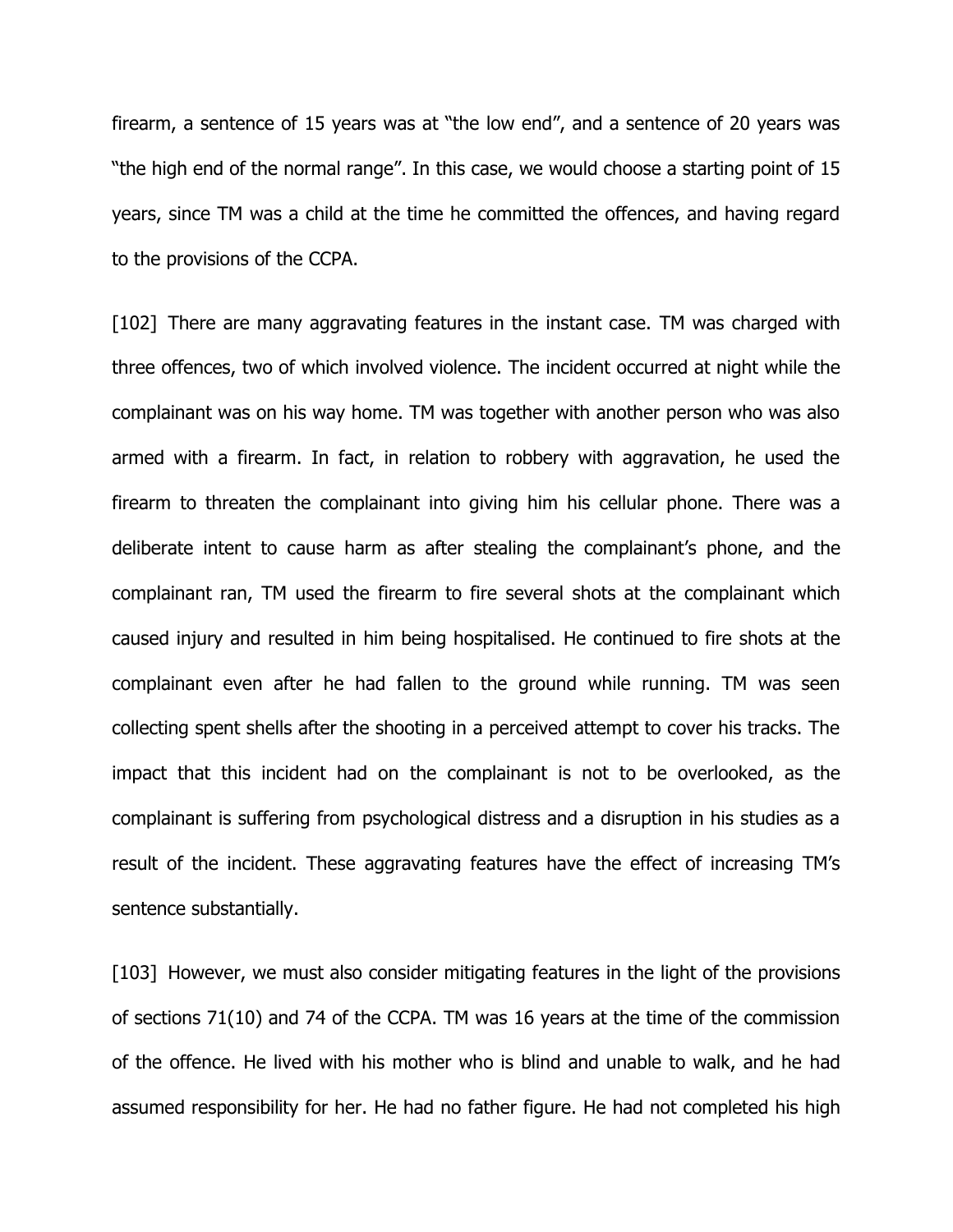firearm, a sentence of 15 years was at "the low end", and a sentence of 20 years was "the high end of the normal range". In this case, we would choose a starting point of 15 years, since TM was a child at the time he committed the offences, and having regard to the provisions of the CCPA.

[102] There are many aggravating features in the instant case. TM was charged with three offences, two of which involved violence. The incident occurred at night while the complainant was on his way home. TM was together with another person who was also armed with a firearm. In fact, in relation to robbery with aggravation, he used the firearm to threaten the complainant into giving him his cellular phone. There was a deliberate intent to cause harm as after stealing the complainant's phone, and the complainant ran, TM used the firearm to fire several shots at the complainant which caused injury and resulted in him being hospitalised. He continued to fire shots at the complainant even after he had fallen to the ground while running. TM was seen collecting spent shells after the shooting in a perceived attempt to cover his tracks. The impact that this incident had on the complainant is not to be overlooked, as the complainant is suffering from psychological distress and a disruption in his studies as a result of the incident. These aggravating features have the effect of increasing TM's sentence substantially.

[103] However, we must also consider mitigating features in the light of the provisions of sections 71(10) and 74 of the CCPA. TM was 16 years at the time of the commission of the offence. He lived with his mother who is blind and unable to walk, and he had assumed responsibility for her. He had no father figure. He had not completed his high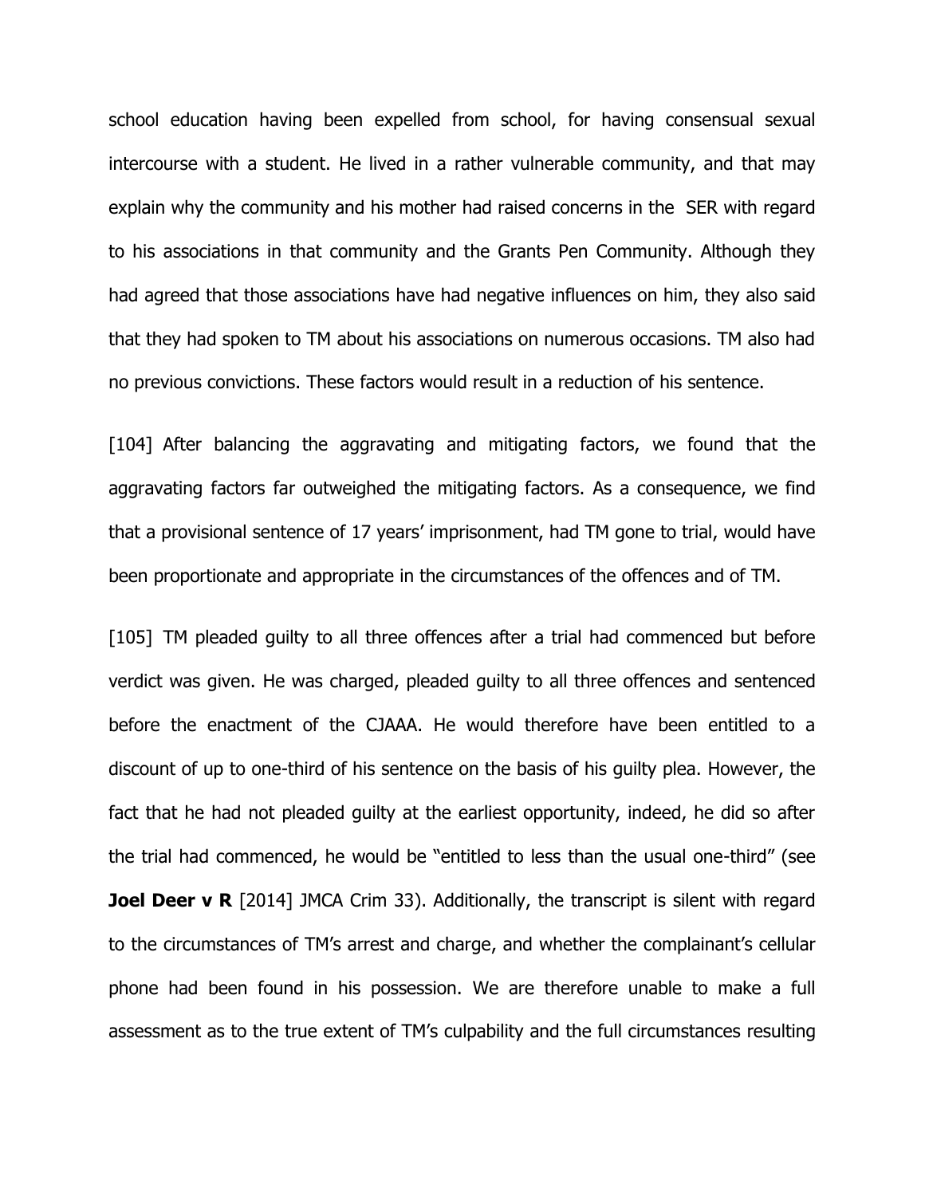school education having been expelled from school, for having consensual sexual intercourse with a student. He lived in a rather vulnerable community, and that may explain why the community and his mother had raised concerns in the SER with regard to his associations in that community and the Grants Pen Community. Although they had agreed that those associations have had negative influences on him, they also said that they had spoken to TM about his associations on numerous occasions. TM also had no previous convictions. These factors would result in a reduction of his sentence.

[104] After balancing the aggravating and mitigating factors, we found that the aggravating factors far outweighed the mitigating factors. As a consequence, we find that a provisional sentence of 17 years' imprisonment, had TM gone to trial, would have been proportionate and appropriate in the circumstances of the offences and of TM.

[105] TM pleaded guilty to all three offences after a trial had commenced but before verdict was given. He was charged, pleaded guilty to all three offences and sentenced before the enactment of the CJAAA. He would therefore have been entitled to a discount of up to one-third of his sentence on the basis of his guilty plea. However, the fact that he had not pleaded guilty at the earliest opportunity, indeed, he did so after the trial had commenced, he would be "entitled to less than the usual one-third" (see **Joel Deer v R** [2014] JMCA Crim 33). Additionally, the transcript is silent with regard to the circumstances of TM's arrest and charge, and whether the complainant's cellular phone had been found in his possession. We are therefore unable to make a full assessment as to the true extent of TM's culpability and the full circumstances resulting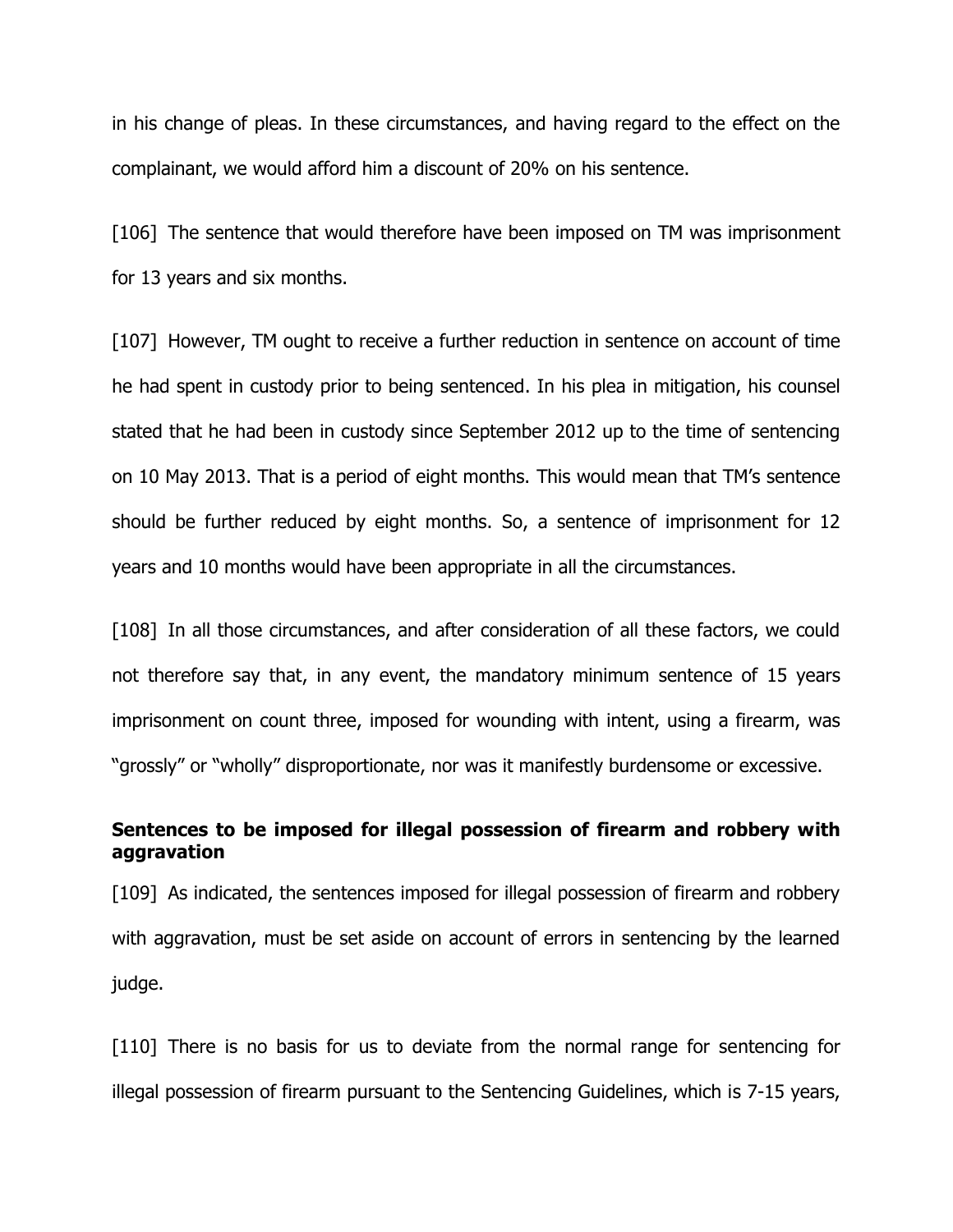in his change of pleas. In these circumstances, and having regard to the effect on the complainant, we would afford him a discount of 20% on his sentence.

[106] The sentence that would therefore have been imposed on TM was imprisonment for 13 years and six months.

[107] However, TM ought to receive a further reduction in sentence on account of time he had spent in custody prior to being sentenced. In his plea in mitigation, his counsel stated that he had been in custody since September 2012 up to the time of sentencing on 10 May 2013. That is a period of eight months. This would mean that TM's sentence should be further reduced by eight months. So, a sentence of imprisonment for 12 years and 10 months would have been appropriate in all the circumstances.

[108] In all those circumstances, and after consideration of all these factors, we could not therefore say that, in any event, the mandatory minimum sentence of 15 years imprisonment on count three, imposed for wounding with intent, using a firearm, was "grossly" or "wholly" disproportionate, nor was it manifestly burdensome or excessive.

**Sentences to be imposed for illegal possession of firearm and robbery with aggravation**

[109] As indicated, the sentences imposed for illegal possession of firearm and robbery with aggravation, must be set aside on account of errors in sentencing by the learned judge.

[110] There is no basis for us to deviate from the normal range for sentencing for illegal possession of firearm pursuant to the Sentencing Guidelines, which is 7-15 years,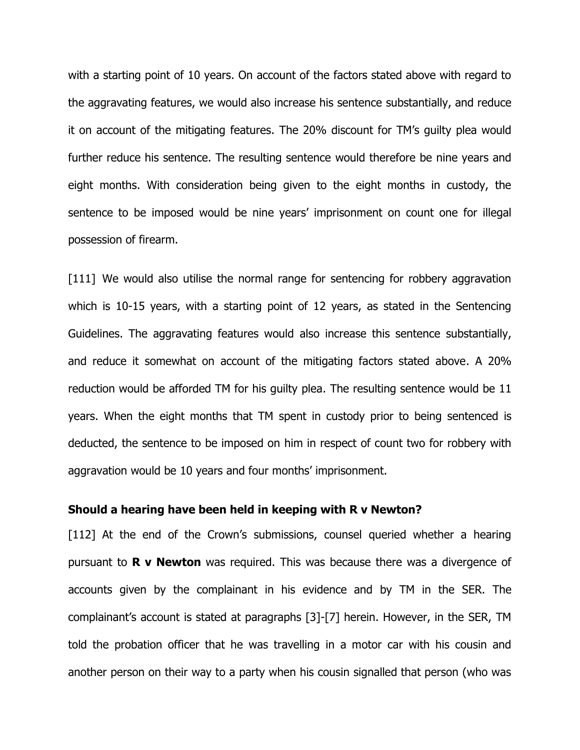with a starting point of 10 years. On account of the factors stated above with regard to the aggravating features, we would also increase his sentence substantially, and reduce it on account of the mitigating features. The 20% discount for TM's guilty plea would further reduce his sentence. The resulting sentence would therefore be nine years and eight months. With consideration being given to the eight months in custody, the sentence to be imposed would be nine years' imprisonment on count one for illegal possession of firearm.

[111] We would also utilise the normal range for sentencing for robbery aggravation which is 10-15 years, with a starting point of 12 years, as stated in the Sentencing Guidelines. The aggravating features would also increase this sentence substantially, and reduce it somewhat on account of the mitigating factors stated above. A 20% reduction would be afforded TM for his guilty plea. The resulting sentence would be 11 years. When the eight months that TM spent in custody prior to being sentenced is deducted, the sentence to be imposed on him in respect of count two for robbery with aggravation would be 10 years and four months' imprisonment.

**Should a hearing have been held in keeping with R v Newton?**

[112] At the end of the Crown's submissions, counsel queried whether a hearing pursuant to **R v Newton** was required. This was because there was a divergence of accounts given by the complainant in his evidence and by TM in the SER. The complainant's account is stated at paragraphs [3]-[7] herein. However, in the SER, TM told the probation officer that he was travelling in a motor car with his cousin and another person on their way to a party when his cousin signalled that person (who was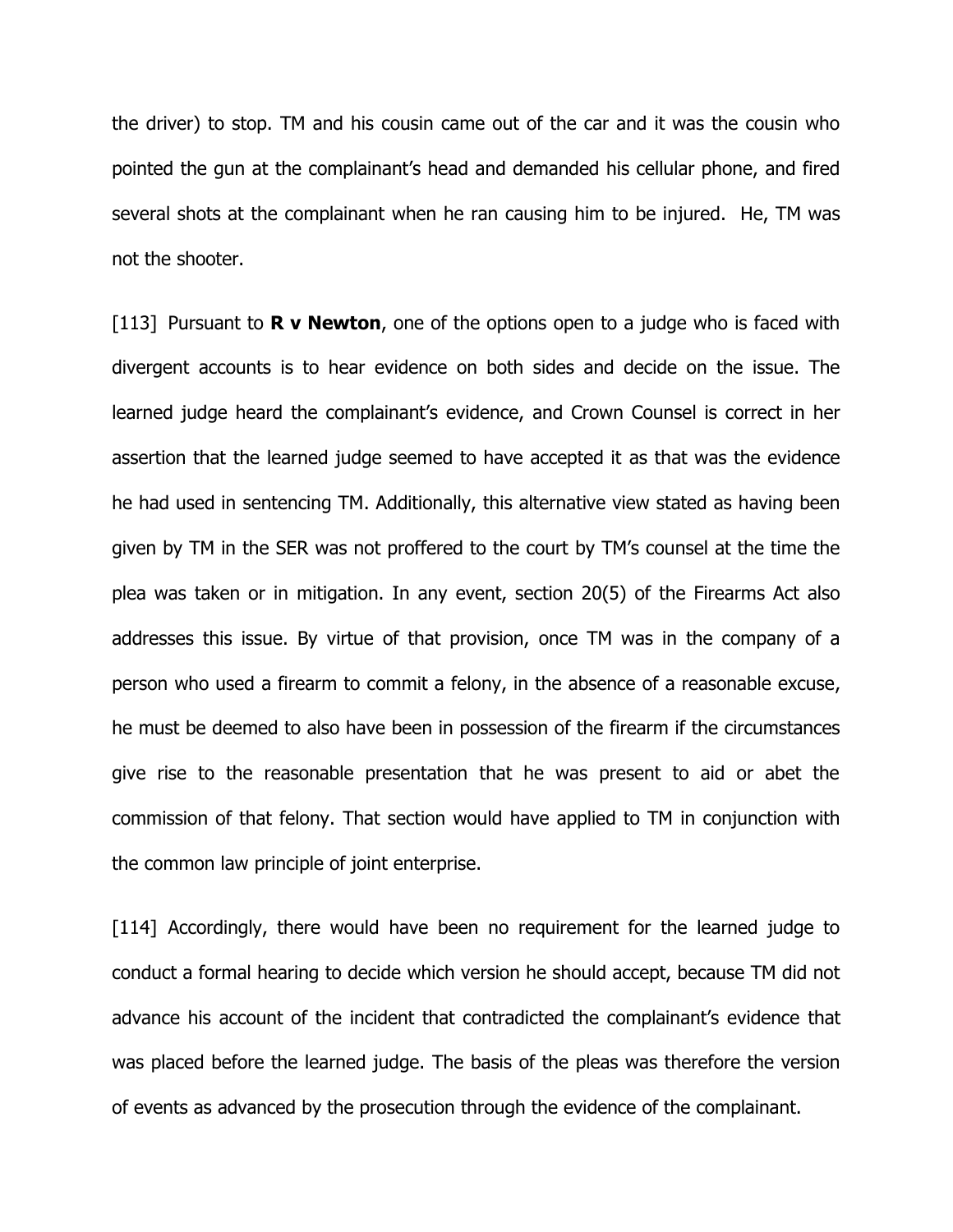the driver) to stop. TM and his cousin came out of the car and it was the cousin who pointed the gun at the complainant's head and demanded his cellular phone, and fired several shots at the complainant when he ran causing him to be injured. He, TM was not the shooter.

[113] Pursuant to **R v Newton**, one of the options open to a judge who is faced with divergent accounts is to hear evidence on both sides and decide on the issue. The learned judge heard the complainant's evidence, and Crown Counsel is correct in her assertion that the learned judge seemed to have accepted it as that was the evidence he had used in sentencing TM. Additionally, this alternative view stated as having been given by TM in the SER was not proffered to the court by TM's counsel at the time the plea was taken or in mitigation. In any event, section 20(5) of the Firearms Act also addresses this issue. By virtue of that provision, once TM was in the company of a person who used a firearm to commit a felony, in the absence of a reasonable excuse, he must be deemed to also have been in possession of the firearm if the circumstances give rise to the reasonable presentation that he was present to aid or abet the commission of that felony. That section would have applied to TM in conjunction with the common law principle of joint enterprise.

[114] Accordingly, there would have been no requirement for the learned judge to conduct a formal hearing to decide which version he should accept, because TM did not advance his account of the incident that contradicted the complainant's evidence that was placed before the learned judge. The basis of the pleas was therefore the version of events as advanced by the prosecution through the evidence of the complainant.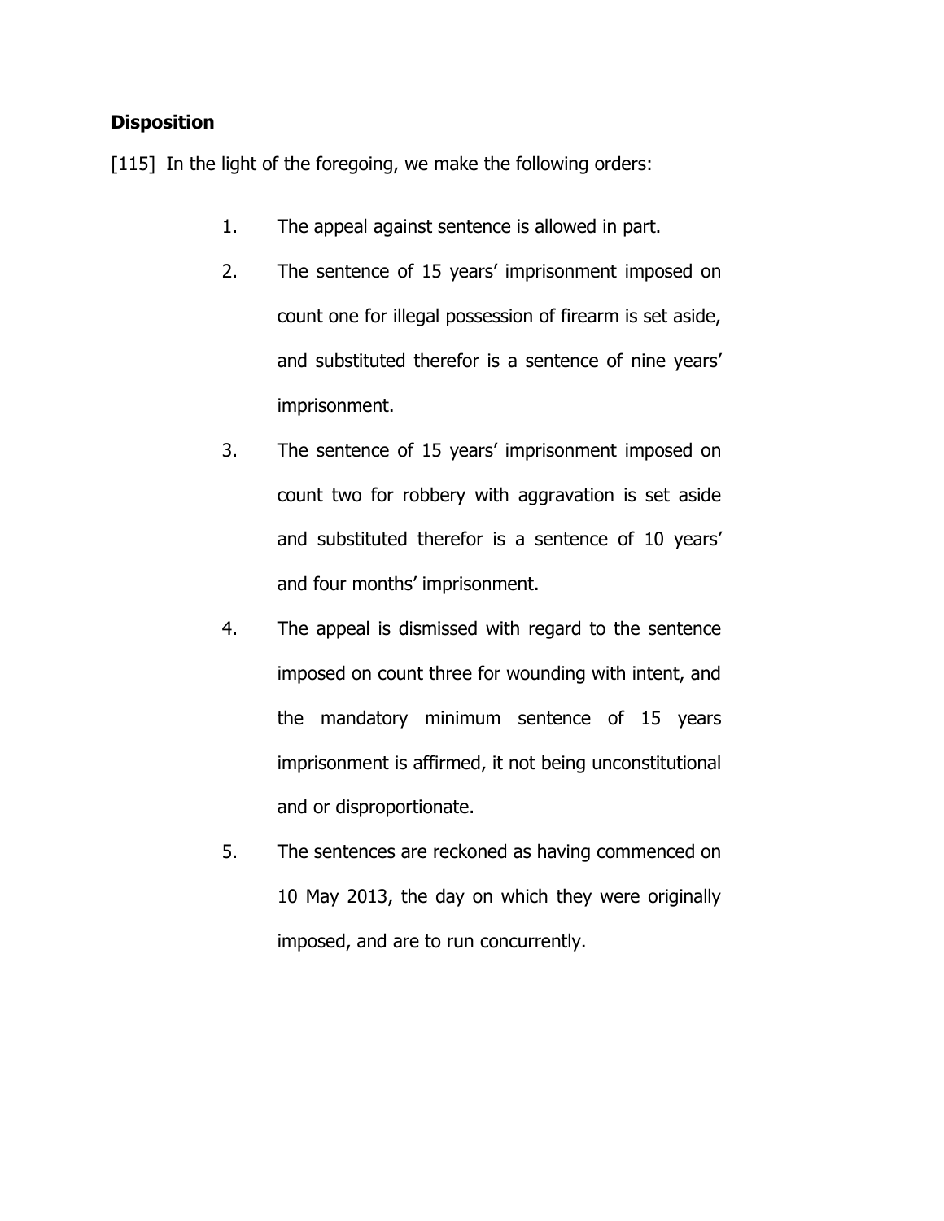**Disposition**

[115] In the light of the foregoing, we make the following orders:

1. The appeal against sentence is allowed in part.
2. The sentence of 15 years' imprisonment imposed on count one for illegal possession of firearm is set aside, and substituted therefor is a sentence of nine years' imprisonment.
3. The sentence of 15 years' imprisonment imposed on count two for robbery with aggravation is set aside and substituted therefor is a sentence of 10 years' and four months' imprisonment.
4. The appeal is dismissed with regard to the sentence imposed on count three for wounding with intent, and the mandatory minimum sentence of 15 years imprisonment is affirmed, it not being unconstitutional and or disproportionate.
5. The sentences are reckoned as having commenced on 10 May 2013, the day on which they were originally imposed, and are to run concurrently.